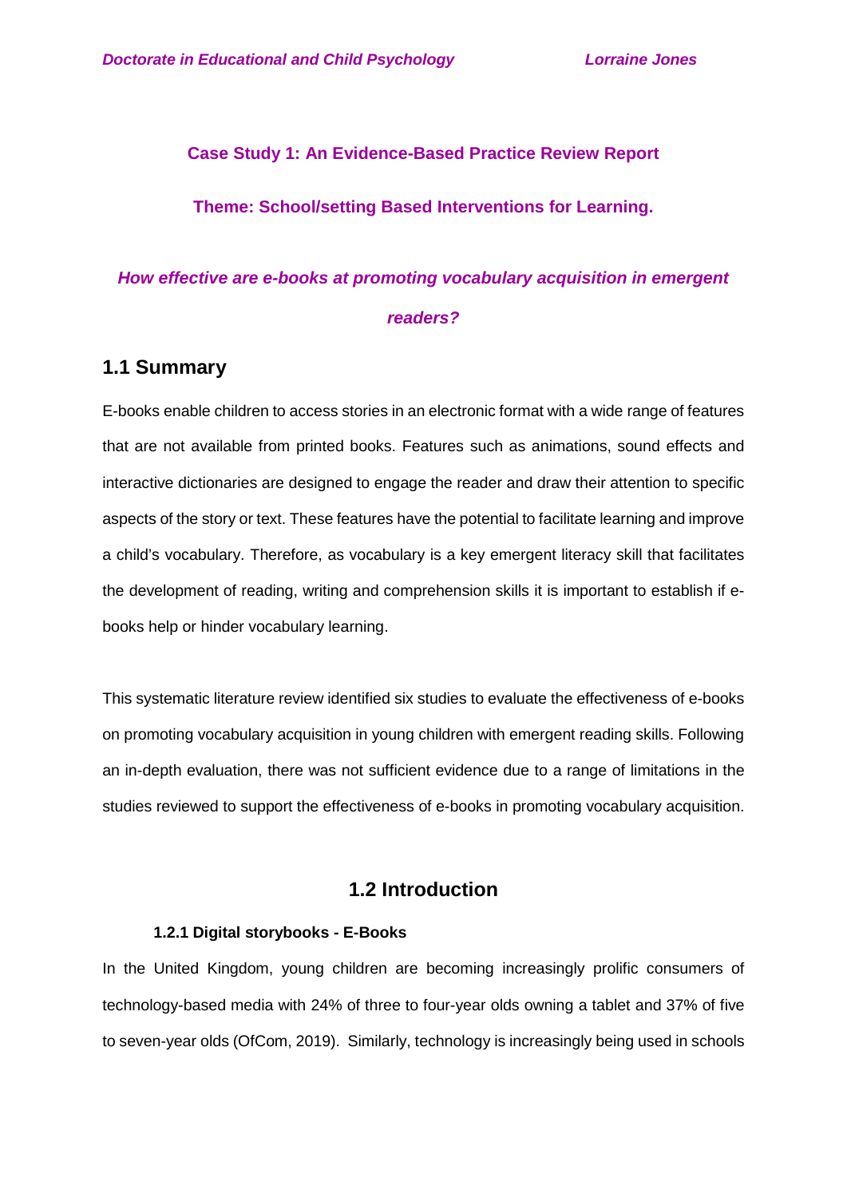**Case Study 1: An Evidence-Based Practice Review Report**

**Theme: School/setting Based Interventions for Learning.**

***How effective are e-books at promoting vocabulary acquisition in emergent readers?***

## 1.1 Summary

E-books enable children to access stories in an electronic format with a wide range of features that are not available from printed books. Features such as animations, sound effects and interactive dictionaries are designed to engage the reader and draw their attention to specific aspects of the story or text. These features have the potential to facilitate learning and improve a child's vocabulary. Therefore, as vocabulary is a key emergent literacy skill that facilitates the development of reading, writing and comprehension skills it is important to establish if e-books help or hinder vocabulary learning.

This systematic literature review identified six studies to evaluate the effectiveness of e-books on promoting vocabulary acquisition in young children with emergent reading skills. Following an in-depth evaluation, there was not sufficient evidence due to a range of limitations in the studies reviewed to support the effectiveness of e-books in promoting vocabulary acquisition.

## 1.2 Introduction

### 1.2.1 Digital storybooks - E-Books

In the United Kingdom, young children are becoming increasingly prolific consumers of technology-based media with 24% of three to four-year olds owning a tablet and 37% of five to seven-year olds (OfCom, 2019). Similarly, technology is increasingly being used in schools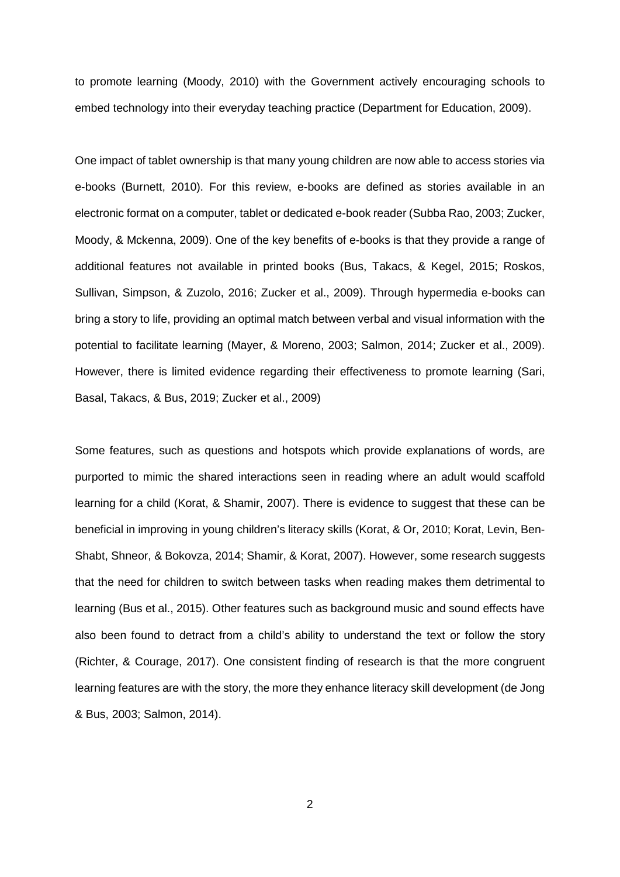to promote learning (Moody, 2010) with the Government actively encouraging schools to embed technology into their everyday teaching practice (Department for Education, 2009).

One impact of tablet ownership is that many young children are now able to access stories via e-books (Burnett, 2010). For this review, e-books are defined as stories available in an electronic format on a computer, tablet or dedicated e-book reader (Subba Rao, 2003; Zucker, Moody, & Mckenna, 2009). One of the key benefits of e-books is that they provide a range of additional features not available in printed books (Bus, Takacs, & Kegel, 2015; Roskos, Sullivan, Simpson, & Zuzolo, 2016; Zucker et al., 2009). Through hypermedia e-books can bring a story to life, providing an optimal match between verbal and visual information with the potential to facilitate learning (Mayer, & Moreno, 2003; Salmon, 2014; Zucker et al., 2009). However, there is limited evidence regarding their effectiveness to promote learning (Sari, Basal, Takacs, & Bus, 2019; Zucker et al., 2009)

Some features, such as questions and hotspots which provide explanations of words, are purported to mimic the shared interactions seen in reading where an adult would scaffold learning for a child (Korat, & Shamir, 2007). There is evidence to suggest that these can be beneficial in improving in young children's literacy skills (Korat, & Or, 2010; Korat, Levin, Ben-Shabt, Shneor, & Bokovza, 2014; Shamir, & Korat, 2007). However, some research suggests that the need for children to switch between tasks when reading makes them detrimental to learning (Bus et al., 2015). Other features such as background music and sound effects have also been found to detract from a child's ability to understand the text or follow the story (Richter, & Courage, 2017). One consistent finding of research is that the more congruent learning features are with the story, the more they enhance literacy skill development (de Jong & Bus, 2003; Salmon, 2014).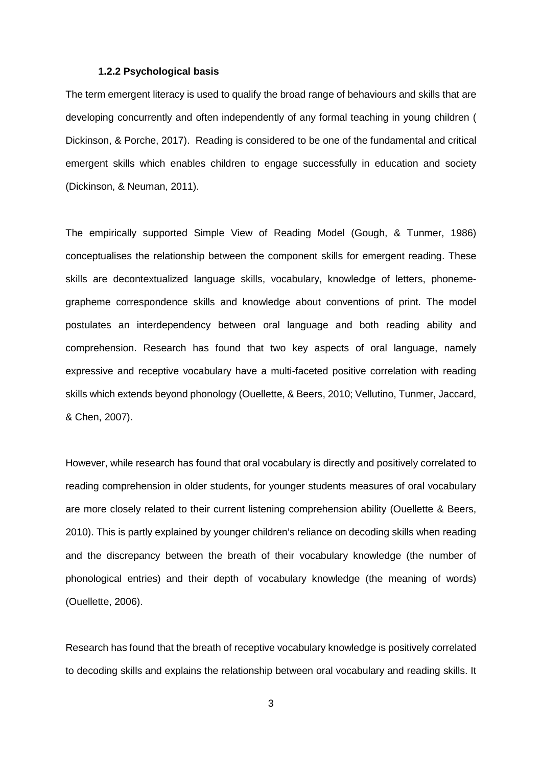#### 1.2.2 Psychological basis

The term emergent literacy is used to qualify the broad range of behaviours and skills that are developing concurrently and often independently of any formal teaching in young children ( Dickinson, & Porche, 2017). Reading is considered to be one of the fundamental and critical emergent skills which enables children to engage successfully in education and society (Dickinson, & Neuman, 2011).

The empirically supported Simple View of Reading Model (Gough, & Tunmer, 1986) conceptualises the relationship between the component skills for emergent reading. These skills are decontextualized language skills, vocabulary, knowledge of letters, phoneme-grapheme correspondence skills and knowledge about conventions of print. The model postulates an interdependency between oral language and both reading ability and comprehension. Research has found that two key aspects of oral language, namely expressive and receptive vocabulary have a multi-faceted positive correlation with reading skills which extends beyond phonology (Ouellette, & Beers, 2010; Vellutino, Tunmer, Jaccard, & Chen, 2007).

However, while research has found that oral vocabulary is directly and positively correlated to reading comprehension in older students, for younger students measures of oral vocabulary are more closely related to their current listening comprehension ability (Ouellette & Beers, 2010). This is partly explained by younger children's reliance on decoding skills when reading and the discrepancy between the breath of their vocabulary knowledge (the number of phonological entries) and their depth of vocabulary knowledge (the meaning of words) (Ouellette, 2006).

Research has found that the breath of receptive vocabulary knowledge is positively correlated to decoding skills and explains the relationship between oral vocabulary and reading skills. It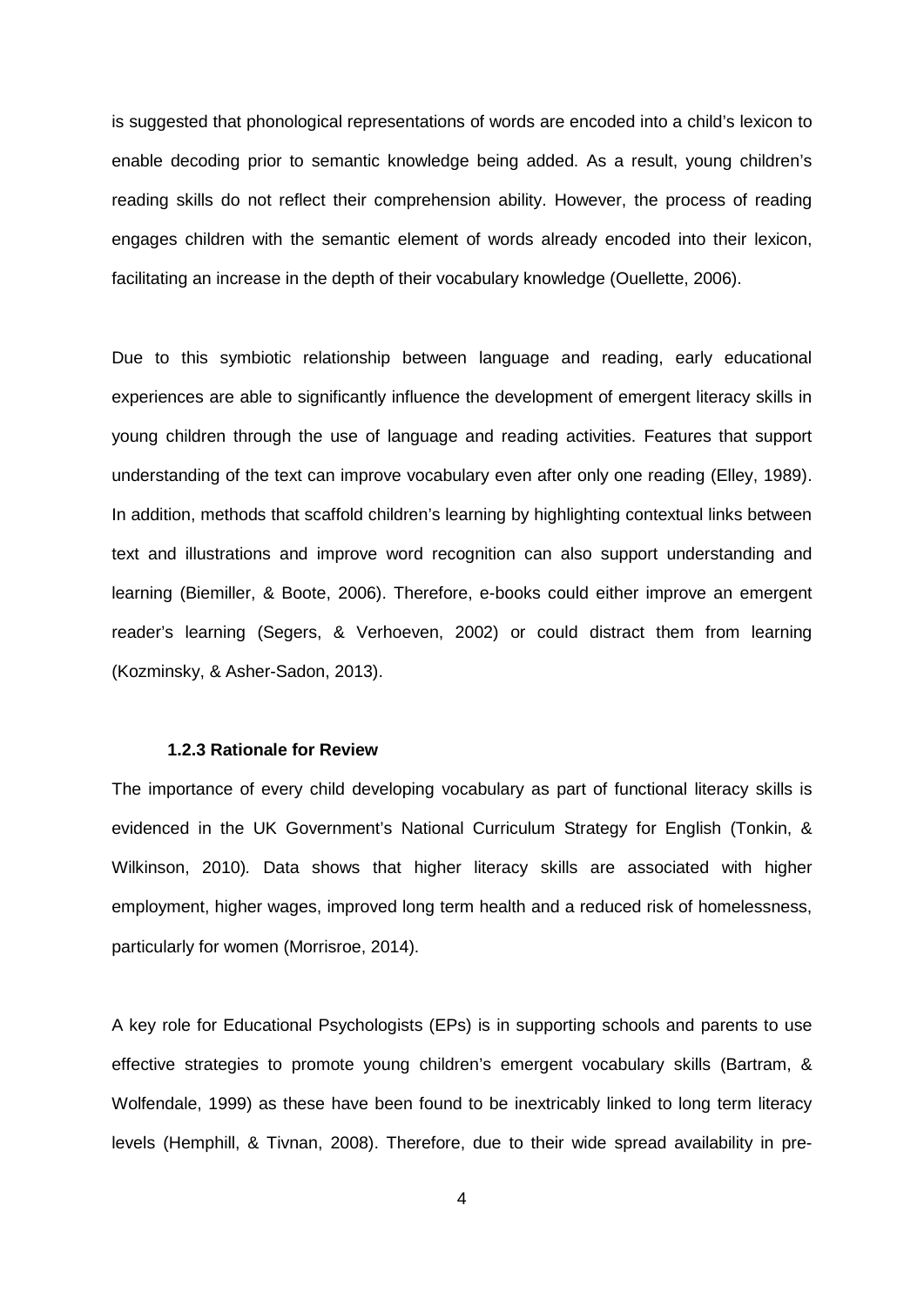is suggested that phonological representations of words are encoded into a child's lexicon to enable decoding prior to semantic knowledge being added. As a result, young children's reading skills do not reflect their comprehension ability. However, the process of reading engages children with the semantic element of words already encoded into their lexicon, facilitating an increase in the depth of their vocabulary knowledge (Ouellette, 2006).

Due to this symbiotic relationship between language and reading, early educational experiences are able to significantly influence the development of emergent literacy skills in young children through the use of language and reading activities. Features that support understanding of the text can improve vocabulary even after only one reading (Elley, 1989). In addition, methods that scaffold children's learning by highlighting contextual links between text and illustrations and improve word recognition can also support understanding and learning (Biemiller, & Boote, 2006). Therefore, e-books could either improve an emergent reader's learning (Segers, & Verhoeven, 2002) or could distract them from learning (Kozminsky, & Asher-Sadon, 2013).

### 1.2.3 Rationale for Review

The importance of every child developing vocabulary as part of functional literacy skills is evidenced in the UK Government's National Curriculum Strategy for English (Tonkin, & Wilkinson, 2010). Data shows that higher literacy skills are associated with higher employment, higher wages, improved long term health and a reduced risk of homelessness, particularly for women (Morrisroe, 2014).

A key role for Educational Psychologists (EPs) is in supporting schools and parents to use effective strategies to promote young children's emergent vocabulary skills (Bartram, & Wolfendale, 1999) as these have been found to be inextricably linked to long term literacy levels (Hemphill, & Tivnan, 2008). Therefore, due to their wide spread availability in pre-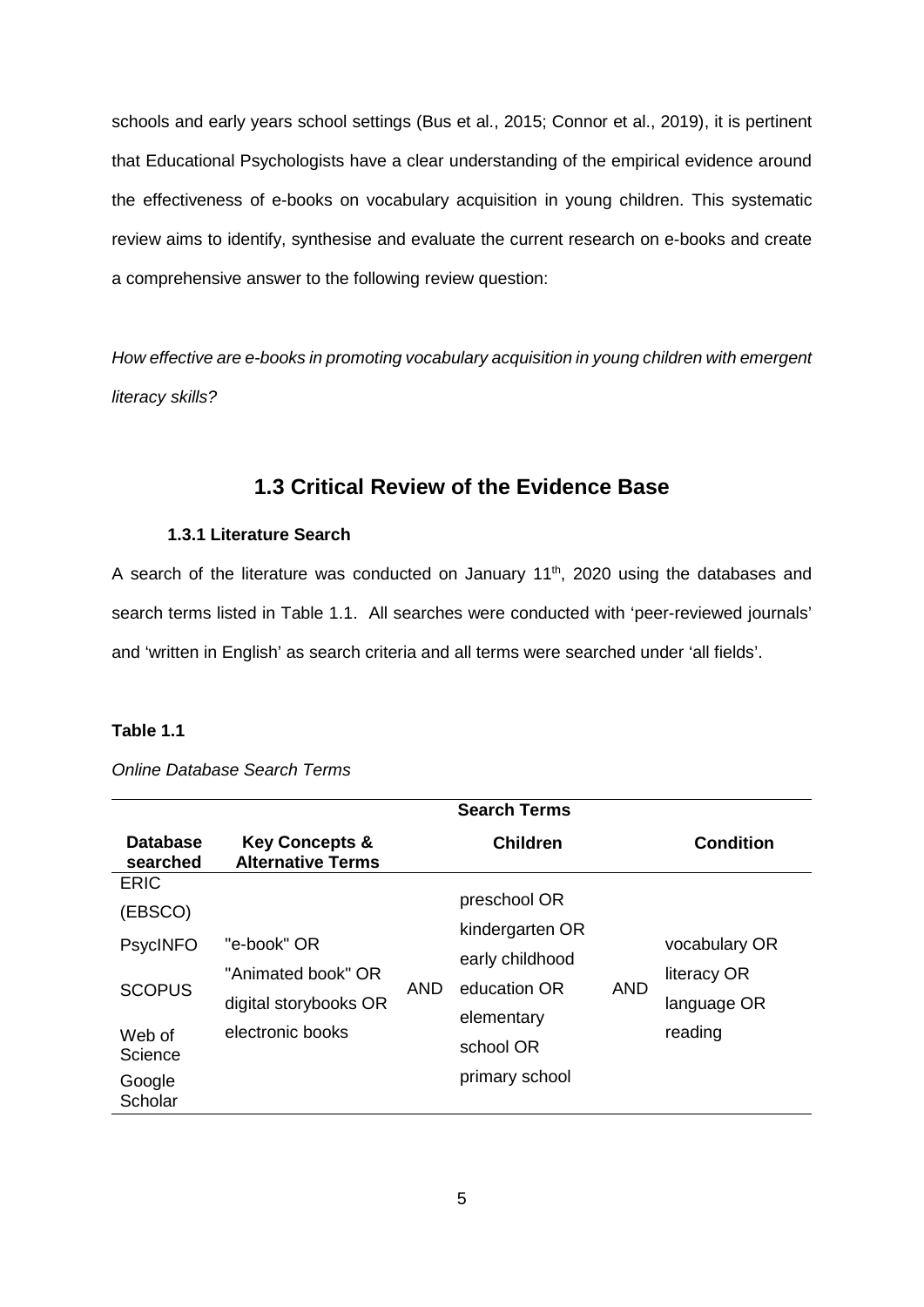schools and early years school settings (Bus et al., 2015; Connor et al., 2019), it is pertinent that Educational Psychologists have a clear understanding of the empirical evidence around the effectiveness of e-books on vocabulary acquisition in young children. This systematic review aims to identify, synthesise and evaluate the current research on e-books and create a comprehensive answer to the following review question:

*How effective are e-books in promoting vocabulary acquisition in young children with emergent literacy skills?*

## 1.3 Critical Review of the Evidence Base

### 1.3.1 Literature Search

A search of the literature was conducted on January 11th, 2020 using the databases and search terms listed in Table 1.1. All searches were conducted with 'peer-reviewed journals' and 'written in English' as search criteria and all terms were searched under 'all fields'.

**Table 1.1**

*Online Database Search Terms*

| | Search Terms | | | | |
|---|---|---|---|---|---|
| **Database searched** | **Key Concepts & Alternative Terms** | | **Children** | | **Condition** |
| ERIC (EBSCO)<br>PsycINFO<br>SCOPUS<br>Web of Science<br>Google Scholar | "e-book" OR<br>"Animated book" OR<br>digital storybooks OR<br>electronic books | AND | preschool OR<br>kindergarten OR<br>early childhood education OR<br>elementary school OR<br>primary school | AND | vocabulary OR<br>literacy OR<br>language OR<br>reading |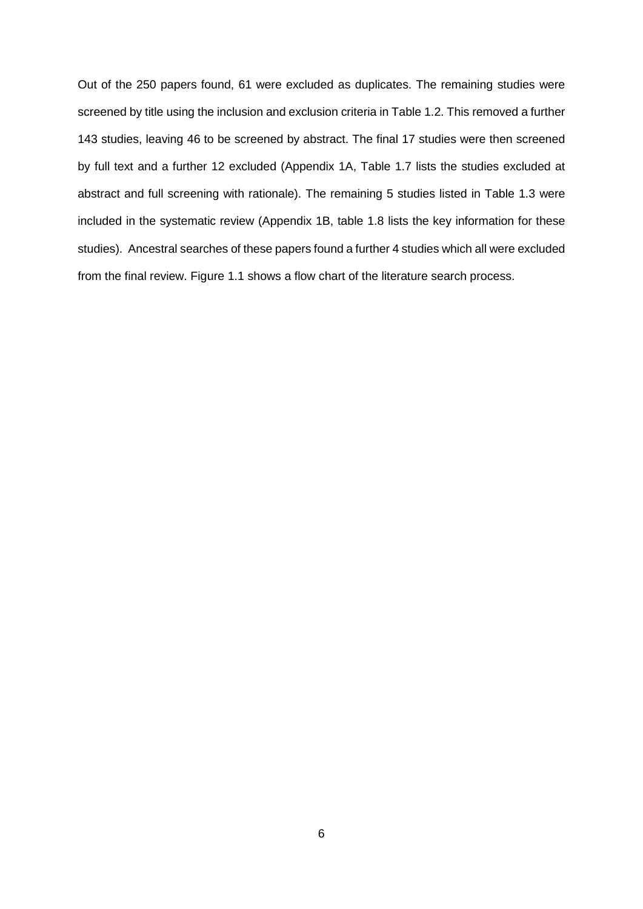Out of the 250 papers found, 61 were excluded as duplicates. The remaining studies were screened by title using the inclusion and exclusion criteria in Table 1.2. This removed a further 143 studies, leaving 46 to be screened by abstract. The final 17 studies were then screened by full text and a further 12 excluded (Appendix 1A, Table 1.7 lists the studies excluded at abstract and full screening with rationale). The remaining 5 studies listed in Table 1.3 were included in the systematic review (Appendix 1B, table 1.8 lists the key information for these studies). Ancestral searches of these papers found a further 4 studies which all were excluded from the final review. Figure 1.1 shows a flow chart of the literature search process.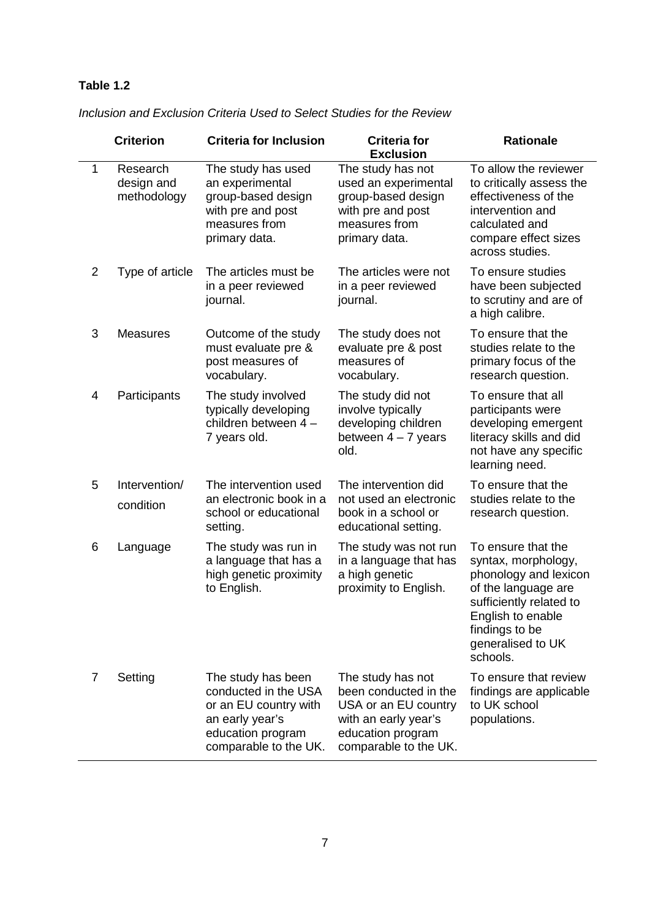**Table 1.2**

*Inclusion and Exclusion Criteria Used to Select Studies for the Review*

| | Criterion | Criteria for Inclusion | Criteria for Exclusion | Rationale |
|---|---|---|---|---|
| 1 | Research design and methodology | The study has used an experimental group-based design with pre and post measures from primary data. | The study has not used an experimental group-based design with pre and post measures from primary data. | To allow the reviewer to critically assess the effectiveness of the intervention and calculated and compare effect sizes across studies. |
| 2 | Type of article | The articles must be in a peer reviewed journal. | The articles were not in a peer reviewed journal. | To ensure studies have been subjected to scrutiny and are of a high calibre. |
| 3 | Measures | Outcome of the study must evaluate pre & post measures of vocabulary. | The study does not evaluate pre & post measures of vocabulary. | To ensure that the studies relate to the primary focus of the research question. |
| 4 | Participants | The study involved typically developing children between 4 – 7 years old. | The study did not involve typically developing children between 4 – 7 years old. | To ensure that all participants were developing emergent literacy skills and did not have any specific learning need. |
| 5 | Intervention/ condition | The intervention used an electronic book in a school or educational setting. | The intervention did not used an electronic book in a school or educational setting. | To ensure that the studies relate to the research question. |
| 6 | Language | The study was run in a language that has a high genetic proximity to English. | The study was not run in a language that has a high genetic proximity to English. | To ensure that the syntax, morphology, phonology and lexicon of the language are sufficiently related to English to enable findings to be generalised to UK schools. |
| 7 | Setting | The study has been conducted in the USA or an EU country with an early year's education program comparable to the UK. | The study has not been conducted in the USA or an EU country with an early year's education program comparable to the UK. | To ensure that review findings are applicable to UK school populations. |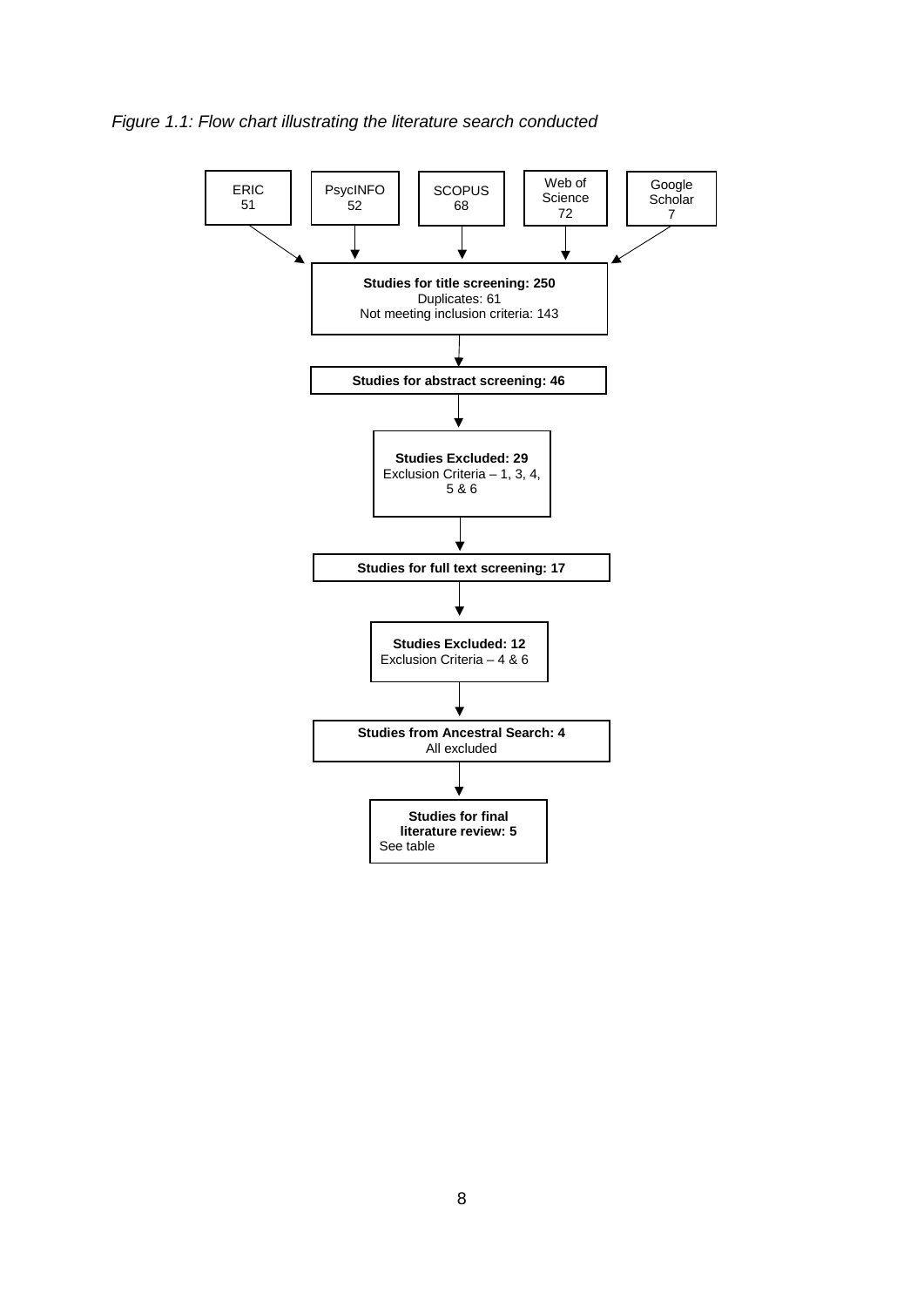*Figure 1.1: Flow chart illustrating the literature search conducted*

ERIC 51

PsycINFO 52

SCOPUS 68

Web of Science 72

Google Scholar 7

↓

**Studies for title screening: 250**
Duplicates: 61
Not meeting inclusion criteria: 143

↓

**Studies for abstract screening: 46**

↓

**Studies Excluded: 29**
Exclusion Criteria – 1, 3, 4, 5 & 6

↓

**Studies for full text screening: 17**

↓

**Studies Excluded: 12**
Exclusion Criteria – 4 & 6

↓

**Studies from Ancestral Search: 4**
All excluded

↓

**Studies for final literature review: 5**
See table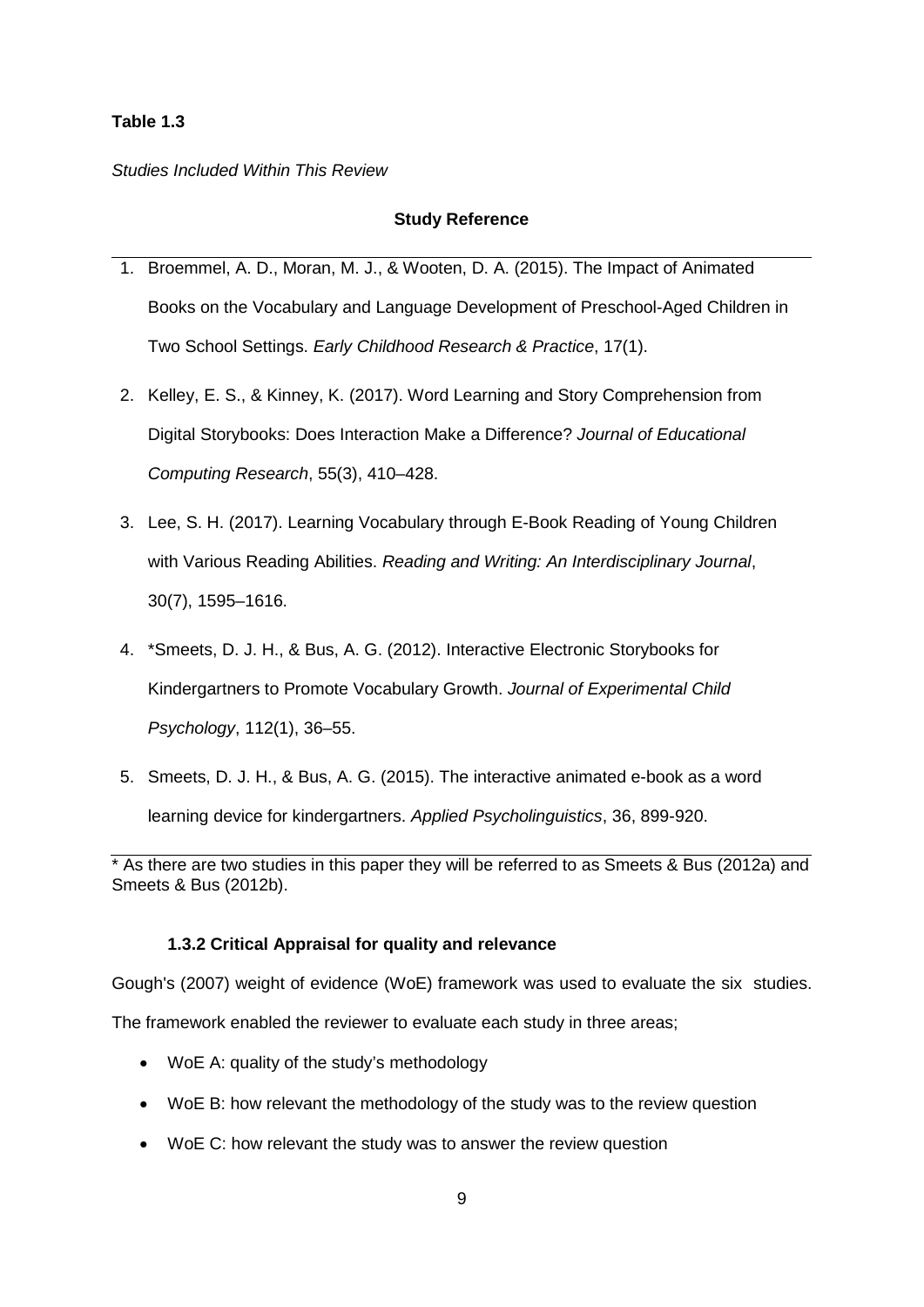**Table 1.3**

*Studies Included Within This Review*

| Study Reference |
|---|
| 1. Broemmel, A. D., Moran, M. J., & Wooten, D. A. (2015). The Impact of Animated Books on the Vocabulary and Language Development of Preschool-Aged Children in Two School Settings. *Early Childhood Research & Practice*, 17(1). |
| 2. Kelley, E. S., & Kinney, K. (2017). Word Learning and Story Comprehension from Digital Storybooks: Does Interaction Make a Difference? *Journal of Educational Computing Research*, 55(3), 410–428. |
| 3. Lee, S. H. (2017). Learning Vocabulary through E-Book Reading of Young Children with Various Reading Abilities. *Reading and Writing: An Interdisciplinary Journal*, 30(7), 1595–1616. |
| 4. *Smeets, D. J. H., & Bus, A. G. (2012). Interactive Electronic Storybooks for Kindergartners to Promote Vocabulary Growth. *Journal of Experimental Child Psychology*, 112(1), 36–55. |
| 5. Smeets, D. J. H., & Bus, A. G. (2015). The interactive animated e-book as a word learning device for kindergartners. *Applied Psycholinguistics*, 36, 899-920. |

* As there are two studies in this paper they will be referred to as Smeets & Bus (2012a) and Smeets & Bus (2012b).

### 1.3.2 Critical Appraisal for quality and relevance

Gough's (2007) weight of evidence (WoE) framework was used to evaluate the six studies. The framework enabled the reviewer to evaluate each study in three areas;

- WoE A: quality of the study's methodology
- WoE B: how relevant the methodology of the study was to the review question
- WoE C: how relevant the study was to answer the review question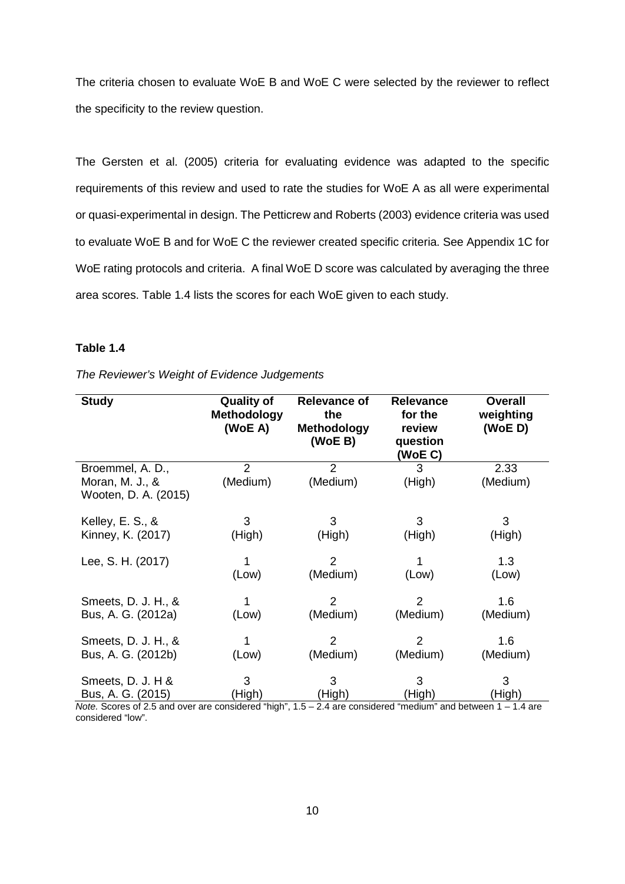The criteria chosen to evaluate WoE B and WoE C were selected by the reviewer to reflect the specificity to the review question.

The Gersten et al. (2005) criteria for evaluating evidence was adapted to the specific requirements of this review and used to rate the studies for WoE A as all were experimental or quasi-experimental in design. The Petticrew and Roberts (2003) evidence criteria was used to evaluate WoE B and for WoE C the reviewer created specific criteria. See Appendix 1C for WoE rating protocols and criteria. A final WoE D score was calculated by averaging the three area scores. Table 1.4 lists the scores for each WoE given to each study.

**Table 1.4**

*The Reviewer's Weight of Evidence Judgements*

| Study | Quality of Methodology (WoE A) | Relevance of the Methodology (WoE B) | Relevance for the review question (WoE C) | Overall weighting (WoE D) |
|---|---|---|---|---|
| Broemmel, A. D., Moran, M. J., & Wooten, D. A. (2015) | 2 (Medium) | 2 (Medium) | 3 (High) | 2.33 (Medium) |
| Kelley, E. S., & Kinney, K. (2017) | 3 (High) | 3 (High) | 3 (High) | 3 (High) |
| Lee, S. H. (2017) | 1 (Low) | 2 (Medium) | 1 (Low) | 1.3 (Low) |
| Smeets, D. J. H., & Bus, A. G. (2012a) | 1 (Low) | 2 (Medium) | 2 (Medium) | 1.6 (Medium) |
| Smeets, D. J. H., & Bus, A. G. (2012b) | 1 (Low) | 2 (Medium) | 2 (Medium) | 1.6 (Medium) |
| Smeets, D. J. H & Bus, A. G. (2015) | 3 (High) | 3 (High) | 3 (High) | 3 (High) |

*Note.* Scores of 2.5 and over are considered "high", 1.5 – 2.4 are considered "medium" and between 1 – 1.4 are considered "low".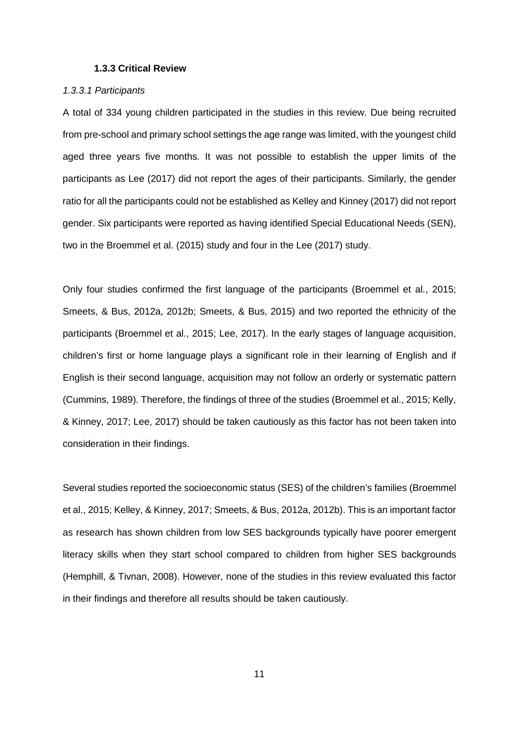### 1.3.3 Critical Review

*1.3.3.1 Participants*

A total of 334 young children participated in the studies in this review. Due being recruited from pre-school and primary school settings the age range was limited, with the youngest child aged three years five months. It was not possible to establish the upper limits of the participants as Lee (2017) did not report the ages of their participants. Similarly, the gender ratio for all the participants could not be established as Kelley and Kinney (2017) did not report gender. Six participants were reported as having identified Special Educational Needs (SEN), two in the Broemmel et al. (2015) study and four in the Lee (2017) study.

Only four studies confirmed the first language of the participants (Broemmel et al., 2015; Smeets, & Bus, 2012a, 2012b; Smeets, & Bus, 2015) and two reported the ethnicity of the participants (Broemmel et al., 2015; Lee, 2017). In the early stages of language acquisition, children's first or home language plays a significant role in their learning of English and if English is their second language, acquisition may not follow an orderly or systematic pattern (Cummins, 1989). Therefore, the findings of three of the studies (Broemmel et al., 2015; Kelly, & Kinney, 2017; Lee, 2017) should be taken cautiously as this factor has not been taken into consideration in their findings.

Several studies reported the socioeconomic status (SES) of the children's families (Broemmel et al., 2015; Kelley, & Kinney, 2017; Smeets, & Bus, 2012a, 2012b). This is an important factor as research has shown children from low SES backgrounds typically have poorer emergent literacy skills when they start school compared to children from higher SES backgrounds (Hemphill, & Tivnan, 2008). However, none of the studies in this review evaluated this factor in their findings and therefore all results should be taken cautiously.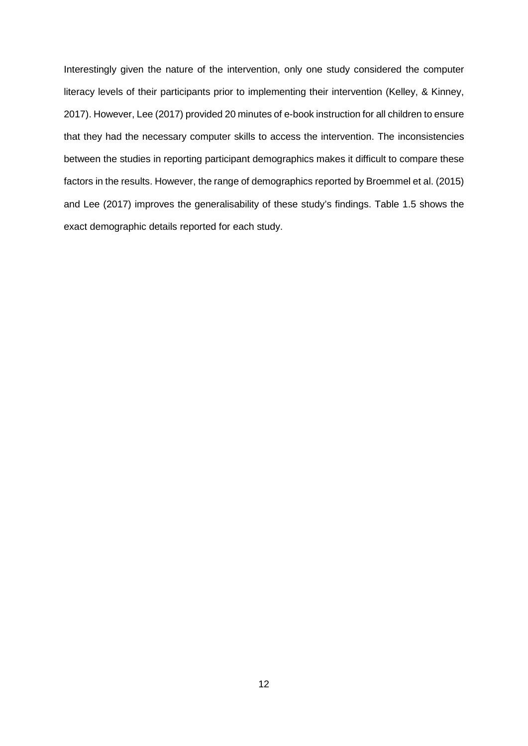Interestingly given the nature of the intervention, only one study considered the computer literacy levels of their participants prior to implementing their intervention (Kelley, & Kinney, 2017). However, Lee (2017) provided 20 minutes of e-book instruction for all children to ensure that they had the necessary computer skills to access the intervention. The inconsistencies between the studies in reporting participant demographics makes it difficult to compare these factors in the results. However, the range of demographics reported by Broemmel et al. (2015) and Lee (2017) improves the generalisability of these study's findings. Table 1.5 shows the exact demographic details reported for each study.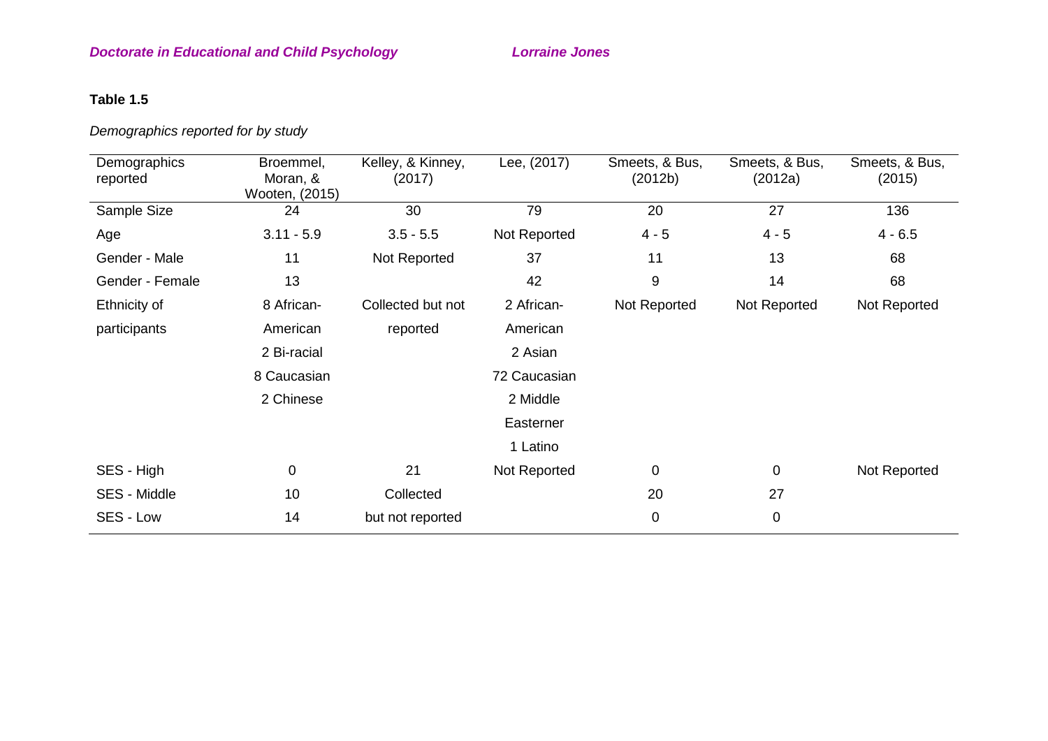**Table 1.5**

*Demographics reported for by study*

| Demographics reported | Broemmel, Moran, & Wooten, (2015) | Kelley, & Kinney, (2017) | Lee, (2017) | Smeets, & Bus, (2012b) | Smeets, & Bus, (2012a) | Smeets, & Bus, (2015) |
|---|---|---|---|---|---|---|
| Sample Size | 24 | 30 | 79 | 20 | 27 | 136 |
| Age | 3.11 - 5.9 | 3.5 - 5.5 | Not Reported | 4 - 5 | 4 - 5 | 4 - 6.5 |
| Gender - Male | 11 | Not Reported | 37 | 11 | 13 | 68 |
| Gender - Female | 13 | | 42 | 9 | 14 | 68 |
| Ethnicity of participants | 8 African-American<br>2 Bi-racial<br>8 Caucasian<br>2 Chinese | Collected but not reported | 2 African-American<br>2 Asian<br>72 Caucasian<br>2 Middle Easterner<br>1 Latino | Not Reported | Not Reported | Not Reported |
| SES - High | 0 | 21 | Not Reported | 0 | 0 | Not Reported |
| SES - Middle | 10 | Collected | | 20 | 27 | |
| SES - Low | 14 | but not reported | | 0 | 0 | |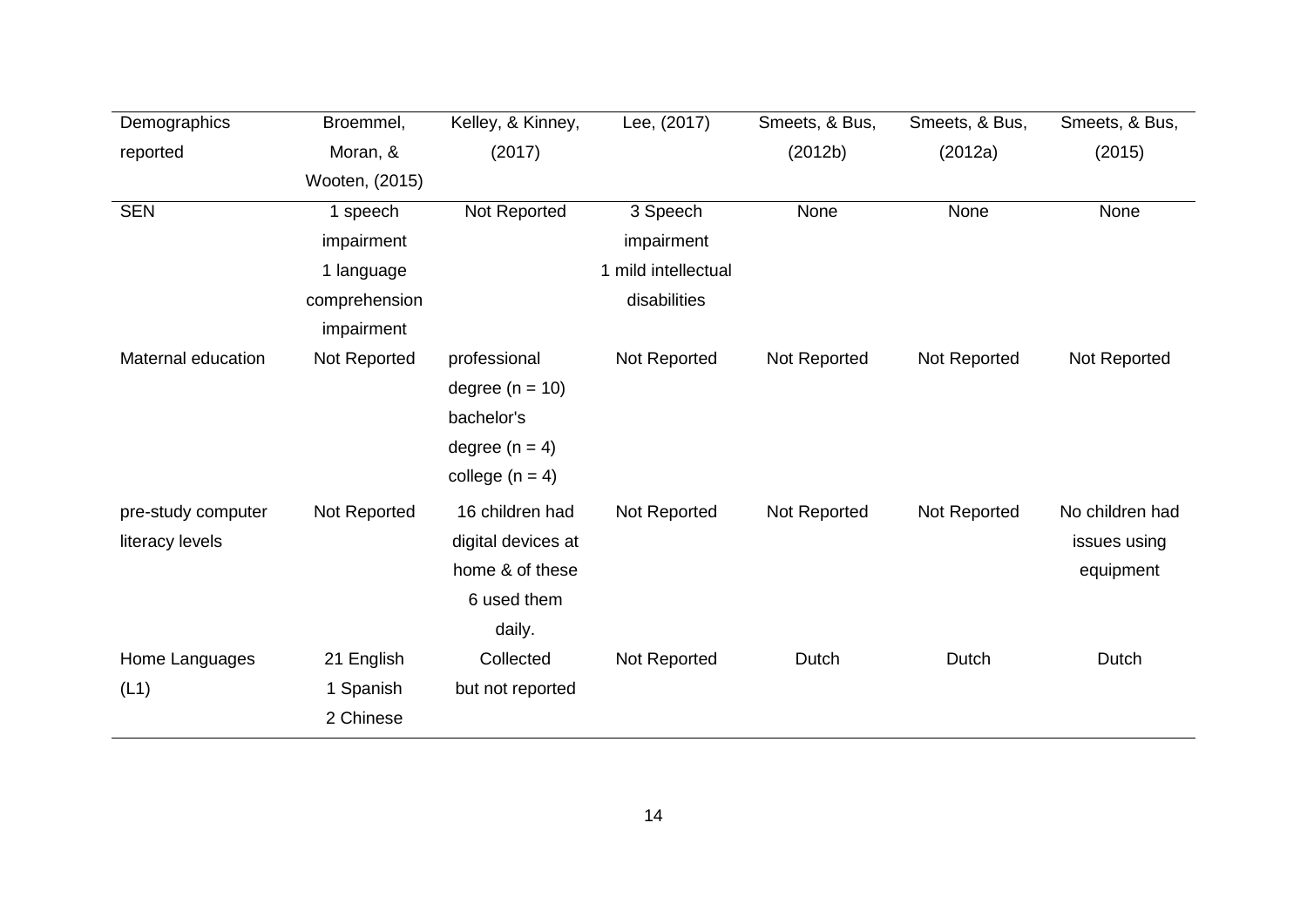| Demographics reported | Broemmel, Moran, & Wooten, (2015) | Kelley, & Kinney, (2017) | Lee, (2017) | Smeets, & Bus, (2012b) | Smeets, & Bus, (2012a) | Smeets, & Bus, (2015) |
|---|---|---|---|---|---|---|
| SEN | 1 speech impairment 1 language comprehension impairment | Not Reported | 3 Speech impairment 1 mild intellectual disabilities | None | None | None |
| Maternal education | Not Reported | professional degree (n = 10) bachelor's degree (n = 4) college (n = 4) | Not Reported | Not Reported | Not Reported | Not Reported |
| pre-study computer literacy levels | Not Reported | 16 children had digital devices at home & of these 6 used them daily. | Not Reported | Not Reported | Not Reported | No children had issues using equipment |
| Home Languages (L1) | 21 English 1 Spanish 2 Chinese | Collected but not reported | Not Reported | Dutch | Dutch | Dutch |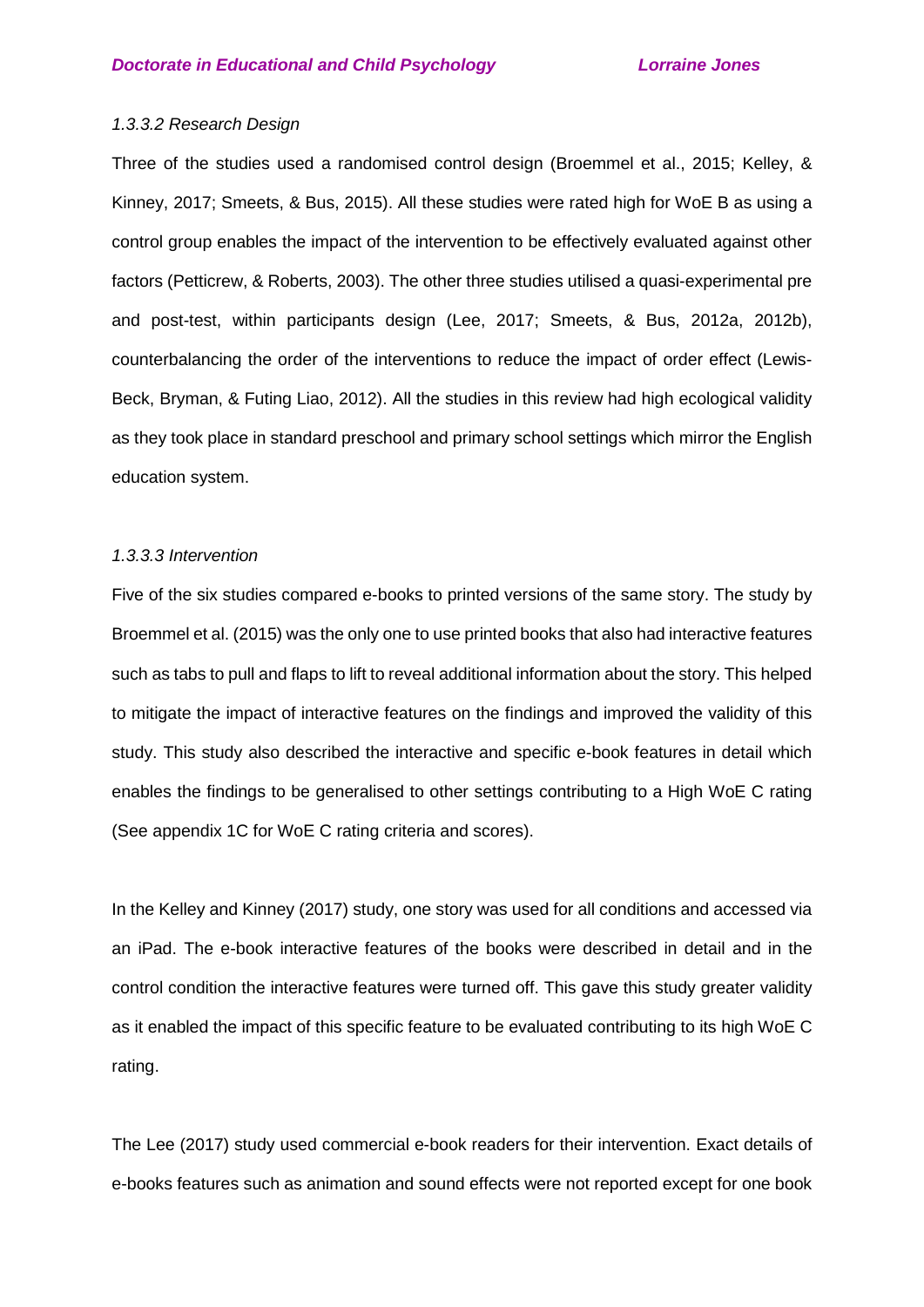*1.3.3.2 Research Design*

Three of the studies used a randomised control design (Broemmel et al., 2015; Kelley, & Kinney, 2017; Smeets, & Bus, 2015). All these studies were rated high for WoE B as using a control group enables the impact of the intervention to be effectively evaluated against other factors (Petticrew, & Roberts, 2003). The other three studies utilised a quasi-experimental pre and post-test, within participants design (Lee, 2017; Smeets, & Bus, 2012a, 2012b), counterbalancing the order of the interventions to reduce the impact of order effect (Lewis-Beck, Bryman, & Futing Liao, 2012). All the studies in this review had high ecological validity as they took place in standard preschool and primary school settings which mirror the English education system.

*1.3.3.3 Intervention*

Five of the six studies compared e-books to printed versions of the same story. The study by Broemmel et al. (2015) was the only one to use printed books that also had interactive features such as tabs to pull and flaps to lift to reveal additional information about the story. This helped to mitigate the impact of interactive features on the findings and improved the validity of this study. This study also described the interactive and specific e-book features in detail which enables the findings to be generalised to other settings contributing to a High WoE C rating (See appendix 1C for WoE C rating criteria and scores).

In the Kelley and Kinney (2017) study, one story was used for all conditions and accessed via an iPad. The e-book interactive features of the books were described in detail and in the control condition the interactive features were turned off. This gave this study greater validity as it enabled the impact of this specific feature to be evaluated contributing to its high WoE C rating.

The Lee (2017) study used commercial e-book readers for their intervention. Exact details of e-books features such as animation and sound effects were not reported except for one book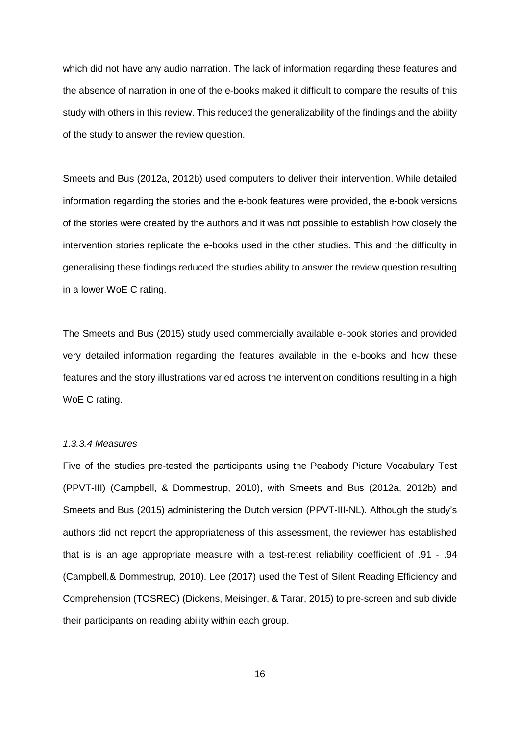which did not have any audio narration. The lack of information regarding these features and the absence of narration in one of the e-books maked it difficult to compare the results of this study with others in this review. This reduced the generalizability of the findings and the ability of the study to answer the review question.

Smeets and Bus (2012a, 2012b) used computers to deliver their intervention. While detailed information regarding the stories and the e-book features were provided, the e-book versions of the stories were created by the authors and it was not possible to establish how closely the intervention stories replicate the e-books used in the other studies. This and the difficulty in generalising these findings reduced the studies ability to answer the review question resulting in a lower WoE C rating.

The Smeets and Bus (2015) study used commercially available e-book stories and provided very detailed information regarding the features available in the e-books and how these features and the story illustrations varied across the intervention conditions resulting in a high WoE C rating.

#### *1.3.3.4 Measures*

Five of the studies pre-tested the participants using the Peabody Picture Vocabulary Test (PPVT-III) (Campbell, & Dommestrup, 2010), with Smeets and Bus (2012a, 2012b) and Smeets and Bus (2015) administering the Dutch version (PPVT-III-NL). Although the study's authors did not report the appropriateness of this assessment, the reviewer has established that is is an age appropriate measure with a test-retest reliability coefficient of .91 - .94 (Campbell,& Dommestrup, 2010). Lee (2017) used the Test of Silent Reading Efficiency and Comprehension (TOSREC) (Dickens, Meisinger, & Tarar, 2015) to pre-screen and sub divide their participants on reading ability within each group.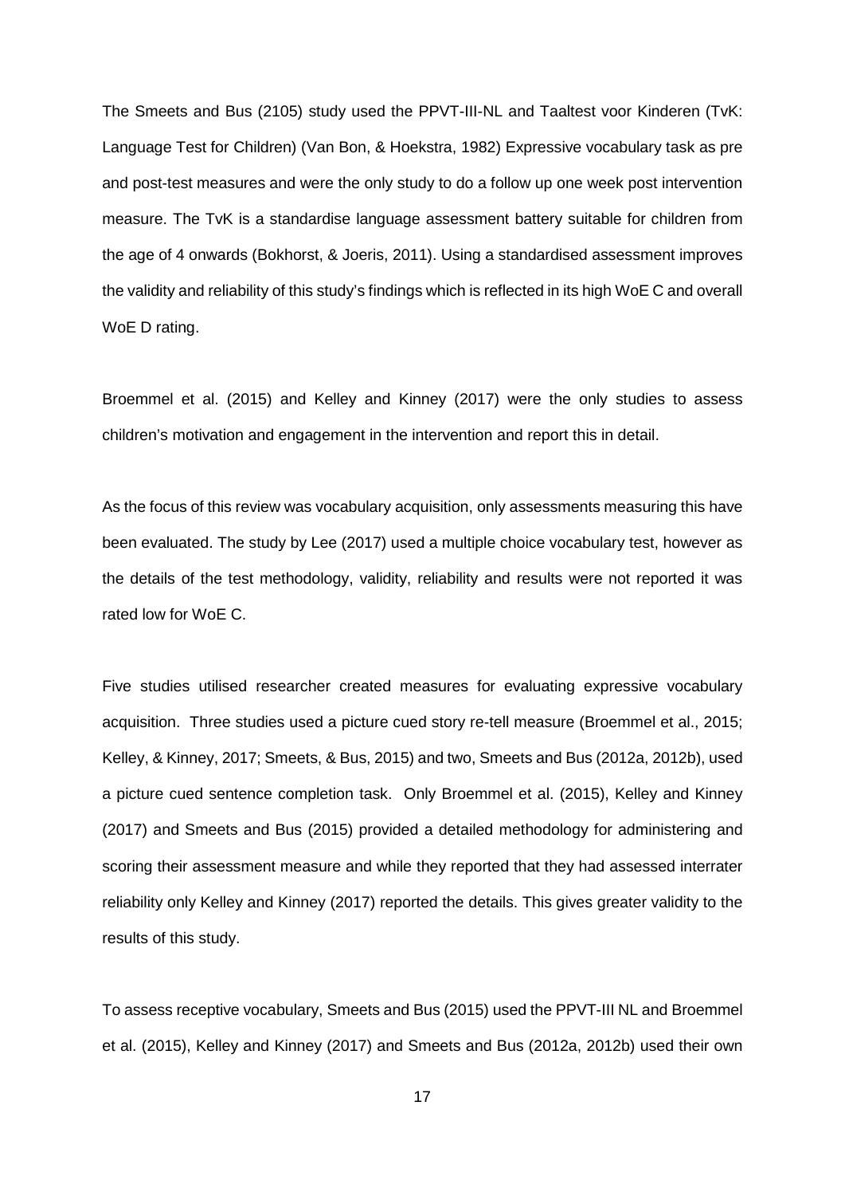The Smeets and Bus (2105) study used the PPVT-III-NL and Taaltest voor Kinderen (TvK: Language Test for Children) (Van Bon, & Hoekstra, 1982) Expressive vocabulary task as pre and post-test measures and were the only study to do a follow up one week post intervention measure. The TvK is a standardise language assessment battery suitable for children from the age of 4 onwards (Bokhorst, & Joeris, 2011). Using a standardised assessment improves the validity and reliability of this study's findings which is reflected in its high WoE C and overall WoE D rating.

Broemmel et al. (2015) and Kelley and Kinney (2017) were the only studies to assess children's motivation and engagement in the intervention and report this in detail.

As the focus of this review was vocabulary acquisition, only assessments measuring this have been evaluated. The study by Lee (2017) used a multiple choice vocabulary test, however as the details of the test methodology, validity, reliability and results were not reported it was rated low for WoE C.

Five studies utilised researcher created measures for evaluating expressive vocabulary acquisition. Three studies used a picture cued story re-tell measure (Broemmel et al., 2015; Kelley, & Kinney, 2017; Smeets, & Bus, 2015) and two, Smeets and Bus (2012a, 2012b), used a picture cued sentence completion task. Only Broemmel et al. (2015), Kelley and Kinney (2017) and Smeets and Bus (2015) provided a detailed methodology for administering and scoring their assessment measure and while they reported that they had assessed interrater reliability only Kelley and Kinney (2017) reported the details. This gives greater validity to the results of this study.

To assess receptive vocabulary, Smeets and Bus (2015) used the PPVT-III NL and Broemmel et al. (2015), Kelley and Kinney (2017) and Smeets and Bus (2012a, 2012b) used their own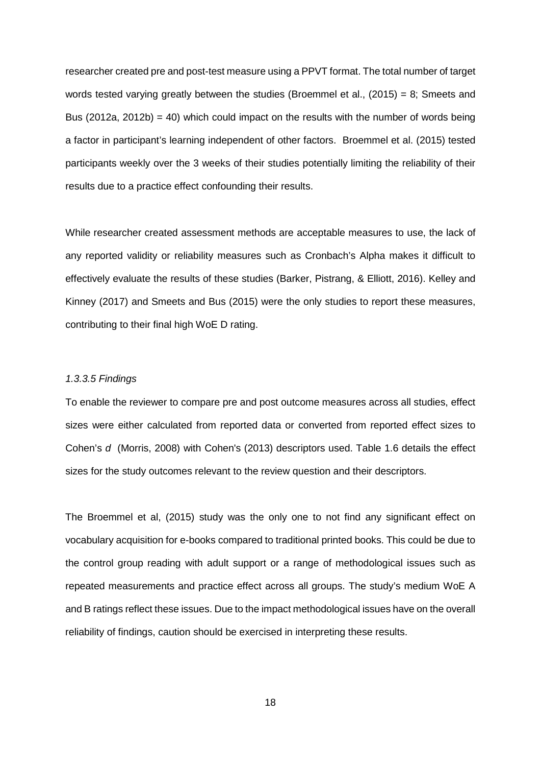researcher created pre and post-test measure using a PPVT format. The total number of target words tested varying greatly between the studies (Broemmel et al., (2015) = 8; Smeets and Bus (2012a, 2012b) = 40) which could impact on the results with the number of words being a factor in participant's learning independent of other factors. Broemmel et al. (2015) tested participants weekly over the 3 weeks of their studies potentially limiting the reliability of their results due to a practice effect confounding their results.

While researcher created assessment methods are acceptable measures to use, the lack of any reported validity or reliability measures such as Cronbach's Alpha makes it difficult to effectively evaluate the results of these studies (Barker, Pistrang, & Elliott, 2016). Kelley and Kinney (2017) and Smeets and Bus (2015) were the only studies to report these measures, contributing to their final high WoE D rating.

#### *1.3.3.5 Findings*

To enable the reviewer to compare pre and post outcome measures across all studies, effect sizes were either calculated from reported data or converted from reported effect sizes to Cohen's *d* (Morris, 2008) with Cohen's (2013) descriptors used. Table 1.6 details the effect sizes for the study outcomes relevant to the review question and their descriptors.

The Broemmel et al, (2015) study was the only one to not find any significant effect on vocabulary acquisition for e-books compared to traditional printed books. This could be due to the control group reading with adult support or a range of methodological issues such as repeated measurements and practice effect across all groups. The study's medium WoE A and B ratings reflect these issues. Due to the impact methodological issues have on the overall reliability of findings, caution should be exercised in interpreting these results.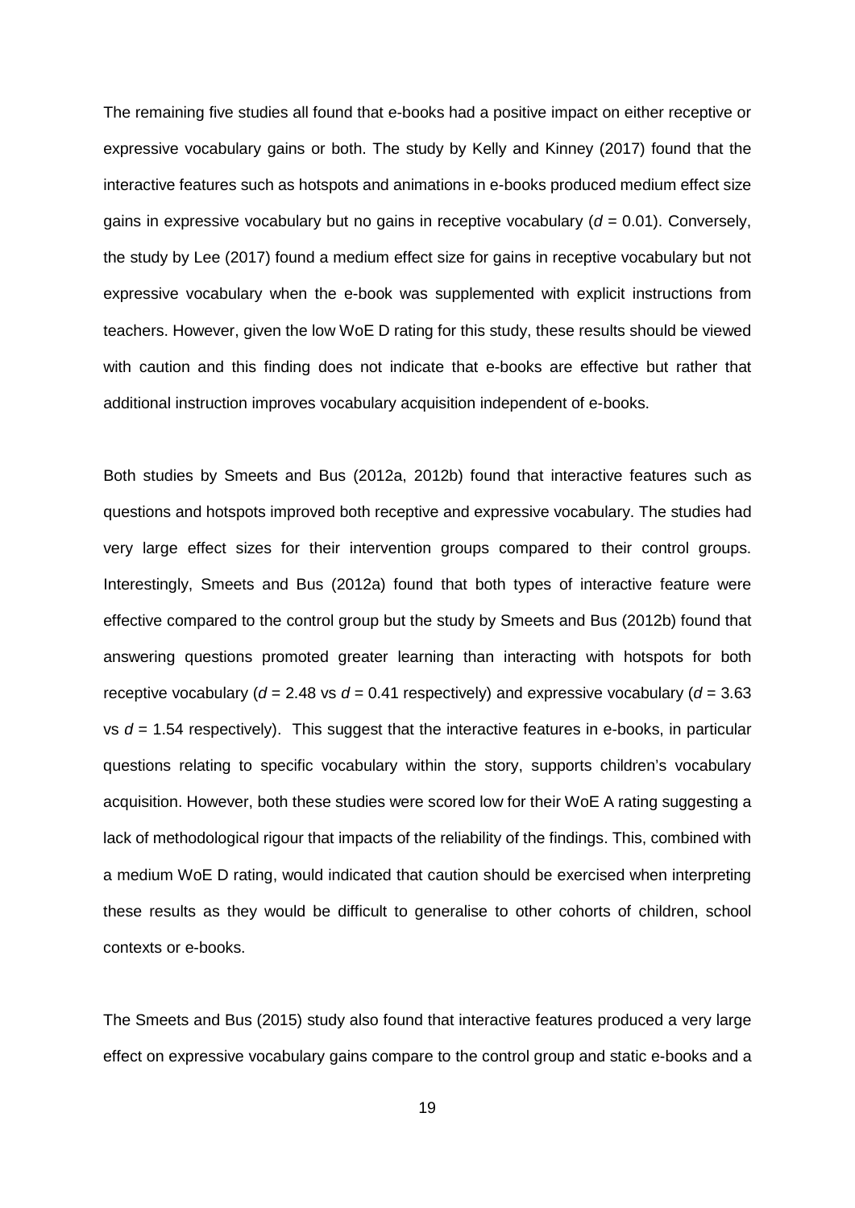The remaining five studies all found that e-books had a positive impact on either receptive or expressive vocabulary gains or both. The study by Kelly and Kinney (2017) found that the interactive features such as hotspots and animations in e-books produced medium effect size gains in expressive vocabulary but no gains in receptive vocabulary ($d$ = 0.01). Conversely, the study by Lee (2017) found a medium effect size for gains in receptive vocabulary but not expressive vocabulary when the e-book was supplemented with explicit instructions from teachers. However, given the low WoE D rating for this study, these results should be viewed with caution and this finding does not indicate that e-books are effective but rather that additional instruction improves vocabulary acquisition independent of e-books.

Both studies by Smeets and Bus (2012a, 2012b) found that interactive features such as questions and hotspots improved both receptive and expressive vocabulary. The studies had very large effect sizes for their intervention groups compared to their control groups. Interestingly, Smeets and Bus (2012a) found that both types of interactive feature were effective compared to the control group but the study by Smeets and Bus (2012b) found that answering questions promoted greater learning than interacting with hotspots for both receptive vocabulary ($d$ = 2.48 vs $d$ = 0.41 respectively) and expressive vocabulary ($d$ = 3.63 vs $d$ = 1.54 respectively). This suggest that the interactive features in e-books, in particular questions relating to specific vocabulary within the story, supports children's vocabulary acquisition. However, both these studies were scored low for their WoE A rating suggesting a lack of methodological rigour that impacts of the reliability of the findings. This, combined with a medium WoE D rating, would indicated that caution should be exercised when interpreting these results as they would be difficult to generalise to other cohorts of children, school contexts or e-books.

The Smeets and Bus (2015) study also found that interactive features produced a very large effect on expressive vocabulary gains compare to the control group and static e-books and a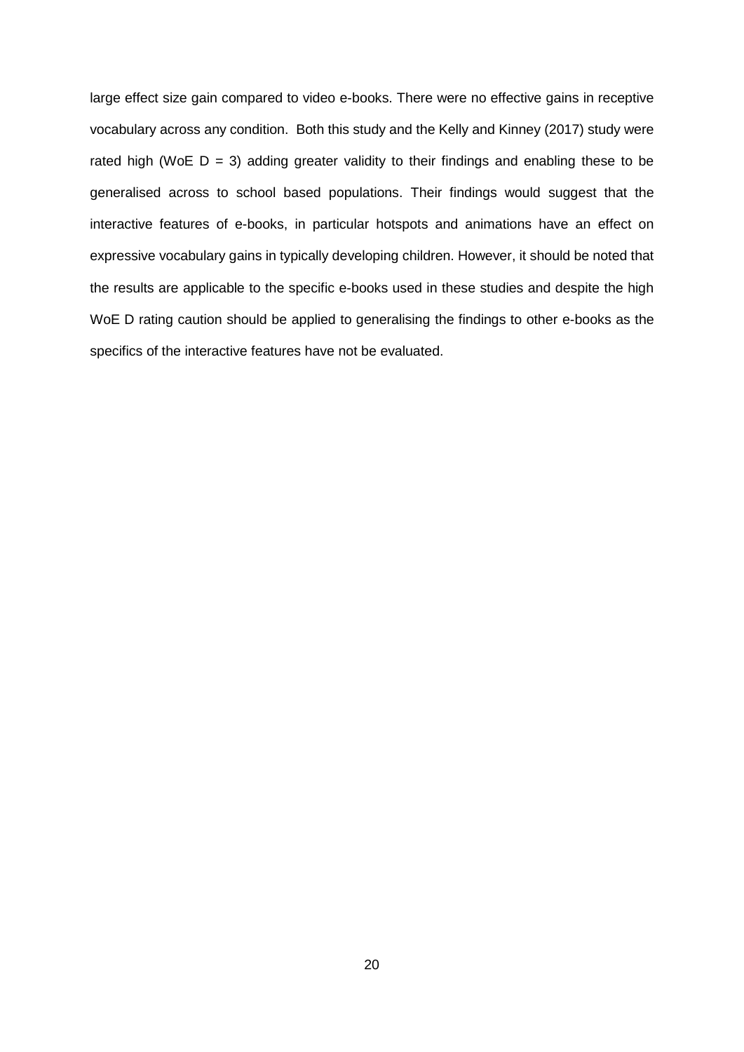large effect size gain compared to video e-books. There were no effective gains in receptive vocabulary across any condition. Both this study and the Kelly and Kinney (2017) study were rated high (WoE D = 3) adding greater validity to their findings and enabling these to be generalised across to school based populations. Their findings would suggest that the interactive features of e-books, in particular hotspots and animations have an effect on expressive vocabulary gains in typically developing children. However, it should be noted that the results are applicable to the specific e-books used in these studies and despite the high WoE D rating caution should be applied to generalising the findings to other e-books as the specifics of the interactive features have not be evaluated.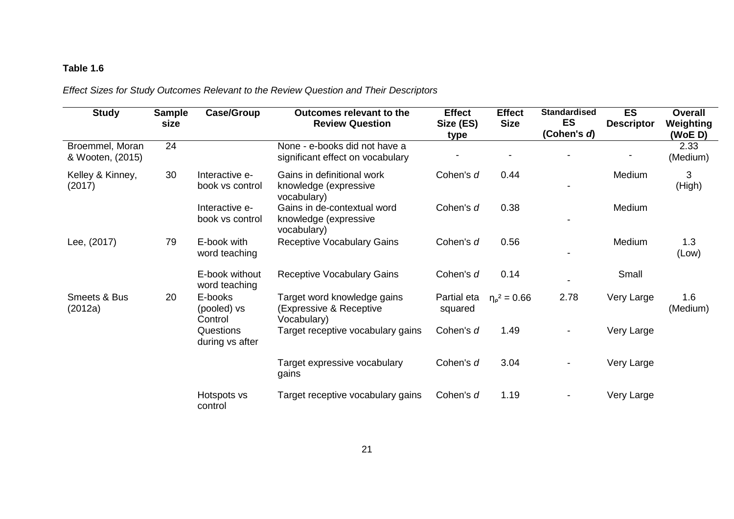**Table 1.6**

*Effect Sizes for Study Outcomes Relevant to the Review Question and Their Descriptors*

| Study | Sample size | Case/Group | Outcomes relevant to the Review Question | Effect Size (ES) type | Effect Size | Standardised ES (Cohen's *d*) | ES Descriptor | Overall Weighting (WoE D) |
|---|---|---|---|---|---|---|---|---|
| Broemmel, Moran & Wooten, (2015) | 24 | | None - e-books did not have a significant effect on vocabulary | - | - | - | - | 2.33 (Medium) |
| Kelley & Kinney, (2017) | 30 | Interactive e-book vs control | Gains in definitional work knowledge (expressive vocabulary) | Cohen's *d* | 0.44 | - | Medium | 3 (High) |
| | | Interactive e-book vs control | Gains in de-contextual word knowledge (expressive vocabulary) | Cohen's *d* | 0.38 | - | Medium | |
| Lee, (2017) | 79 | E-book with word teaching | Receptive Vocabulary Gains | Cohen's *d* | 0.56 | - | Medium | 1.3 (Low) |
| | | E-book without word teaching | Receptive Vocabulary Gains | Cohen's *d* | 0.14 | - | Small | |
| Smeets & Bus (2012a) | 20 | E-books (pooled) vs Control | Target word knowledge gains (Expressive & Receptive Vocabulary) | Partial eta squared | $\eta_p^2 = 0.66$ | 2.78 | Very Large | 1.6 (Medium) |
| | | Questions during vs after | Target receptive vocabulary gains | Cohen's *d* | 1.49 | - | Very Large | |
| | | | Target expressive vocabulary gains | Cohen's *d* | 3.04 | - | Very Large | |
| | | Hotspots vs control | Target receptive vocabulary gains | Cohen's *d* | 1.19 | - | Very Large | |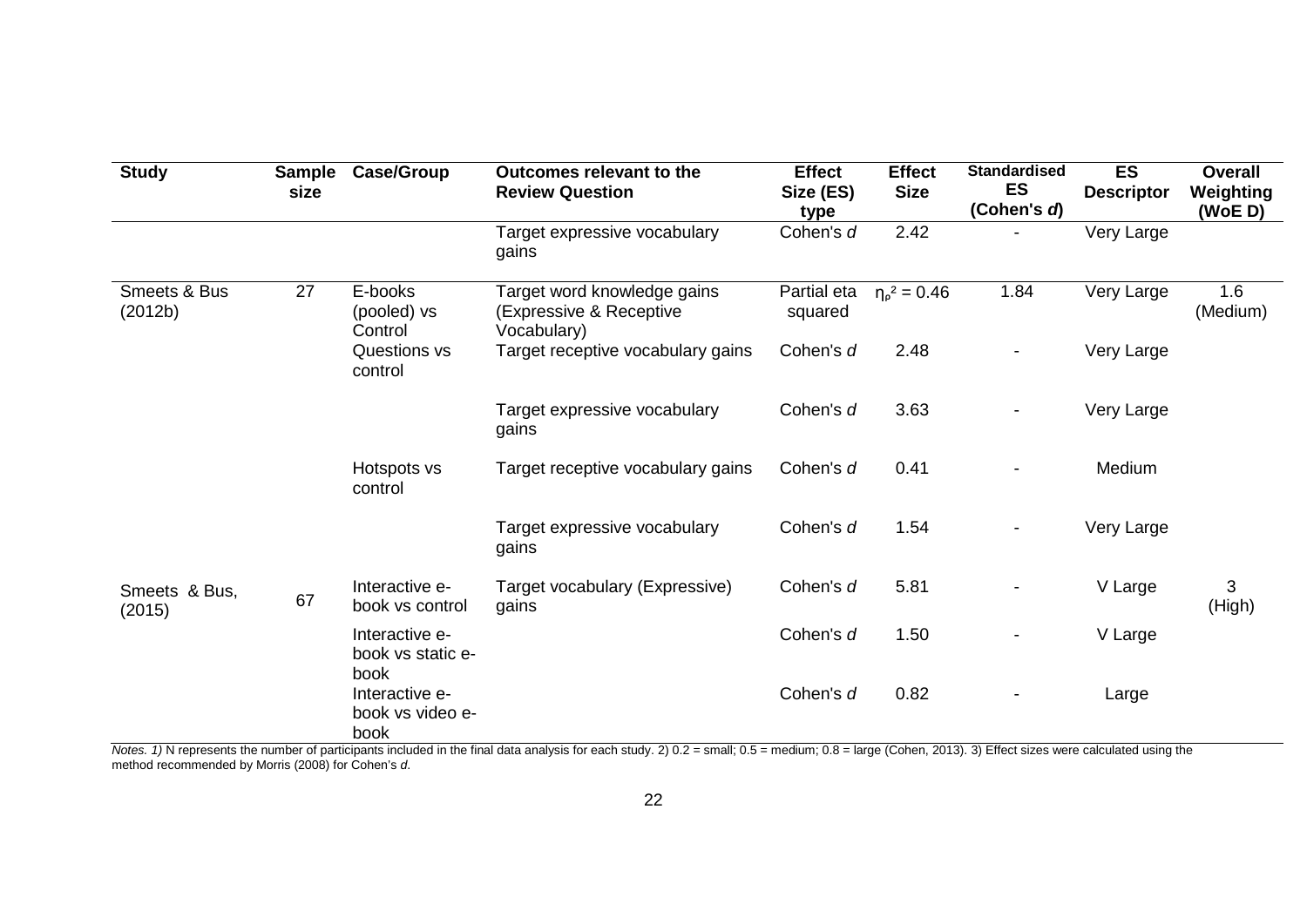| Study | Sample size | Case/Group | Outcomes relevant to the Review Question | Effect Size (ES) type | Effect Size | Standardised ES (Cohen's *d*) | ES Descriptor | Overall Weighting (WoE D) |
|---|---|---|---|---|---|---|---|---|
| | | | Target expressive vocabulary gains | Cohen's *d* | 2.42 | - | Very Large | |
| Smeets & Bus (2012b) | 27 | E-books (pooled) vs Control | Target word knowledge gains (Expressive & Receptive Vocabulary) | Partial eta squared | $\eta_p^2 = 0.46$ | 1.84 | Very Large | 1.6 (Medium) |
| | | Questions vs control | Target receptive vocabulary gains | Cohen's *d* | 2.48 | - | Very Large | |
| | | | Target expressive vocabulary gains | Cohen's *d* | 3.63 | - | Very Large | |
| | | Hotspots vs control | Target receptive vocabulary gains | Cohen's *d* | 0.41 | - | Medium | |
| | | | Target expressive vocabulary gains | Cohen's *d* | 1.54 | - | Very Large | |
| Smeets & Bus, (2015) | 67 | Interactive e-book vs control | Target vocabulary (Expressive) gains | Cohen's *d* | 5.81 | - | V Large | 3 (High) |
| | | Interactive e-book vs static e-book | | Cohen's *d* | 1.50 | - | V Large | |
| | | Interactive e-book vs video e-book | | Cohen's *d* | 0.82 | - | Large | |

*Notes. 1)* N represents the number of participants included in the final data analysis for each study. 2) 0.2 = small; 0.5 = medium; 0.8 = large (Cohen, 2013). 3) Effect sizes were calculated using the method recommended by Morris (2008) for Cohen's *d*.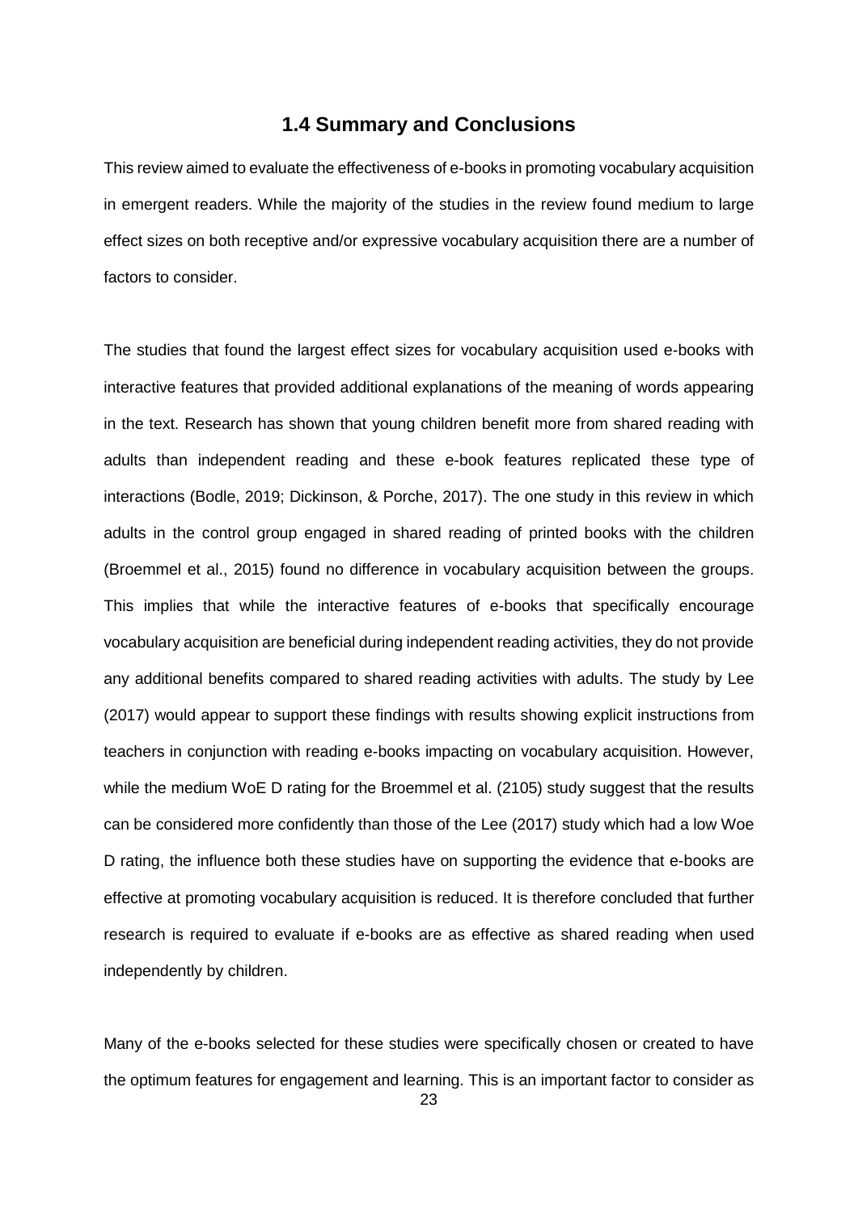## 1.4 Summary and Conclusions

This review aimed to evaluate the effectiveness of e-books in promoting vocabulary acquisition in emergent readers. While the majority of the studies in the review found medium to large effect sizes on both receptive and/or expressive vocabulary acquisition there are a number of factors to consider.

The studies that found the largest effect sizes for vocabulary acquisition used e-books with interactive features that provided additional explanations of the meaning of words appearing in the text. Research has shown that young children benefit more from shared reading with adults than independent reading and these e-book features replicated these type of interactions (Bodle, 2019; Dickinson, & Porche, 2017). The one study in this review in which adults in the control group engaged in shared reading of printed books with the children (Broemmel et al., 2015) found no difference in vocabulary acquisition between the groups. This implies that while the interactive features of e-books that specifically encourage vocabulary acquisition are beneficial during independent reading activities, they do not provide any additional benefits compared to shared reading activities with adults. The study by Lee (2017) would appear to support these findings with results showing explicit instructions from teachers in conjunction with reading e-books impacting on vocabulary acquisition. However, while the medium WoE D rating for the Broemmel et al. (2105) study suggest that the results can be considered more confidently than those of the Lee (2017) study which had a low Woe D rating, the influence both these studies have on supporting the evidence that e-books are effective at promoting vocabulary acquisition is reduced. It is therefore concluded that further research is required to evaluate if e-books are as effective as shared reading when used independently by children.

Many of the e-books selected for these studies were specifically chosen or created to have the optimum features for engagement and learning. This is an important factor to consider as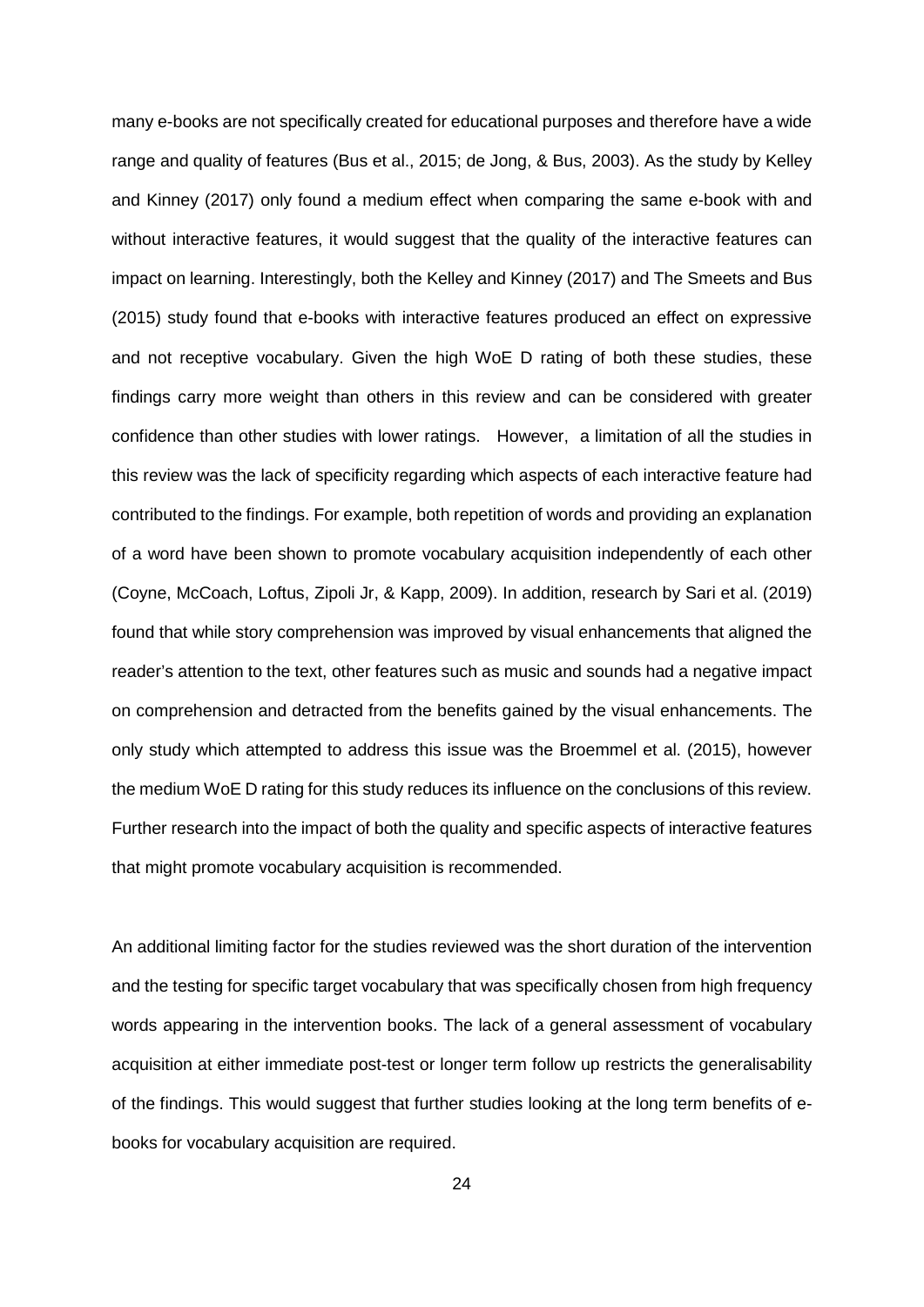many e-books are not specifically created for educational purposes and therefore have a wide range and quality of features (Bus et al., 2015; de Jong, & Bus, 2003). As the study by Kelley and Kinney (2017) only found a medium effect when comparing the same e-book with and without interactive features, it would suggest that the quality of the interactive features can impact on learning. Interestingly, both the Kelley and Kinney (2017) and The Smeets and Bus (2015) study found that e-books with interactive features produced an effect on expressive and not receptive vocabulary. Given the high WoE D rating of both these studies, these findings carry more weight than others in this review and can be considered with greater confidence than other studies with lower ratings. However, a limitation of all the studies in this review was the lack of specificity regarding which aspects of each interactive feature had contributed to the findings. For example, both repetition of words and providing an explanation of a word have been shown to promote vocabulary acquisition independently of each other (Coyne, McCoach, Loftus, Zipoli Jr, & Kapp, 2009). In addition, research by Sari et al. (2019) found that while story comprehension was improved by visual enhancements that aligned the reader's attention to the text, other features such as music and sounds had a negative impact on comprehension and detracted from the benefits gained by the visual enhancements. The only study which attempted to address this issue was the Broemmel et al. (2015), however the medium WoE D rating for this study reduces its influence on the conclusions of this review. Further research into the impact of both the quality and specific aspects of interactive features that might promote vocabulary acquisition is recommended.

An additional limiting factor for the studies reviewed was the short duration of the intervention and the testing for specific target vocabulary that was specifically chosen from high frequency words appearing in the intervention books. The lack of a general assessment of vocabulary acquisition at either immediate post-test or longer term follow up restricts the generalisability of the findings. This would suggest that further studies looking at the long term benefits of e-books for vocabulary acquisition are required.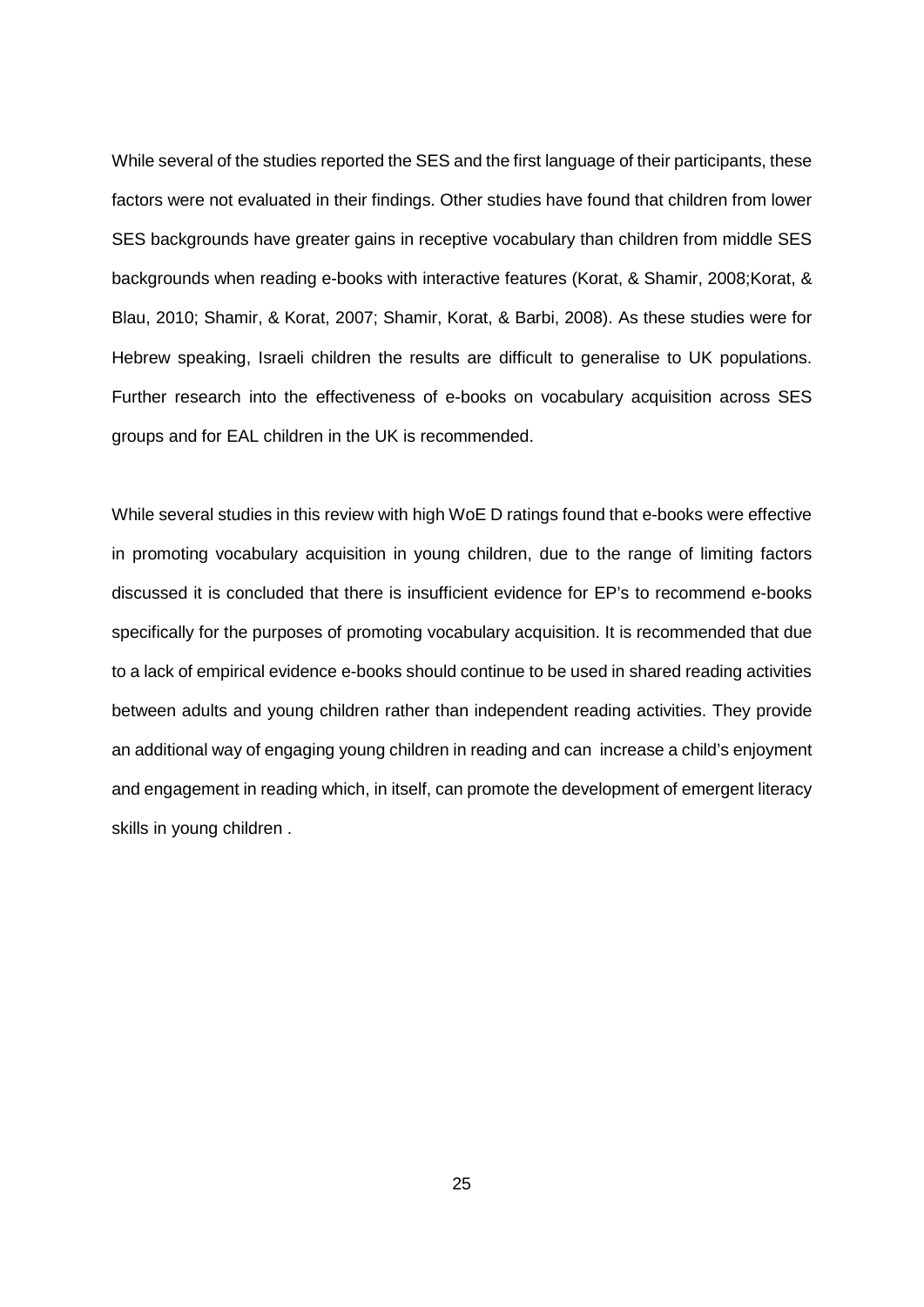While several of the studies reported the SES and the first language of their participants, these factors were not evaluated in their findings. Other studies have found that children from lower SES backgrounds have greater gains in receptive vocabulary than children from middle SES backgrounds when reading e-books with interactive features (Korat, & Shamir, 2008;Korat, & Blau, 2010; Shamir, & Korat, 2007; Shamir, Korat, & Barbi, 2008). As these studies were for Hebrew speaking, Israeli children the results are difficult to generalise to UK populations. Further research into the effectiveness of e-books on vocabulary acquisition across SES groups and for EAL children in the UK is recommended.

While several studies in this review with high WoE D ratings found that e-books were effective in promoting vocabulary acquisition in young children, due to the range of limiting factors discussed it is concluded that there is insufficient evidence for EP's to recommend e-books specifically for the purposes of promoting vocabulary acquisition. It is recommended that due to a lack of empirical evidence e-books should continue to be used in shared reading activities between adults and young children rather than independent reading activities. They provide an additional way of engaging young children in reading and can increase a child's enjoyment and engagement in reading which, in itself, can promote the development of emergent literacy skills in young children .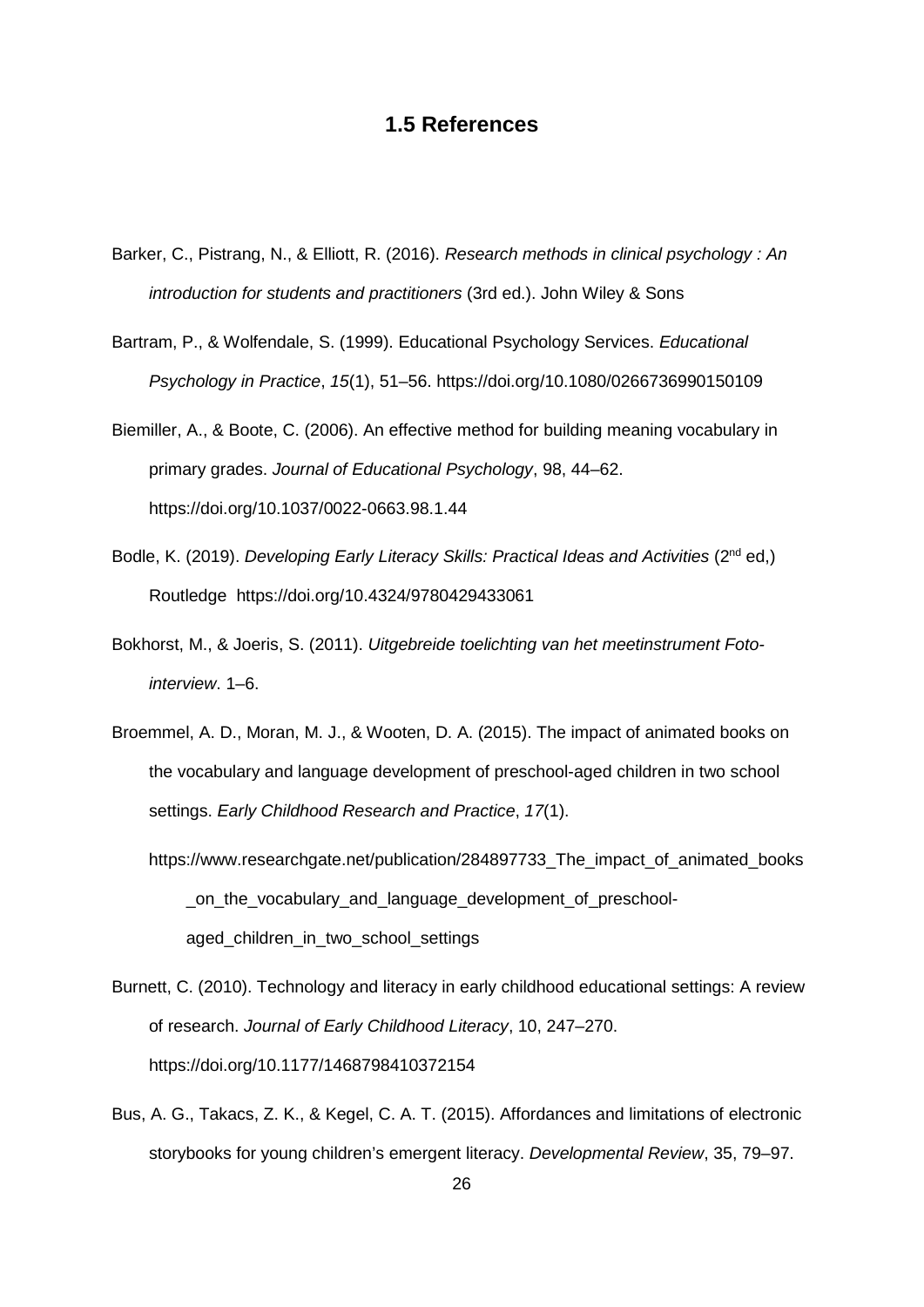## 1.5 References

Barker, C., Pistrang, N., & Elliott, R. (2016). *Research methods in clinical psychology : An introduction for students and practitioners* (3rd ed.). John Wiley & Sons

Bartram, P., & Wolfendale, S. (1999). Educational Psychology Services. *Educational Psychology in Practice*, *15*(1), 51–56. https://doi.org/10.1080/0266736990150109

Biemiller, A., & Boote, C. (2006). An effective method for building meaning vocabulary in primary grades. *Journal of Educational Psychology*, 98, 44–62. https://doi.org/10.1037/0022-0663.98.1.44

Bodle, K. (2019). *Developing Early Literacy Skills: Practical Ideas and Activities* (2nd ed,) Routledge https://doi.org/10.4324/9780429433061

Bokhorst, M., & Joeris, S. (2011). *Uitgebreide toelichting van het meetinstrument Foto-interview*. 1–6.

Broemmel, A. D., Moran, M. J., & Wooten, D. A. (2015). The impact of animated books on the vocabulary and language development of preschool-aged children in two school settings. *Early Childhood Research and Practice*, *17*(1).

https://www.researchgate.net/publication/284897733_The_impact_of_animated_books_on_the_vocabulary_and_language_development_of_preschool-aged_children_in_two_school_settings

Burnett, C. (2010). Technology and literacy in early childhood educational settings: A review of research. *Journal of Early Childhood Literacy*, 10, 247–270. https://doi.org/10.1177/1468798410372154

Bus, A. G., Takacs, Z. K., & Kegel, C. A. T. (2015). Affordances and limitations of electronic storybooks for young children's emergent literacy. *Developmental Review*, 35, 79–97.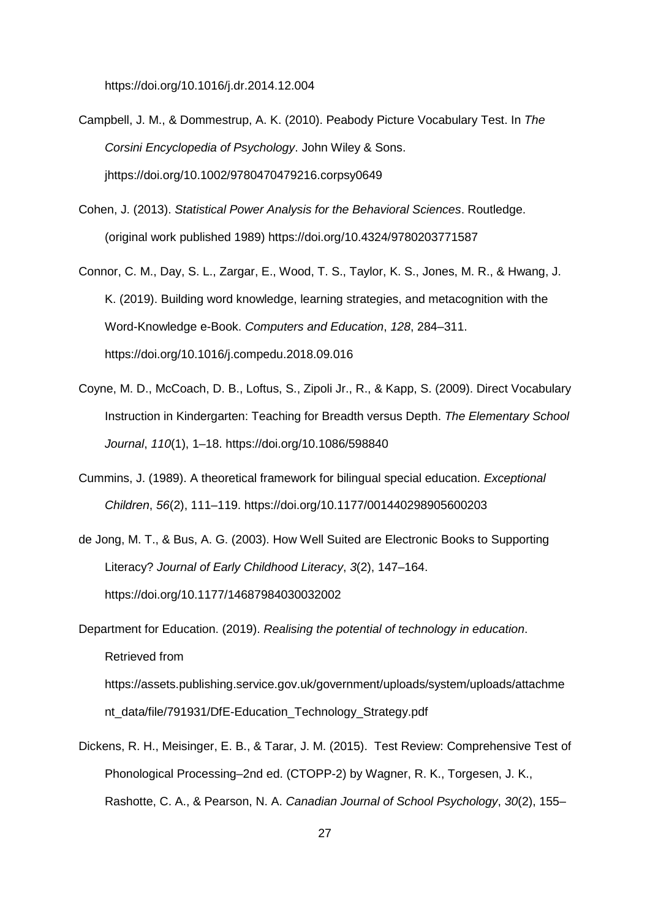https://doi.org/10.1016/j.dr.2014.12.004

Campbell, J. M., & Dommestrup, A. K. (2010). Peabody Picture Vocabulary Test. In *The Corsini Encyclopedia of Psychology*. John Wiley & Sons. jhttps://doi.org/10.1002/9780470479216.corpsy0649

Cohen, J. (2013). *Statistical Power Analysis for the Behavioral Sciences*. Routledge. (original work published 1989) https://doi.org/10.4324/9780203771587

Connor, C. M., Day, S. L., Zargar, E., Wood, T. S., Taylor, K. S., Jones, M. R., & Hwang, J. K. (2019). Building word knowledge, learning strategies, and metacognition with the Word-Knowledge e-Book. *Computers and Education*, *128*, 284–311. https://doi.org/10.1016/j.compedu.2018.09.016

Coyne, M. D., McCoach, D. B., Loftus, S., Zipoli Jr., R., & Kapp, S. (2009). Direct Vocabulary Instruction in Kindergarten: Teaching for Breadth versus Depth. *The Elementary School Journal*, *110*(1), 1–18. https://doi.org/10.1086/598840

Cummins, J. (1989). A theoretical framework for bilingual special education. *Exceptional Children*, *56*(2), 111–119. https://doi.org/10.1177/001440298905600203

de Jong, M. T., & Bus, A. G. (2003). How Well Suited are Electronic Books to Supporting Literacy? *Journal of Early Childhood Literacy*, *3*(2), 147–164. https://doi.org/10.1177/14687984030032002

Department for Education. (2019). *Realising the potential of technology in education*. Retrieved from https://assets.publishing.service.gov.uk/government/uploads/system/uploads/attachment_data/file/791931/DfE-Education_Technology_Strategy.pdf

Dickens, R. H., Meisinger, E. B., & Tarar, J. M. (2015). Test Review: Comprehensive Test of Phonological Processing–2nd ed. (CTOPP-2) by Wagner, R. K., Torgesen, J. K., Rashotte, C. A., & Pearson, N. A. *Canadian Journal of School Psychology*, *30*(2), 155–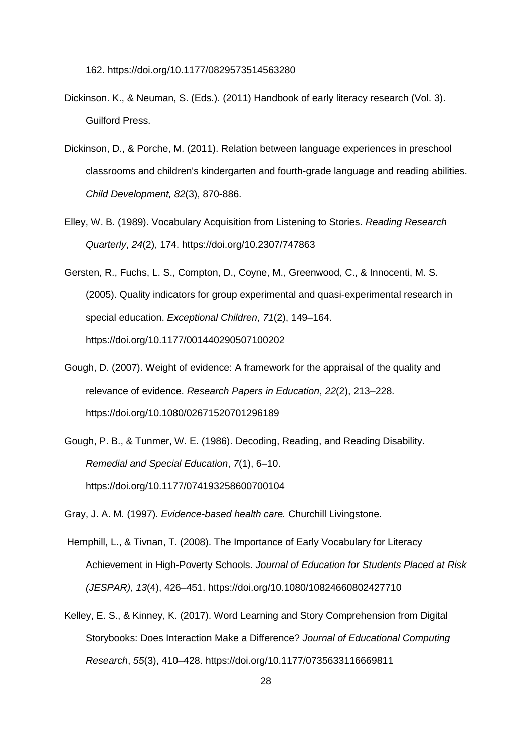162. https://doi.org/10.1177/0829573514563280

Dickinson. K., & Neuman, S. (Eds.). (2011) Handbook of early literacy research (Vol. 3). Guilford Press.

Dickinson, D., & Porche, M. (2011). Relation between language experiences in preschool classrooms and children's kindergarten and fourth-grade language and reading abilities. *Child Development, 82*(3), 870-886.

Elley, W. B. (1989). Vocabulary Acquisition from Listening to Stories. *Reading Research Quarterly*, *24*(2), 174. https://doi.org/10.2307/747863

Gersten, R., Fuchs, L. S., Compton, D., Coyne, M., Greenwood, C., & Innocenti, M. S. (2005). Quality indicators for group experimental and quasi-experimental research in special education. *Exceptional Children*, *71*(2), 149–164. https://doi.org/10.1177/001440290507100202

Gough, D. (2007). Weight of evidence: A framework for the appraisal of the quality and relevance of evidence. *Research Papers in Education*, *22*(2), 213–228. https://doi.org/10.1080/02671520701296189

Gough, P. B., & Tunmer, W. E. (1986). Decoding, Reading, and Reading Disability. *Remedial and Special Education*, *7*(1), 6–10. https://doi.org/10.1177/074193258600700104

Gray, J. A. M. (1997). *Evidence-based health care.* Churchill Livingstone.

Hemphill, L., & Tivnan, T. (2008). The Importance of Early Vocabulary for Literacy Achievement in High-Poverty Schools. *Journal of Education for Students Placed at Risk (JESPAR)*, *13*(4), 426–451. https://doi.org/10.1080/10824660802427710

Kelley, E. S., & Kinney, K. (2017). Word Learning and Story Comprehension from Digital Storybooks: Does Interaction Make a Difference? *Journal of Educational Computing Research*, *55*(3), 410–428. https://doi.org/10.1177/0735633116669811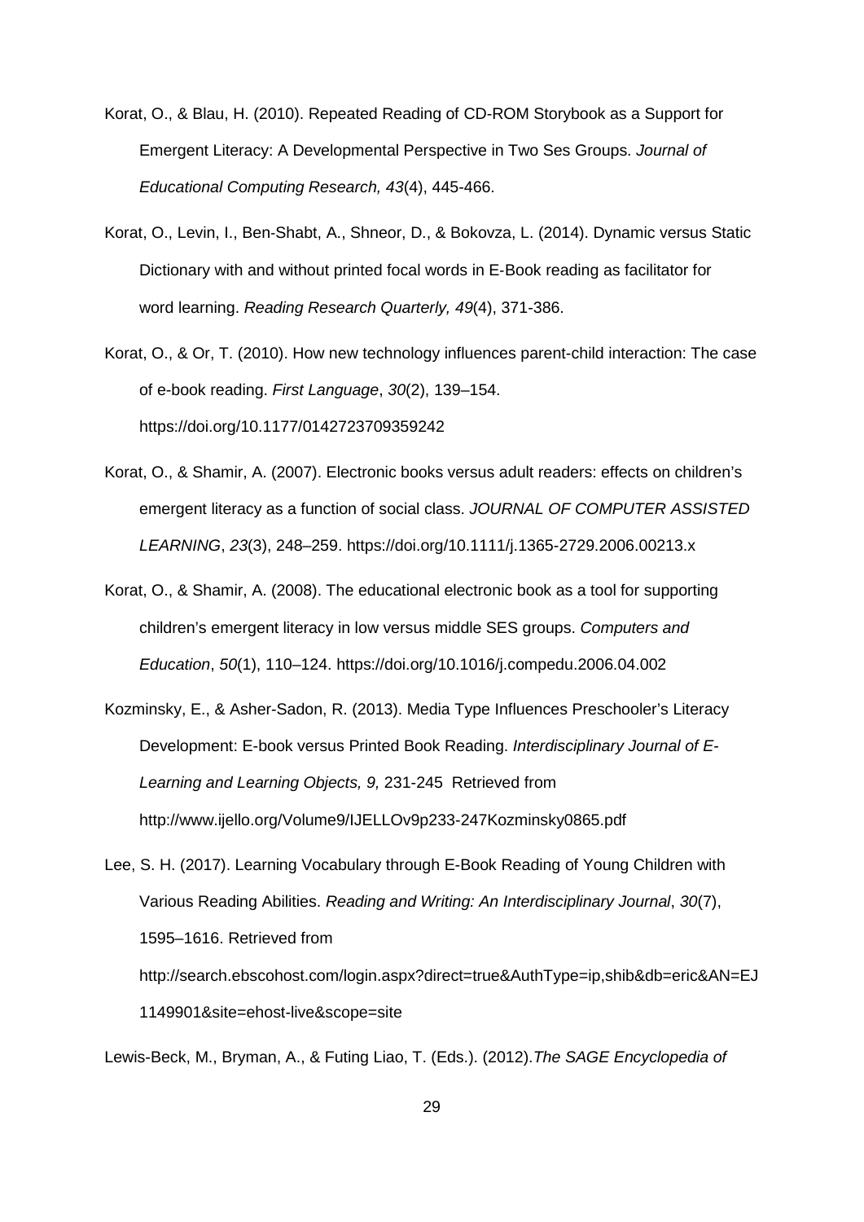Korat, O., & Blau, H. (2010). Repeated Reading of CD-ROM Storybook as a Support for Emergent Literacy: A Developmental Perspective in Two Ses Groups. *Journal of Educational Computing Research, 43*(4), 445-466.

Korat, O., Levin, I., Ben-Shabt, A., Shneor, D., & Bokovza, L. (2014). Dynamic versus Static Dictionary with and without printed focal words in E-Book reading as facilitator for word learning. *Reading Research Quarterly, 49*(4), 371-386.

Korat, O., & Or, T. (2010). How new technology influences parent-child interaction: The case of e-book reading. *First Language*, *30*(2), 139–154. https://doi.org/10.1177/0142723709359242

Korat, O., & Shamir, A. (2007). Electronic books versus adult readers: effects on children's emergent literacy as a function of social class. *JOURNAL OF COMPUTER ASSISTED LEARNING*, *23*(3), 248–259. https://doi.org/10.1111/j.1365-2729.2006.00213.x

Korat, O., & Shamir, A. (2008). The educational electronic book as a tool for supporting children's emergent literacy in low versus middle SES groups. *Computers and Education*, *50*(1), 110–124. https://doi.org/10.1016/j.compedu.2006.04.002

Kozminsky, E., & Asher-Sadon, R. (2013). Media Type Influences Preschooler's Literacy Development: E-book versus Printed Book Reading. *Interdisciplinary Journal of E-Learning and Learning Objects, 9,* 231-245 Retrieved from http://www.ijello.org/Volume9/IJELLOv9p233-247Kozminsky0865.pdf

Lee, S. H. (2017). Learning Vocabulary through E-Book Reading of Young Children with Various Reading Abilities. *Reading and Writing: An Interdisciplinary Journal*, *30*(7), 1595–1616. Retrieved from http://search.ebscohost.com/login.aspx?direct=true&AuthType=ip,shib&db=eric&AN=EJ1149901&site=ehost-live&scope=site

Lewis-Beck, M., Bryman, A., & Futing Liao, T. (Eds.). (2012).*The SAGE Encyclopedia of*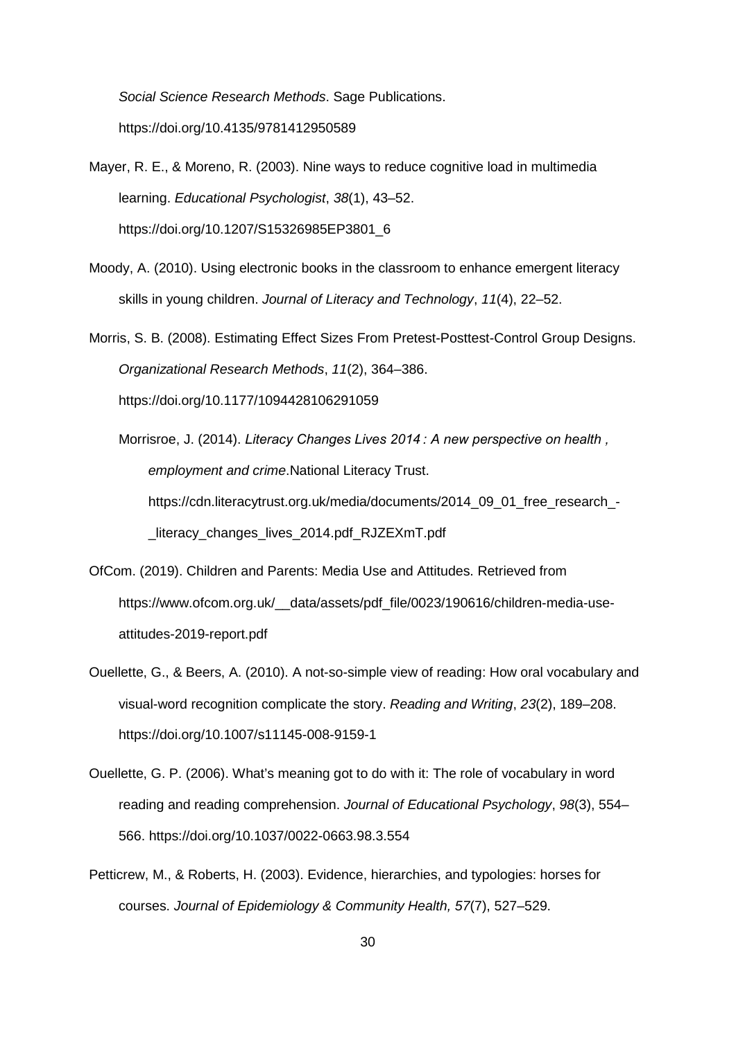*Social Science Research Methods*. Sage Publications. https://doi.org/10.4135/9781412950589

Mayer, R. E., & Moreno, R. (2003). Nine ways to reduce cognitive load in multimedia learning. *Educational Psychologist*, *38*(1), 43–52. https://doi.org/10.1207/S15326985EP3801_6

Moody, A. (2010). Using electronic books in the classroom to enhance emergent literacy skills in young children. *Journal of Literacy and Technology*, *11*(4), 22–52.

Morris, S. B. (2008). Estimating Effect Sizes From Pretest-Posttest-Control Group Designs. *Organizational Research Methods*, *11*(2), 364–386. https://doi.org/10.1177/1094428106291059

Morrisroe, J. (2014). *Literacy Changes Lives 2014 : A new perspective on health , employment and crime*.National Literacy Trust. https://cdn.literacytrust.org.uk/media/documents/2014_09_01_free_research_-_literacy_changes_lives_2014.pdf_RJZEXmT.pdf

OfCom. (2019). Children and Parents: Media Use and Attitudes. Retrieved from https://www.ofcom.org.uk/__data/assets/pdf_file/0023/190616/children-media-use-attitudes-2019-report.pdf

Ouellette, G., & Beers, A. (2010). A not-so-simple view of reading: How oral vocabulary and visual-word recognition complicate the story. *Reading and Writing*, *23*(2), 189–208. https://doi.org/10.1007/s11145-008-9159-1

Ouellette, G. P. (2006). What's meaning got to do with it: The role of vocabulary in word reading and reading comprehension. *Journal of Educational Psychology*, *98*(3), 554–566. https://doi.org/10.1037/0022-0663.98.3.554

Petticrew, M., & Roberts, H. (2003). Evidence, hierarchies, and typologies: horses for courses. *Journal of Epidemiology & Community Health, 57*(7), 527–529.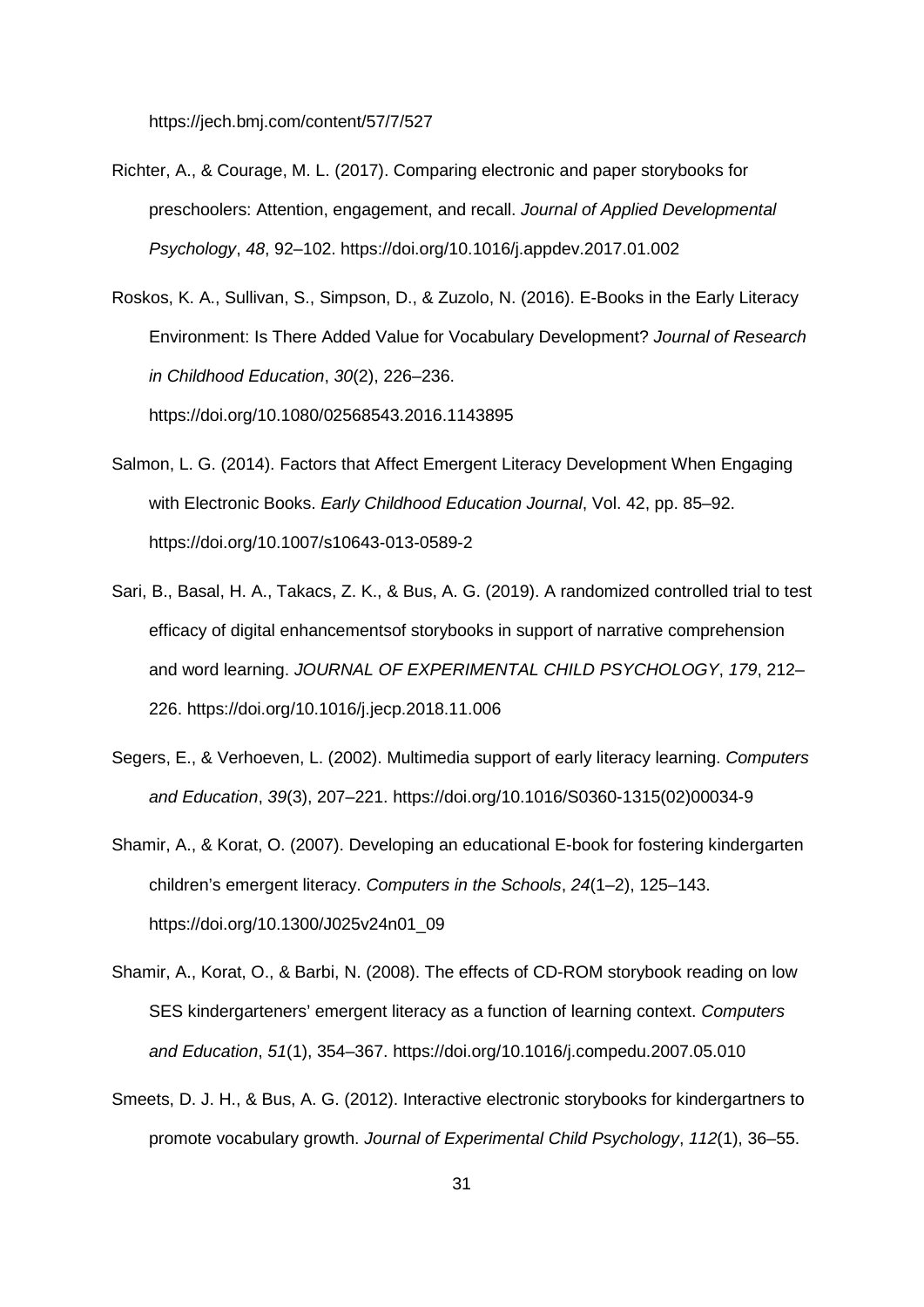https://jech.bmj.com/content/57/7/527

Richter, A., & Courage, M. L. (2017). Comparing electronic and paper storybooks for preschoolers: Attention, engagement, and recall. *Journal of Applied Developmental Psychology*, *48*, 92–102. https://doi.org/10.1016/j.appdev.2017.01.002

Roskos, K. A., Sullivan, S., Simpson, D., & Zuzolo, N. (2016). E-Books in the Early Literacy Environment: Is There Added Value for Vocabulary Development? *Journal of Research in Childhood Education*, *30*(2), 226–236. https://doi.org/10.1080/02568543.2016.1143895

Salmon, L. G. (2014). Factors that Affect Emergent Literacy Development When Engaging with Electronic Books. *Early Childhood Education Journal*, Vol. 42, pp. 85–92. https://doi.org/10.1007/s10643-013-0589-2

Sari, B., Basal, H. A., Takacs, Z. K., & Bus, A. G. (2019). A randomized controlled trial to test efficacy of digital enhancementsof storybooks in support of narrative comprehension and word learning. *JOURNAL OF EXPERIMENTAL CHILD PSYCHOLOGY*, *179*, 212–226. https://doi.org/10.1016/j.jecp.2018.11.006

Segers, E., & Verhoeven, L. (2002). Multimedia support of early literacy learning. *Computers and Education*, *39*(3), 207–221. https://doi.org/10.1016/S0360-1315(02)00034-9

Shamir, A., & Korat, O. (2007). Developing an educational E-book for fostering kindergarten children's emergent literacy. *Computers in the Schools*, *24*(1–2), 125–143. https://doi.org/10.1300/J025v24n01_09

Shamir, A., Korat, O., & Barbi, N. (2008). The effects of CD-ROM storybook reading on low SES kindergarteners' emergent literacy as a function of learning context. *Computers and Education*, *51*(1), 354–367. https://doi.org/10.1016/j.compedu.2007.05.010

Smeets, D. J. H., & Bus, A. G. (2012). Interactive electronic storybooks for kindergartners to promote vocabulary growth. *Journal of Experimental Child Psychology*, *112*(1), 36–55.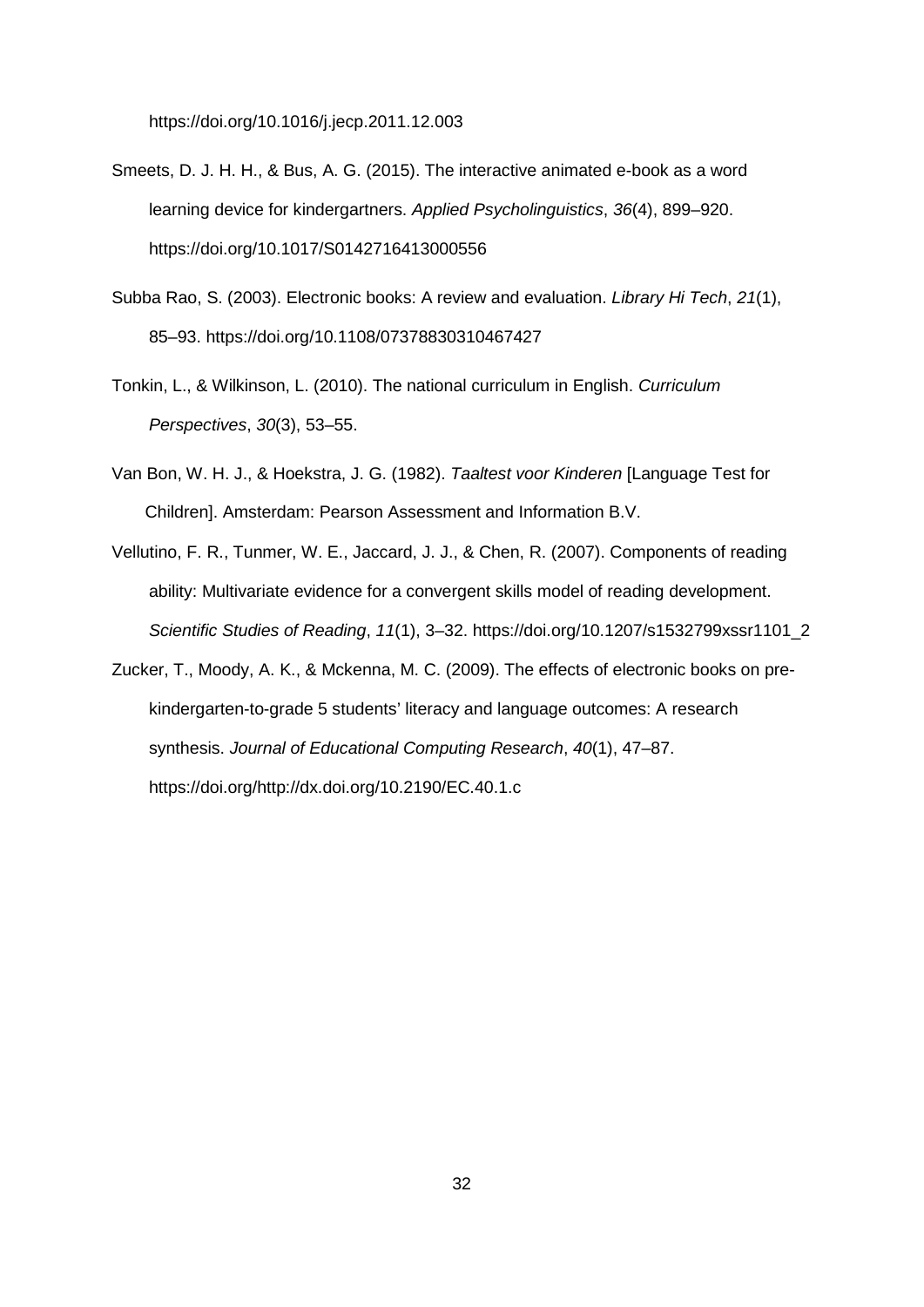https://doi.org/10.1016/j.jecp.2011.12.003

Smeets, D. J. H. H., & Bus, A. G. (2015). The interactive animated e-book as a word learning device for kindergartners. *Applied Psycholinguistics*, *36*(4), 899–920. https://doi.org/10.1017/S0142716413000556

Subba Rao, S. (2003). Electronic books: A review and evaluation. *Library Hi Tech*, *21*(1), 85–93. https://doi.org/10.1108/07378830310467427

Tonkin, L., & Wilkinson, L. (2010). The national curriculum in English. *Curriculum Perspectives*, *30*(3), 53–55.

Van Bon, W. H. J., & Hoekstra, J. G. (1982). *Taaltest voor Kinderen* [Language Test for Children]. Amsterdam: Pearson Assessment and Information B.V.

Vellutino, F. R., Tunmer, W. E., Jaccard, J. J., & Chen, R. (2007). Components of reading ability: Multivariate evidence for a convergent skills model of reading development. *Scientific Studies of Reading*, *11*(1), 3–32. https://doi.org/10.1207/s1532799xssr1101_2

Zucker, T., Moody, A. K., & Mckenna, M. C. (2009). The effects of electronic books on pre-kindergarten-to-grade 5 students' literacy and language outcomes: A research synthesis. *Journal of Educational Computing Research*, *40*(1), 47–87. https://doi.org/http://dx.doi.org/10.2190/EC.40.1.c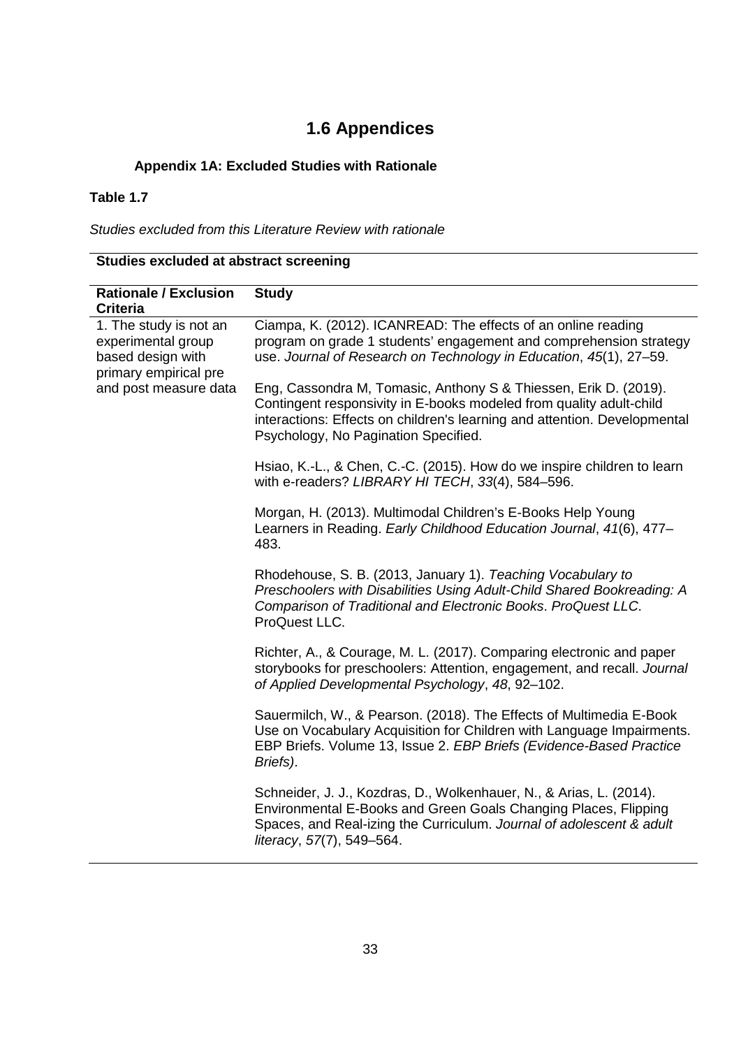# 1.6 Appendices

### Appendix 1A: Excluded Studies with Rationale

**Table 1.7**

*Studies excluded from this Literature Review with rationale*

| **Studies excluded at abstract screening** | |
|---|---|
| **Rationale / Exclusion Criteria** | **Study** |
| 1. The study is not an experimental group based design with primary empirical pre and post measure data | Ciampa, K. (2012). ICANREAD: The effects of an online reading program on grade 1 students' engagement and comprehension strategy use. *Journal of Research on Technology in Education*, *45*(1), 27–59. |
| | Eng, Cassondra M, Tomasic, Anthony S & Thiessen, Erik D. (2019). Contingent responsivity in E-books modeled from quality adult-child interactions: Effects on children's learning and attention. Developmental Psychology, No Pagination Specified. |
| | Hsiao, K.-L., & Chen, C.-C. (2015). How do we inspire children to learn with e-readers? *LIBRARY HI TECH*, *33*(4), 584–596. |
| | Morgan, H. (2013). Multimodal Children's E-Books Help Young Learners in Reading. *Early Childhood Education Journal*, *41*(6), 477–483. |
| | Rhodehouse, S. B. (2013, January 1). *Teaching Vocabulary to Preschoolers with Disabilities Using Adult-Child Shared Bookreading: A Comparison of Traditional and Electronic Books*. *ProQuest LLC*. ProQuest LLC. |
| | Richter, A., & Courage, M. L. (2017). Comparing electronic and paper storybooks for preschoolers: Attention, engagement, and recall. *Journal of Applied Developmental Psychology*, *48*, 92–102. |
| | Sauermilch, W., & Pearson. (2018). The Effects of Multimedia E-Book Use on Vocabulary Acquisition for Children with Language Impairments. EBP Briefs. Volume 13, Issue 2. *EBP Briefs (Evidence-Based Practice Briefs)*. |
| | Schneider, J. J., Kozdras, D., Wolkenhauer, N., & Arias, L. (2014). Environmental E-Books and Green Goals Changing Places, Flipping Spaces, and Real-izing the Curriculum. *Journal of adolescent & adult literacy*, *57*(7), 549–564. |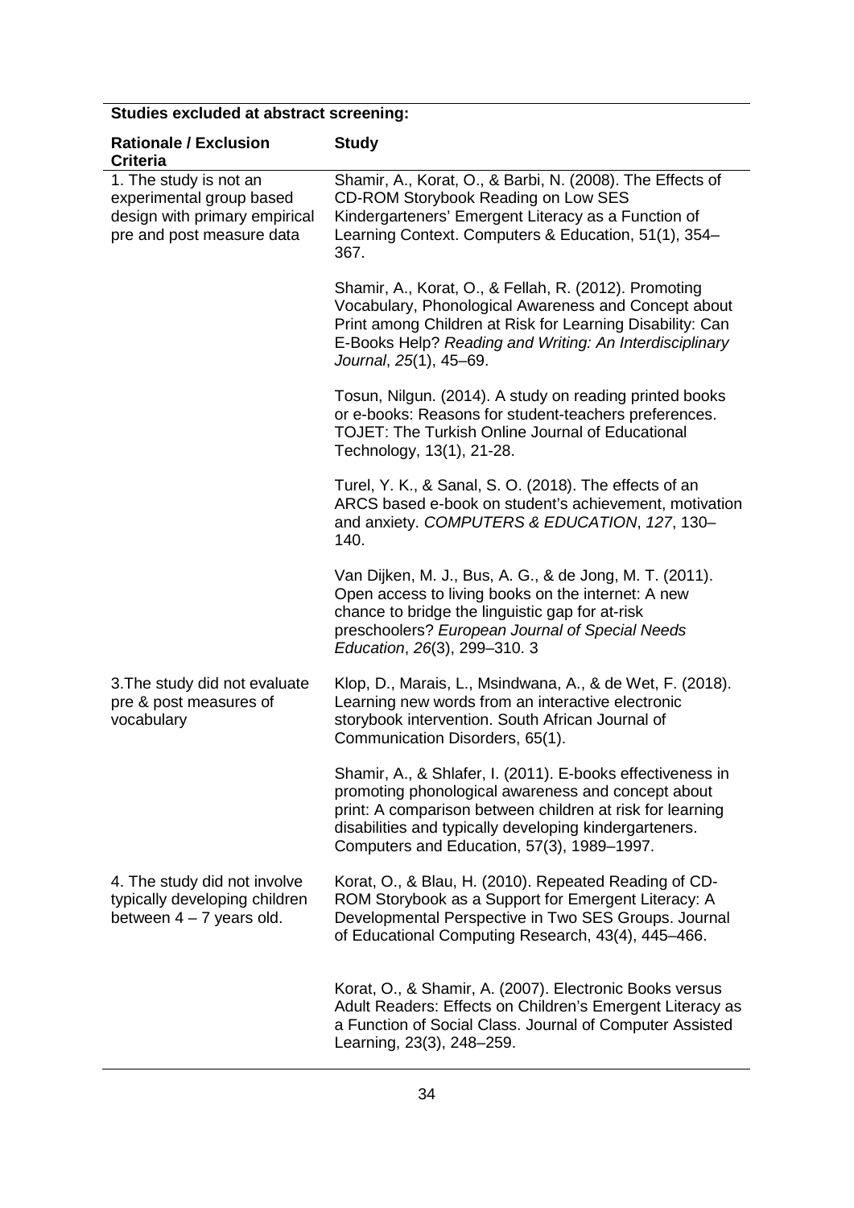**Studies excluded at abstract screening:**

| Rationale / Exclusion Criteria | Study |
|---|---|
| 1. The study is not an experimental group based design with primary empirical pre and post measure data | Shamir, A., Korat, O., & Barbi, N. (2008). The Effects of CD-ROM Storybook Reading on Low SES Kindergarteners' Emergent Literacy as a Function of Learning Context. Computers & Education, 51(1), 354–367. |
| | Shamir, A., Korat, O., & Fellah, R. (2012). Promoting Vocabulary, Phonological Awareness and Concept about Print among Children at Risk for Learning Disability: Can E-Books Help? *Reading and Writing: An Interdisciplinary Journal*, *25*(1), 45–69. |
| | Tosun, Nilgun. (2014). A study on reading printed books or e-books: Reasons for student-teachers preferences. TOJET: The Turkish Online Journal of Educational Technology, 13(1), 21-28. |
| | Turel, Y. K., & Sanal, S. O. (2018). The effects of an ARCS based e-book on student's achievement, motivation and anxiety. *COMPUTERS & EDUCATION*, *127*, 130–140. |
| | Van Dijken, M. J., Bus, A. G., & de Jong, M. T. (2011). Open access to living books on the internet: A new chance to bridge the linguistic gap for at-risk preschoolers? *European Journal of Special Needs Education*, *26*(3), 299–310. 3 |
| 3.The study did not evaluate pre & post measures of vocabulary | Klop, D., Marais, L., Msindwana, A., & de Wet, F. (2018). Learning new words from an interactive electronic storybook intervention. South African Journal of Communication Disorders, 65(1). |
| | Shamir, A., & Shlafer, I. (2011). E-books effectiveness in promoting phonological awareness and concept about print: A comparison between children at risk for learning disabilities and typically developing kindergarteners. Computers and Education, 57(3), 1989–1997. |
| 4. The study did not involve typically developing children between 4 – 7 years old. | Korat, O., & Blau, H. (2010). Repeated Reading of CD-ROM Storybook as a Support for Emergent Literacy: A Developmental Perspective in Two SES Groups. Journal of Educational Computing Research, 43(4), 445–466. |
| | Korat, O., & Shamir, A. (2007). Electronic Books versus Adult Readers: Effects on Children's Emergent Literacy as a Function of Social Class. Journal of Computer Assisted Learning, 23(3), 248–259. |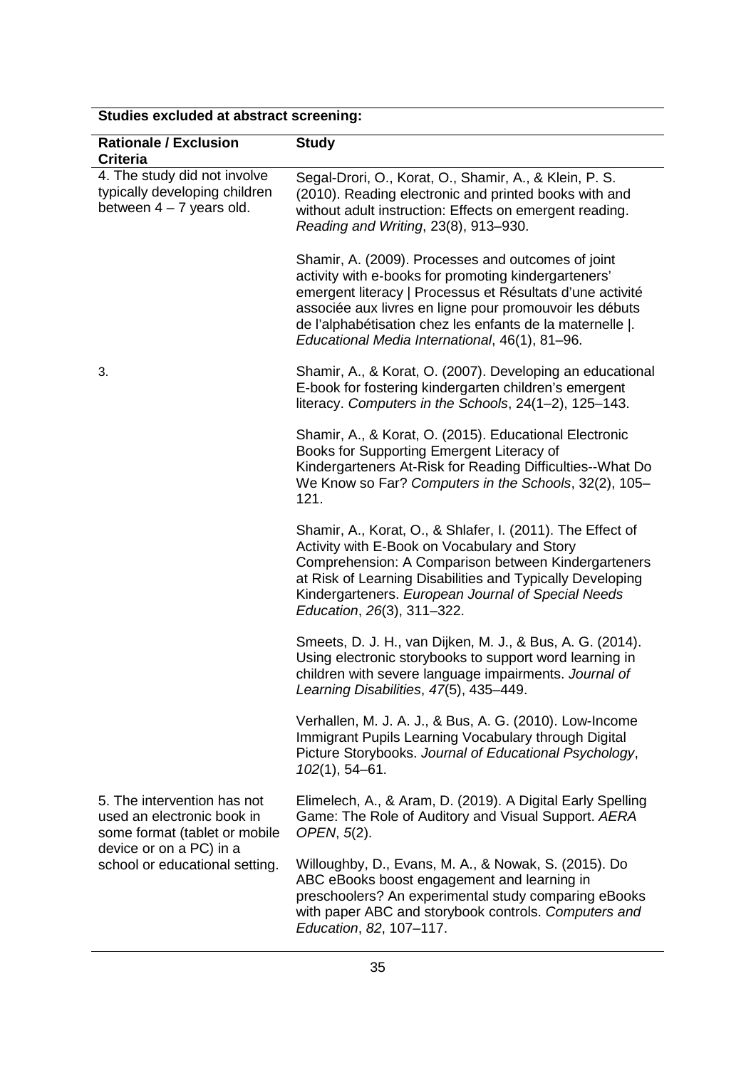**Studies excluded at abstract screening:**

| Rationale / Exclusion Criteria | Study |
|---|---|
| 4. The study did not involve typically developing children between 4 – 7 years old. | Segal-Drori, O., Korat, O., Shamir, A., & Klein, P. S. (2010). Reading electronic and printed books with and without adult instruction: Effects on emergent reading. *Reading and Writing*, 23(8), 913–930. |
| | Shamir, A. (2009). Processes and outcomes of joint activity with e-books for promoting kindergarteners' emergent literacy \| Processus et Résultats d'une activité associée aux livres en ligne pour promouvoir les débuts de l'alphabétisation chez les enfants de la maternelle \|. *Educational Media International*, 46(1), 81–96. |
| 3. | Shamir, A., & Korat, O. (2007). Developing an educational E-book for fostering kindergarten children's emergent literacy. *Computers in the Schools*, 24(1–2), 125–143. |
| | Shamir, A., & Korat, O. (2015). Educational Electronic Books for Supporting Emergent Literacy of Kindergarteners At-Risk for Reading Difficulties--What Do We Know so Far? *Computers in the Schools*, 32(2), 105–121. |
| | Shamir, A., Korat, O., & Shlafer, I. (2011). The Effect of Activity with E-Book on Vocabulary and Story Comprehension: A Comparison between Kindergarteners at Risk of Learning Disabilities and Typically Developing Kindergarteners. *European Journal of Special Needs Education*, *26*(3), 311–322. |
| | Smeets, D. J. H., van Dijken, M. J., & Bus, A. G. (2014). Using electronic storybooks to support word learning in children with severe language impairments. *Journal of Learning Disabilities*, *47*(5), 435–449. |
| | Verhallen, M. J. A. J., & Bus, A. G. (2010). Low-Income Immigrant Pupils Learning Vocabulary through Digital Picture Storybooks. *Journal of Educational Psychology*, *102*(1), 54–61. |
| 5. The intervention has not used an electronic book in some format (tablet or mobile device or on a PC) in a school or educational setting. | Elimelech, A., & Aram, D. (2019). A Digital Early Spelling Game: The Role of Auditory and Visual Support. *AERA OPEN*, *5*(2). |
| | Willoughby, D., Evans, M. A., & Nowak, S. (2015). Do ABC eBooks boost engagement and learning in preschoolers? An experimental study comparing eBooks with paper ABC and storybook controls. *Computers and Education*, *82*, 107–117. |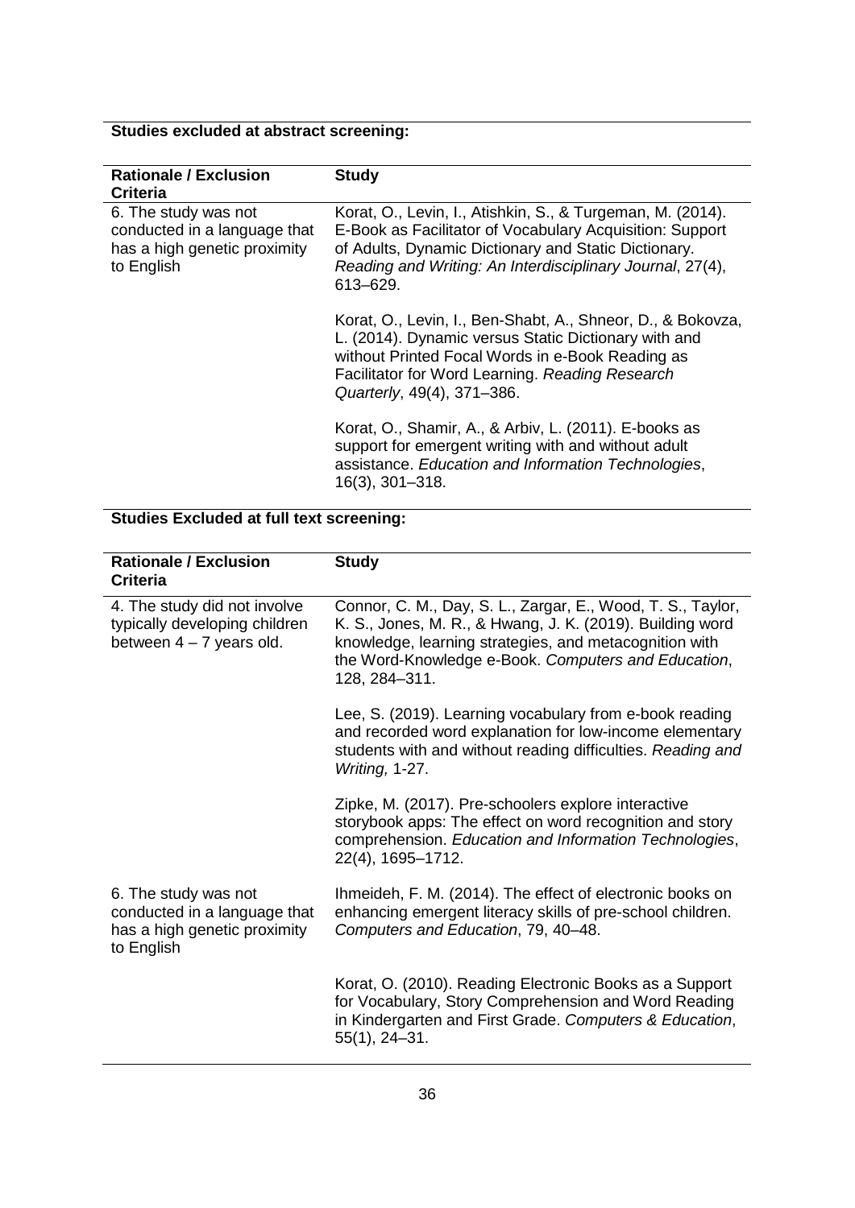**Studies excluded at abstract screening:**

| Rationale / Exclusion Criteria | Study |
|---|---|
| 6. The study was not conducted in a language that has a high genetic proximity to English | Korat, O., Levin, I., Atishkin, S., & Turgeman, M. (2014). E-Book as Facilitator of Vocabulary Acquisition: Support of Adults, Dynamic Dictionary and Static Dictionary. *Reading and Writing: An Interdisciplinary Journal*, 27(4), 613–629. |
| | Korat, O., Levin, I., Ben-Shabt, A., Shneor, D., & Bokovza, L. (2014). Dynamic versus Static Dictionary with and without Printed Focal Words in e-Book Reading as Facilitator for Word Learning. *Reading Research Quarterly*, 49(4), 371–386. |
| | Korat, O., Shamir, A., & Arbiv, L. (2011). E-books as support for emergent writing with and without adult assistance. *Education and Information Technologies*, 16(3), 301–318. |

**Studies Excluded at full text screening:**

| Rationale / Exclusion Criteria | Study |
|---|---|
| 4. The study did not involve typically developing children between 4 – 7 years old. | Connor, C. M., Day, S. L., Zargar, E., Wood, T. S., Taylor, K. S., Jones, M. R., & Hwang, J. K. (2019). Building word knowledge, learning strategies, and metacognition with the Word-Knowledge e-Book. *Computers and Education*, 128, 284–311. |
| | Lee, S. (2019). Learning vocabulary from e-book reading and recorded word explanation for low-income elementary students with and without reading difficulties. *Reading and Writing,* 1-27. |
| | Zipke, M. (2017). Pre-schoolers explore interactive storybook apps: The effect on word recognition and story comprehension. *Education and Information Technologies*, 22(4), 1695–1712. |
| 6. The study was not conducted in a language that has a high genetic proximity to English | Ihmeideh, F. M. (2014). The effect of electronic books on enhancing emergent literacy skills of pre-school children. *Computers and Education*, 79, 40–48. |
| | Korat, O. (2010). Reading Electronic Books as a Support for Vocabulary, Story Comprehension and Word Reading in Kindergarten and First Grade. *Computers & Education*, 55(1), 24–31. |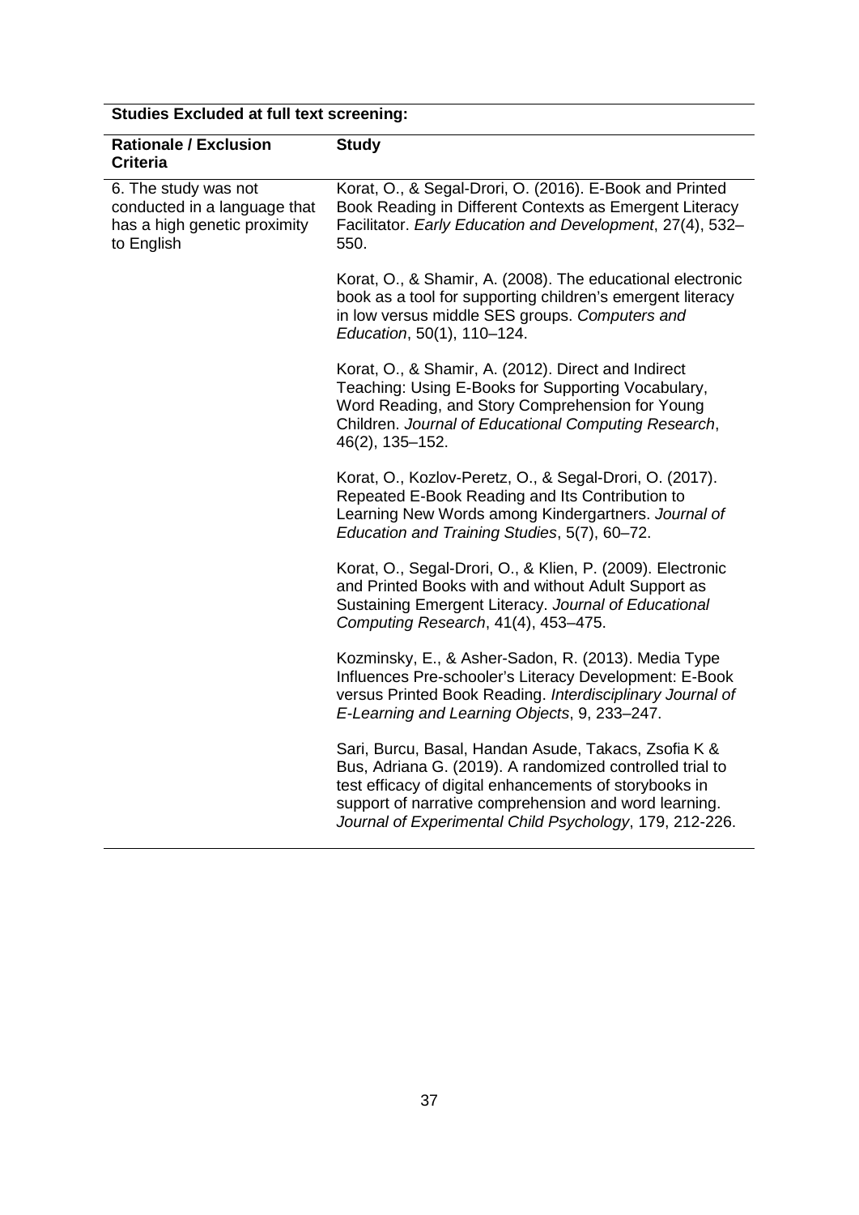**Studies Excluded at full text screening:**

| Rationale / Exclusion Criteria | Study |
|---|---|
| 6. The study was not conducted in a language that has a high genetic proximity to English | Korat, O., & Segal-Drori, O. (2016). E-Book and Printed Book Reading in Different Contexts as Emergent Literacy Facilitator. *Early Education and Development*, 27(4), 532–550. |
| | Korat, O., & Shamir, A. (2008). The educational electronic book as a tool for supporting children's emergent literacy in low versus middle SES groups. *Computers and Education*, 50(1), 110–124. |
| | Korat, O., & Shamir, A. (2012). Direct and Indirect Teaching: Using E-Books for Supporting Vocabulary, Word Reading, and Story Comprehension for Young Children. *Journal of Educational Computing Research*, 46(2), 135–152. |
| | Korat, O., Kozlov-Peretz, O., & Segal-Drori, O. (2017). Repeated E-Book Reading and Its Contribution to Learning New Words among Kindergartners. *Journal of Education and Training Studies*, 5(7), 60–72. |
| | Korat, O., Segal-Drori, O., & Klien, P. (2009). Electronic and Printed Books with and without Adult Support as Sustaining Emergent Literacy. *Journal of Educational Computing Research*, 41(4), 453–475. |
| | Kozminsky, E., & Asher-Sadon, R. (2013). Media Type Influences Pre-schooler's Literacy Development: E-Book versus Printed Book Reading. *Interdisciplinary Journal of E-Learning and Learning Objects*, 9, 233–247. |
| | Sari, Burcu, Basal, Handan Asude, Takacs, Zsofia K & Bus, Adriana G. (2019). A randomized controlled trial to test efficacy of digital enhancements of storybooks in support of narrative comprehension and word learning. *Journal of Experimental Child Psychology*, 179, 212-226. |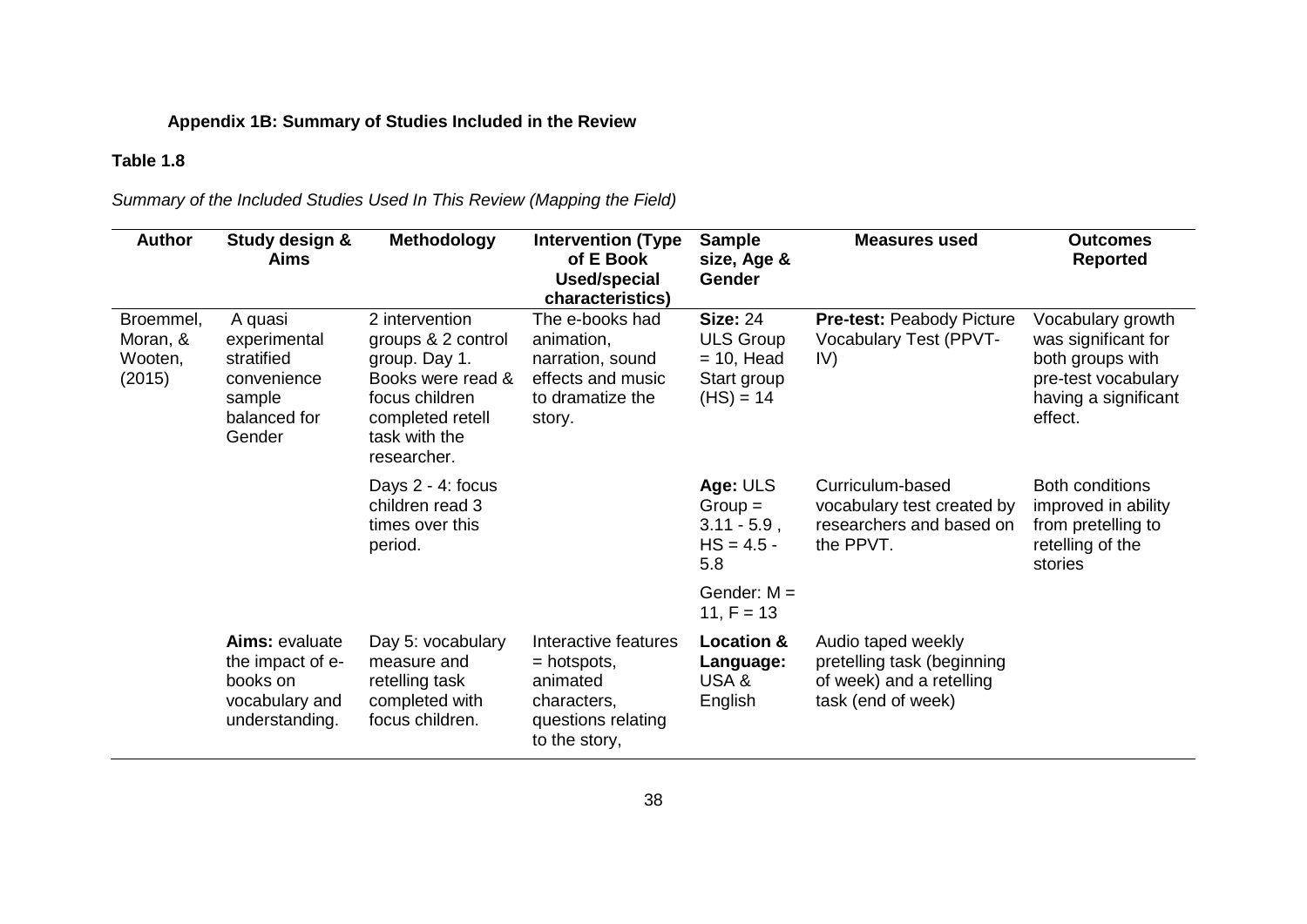**Appendix 1B: Summary of Studies Included in the Review**

**Table 1.8**

*Summary of the Included Studies Used In This Review (Mapping the Field)*

| Author | Study design & Aims | Methodology | Intervention (Type of E Book Used/special characteristics) | Sample size, Age & Gender | Measures used | Outcomes Reported |
|---|---|---|---|---|---|---|
| Broemmel, Moran, & Wooten, (2015) | A quasi experimental stratified convenience sample balanced for Gender | 2 intervention groups & 2 control group. Day 1. Books were read & focus children completed retell task with the researcher. | The e-books had animation, narration, sound effects and music to dramatize the story. | **Size:** 24 ULS Group = 10, Head Start group (HS) = 14 | **Pre-test:** Peabody Picture Vocabulary Test (PPVT-IV) | Vocabulary growth was significant for both groups with pre-test vocabulary having a significant effect. |
| | | Days 2 - 4: focus children read 3 times over this period. | | **Age:** ULS Group = 3.11 - 5.9 , HS = 4.5 - 5.8 | Curriculum-based vocabulary test created by researchers and based on the PPVT. | Both conditions improved in ability from pretelling to retelling of the stories |
| | | | | Gender: M = 11, F = 13 | | |
| | **Aims:** evaluate the impact of e-books on vocabulary and understanding. | Day 5: vocabulary measure and retelling task completed with focus children. | Interactive features = hotspots, animated characters, questions relating to the story, | **Location & Language:** USA & English | Audio taped weekly pretelling task (beginning of week) and a retelling task (end of week) | |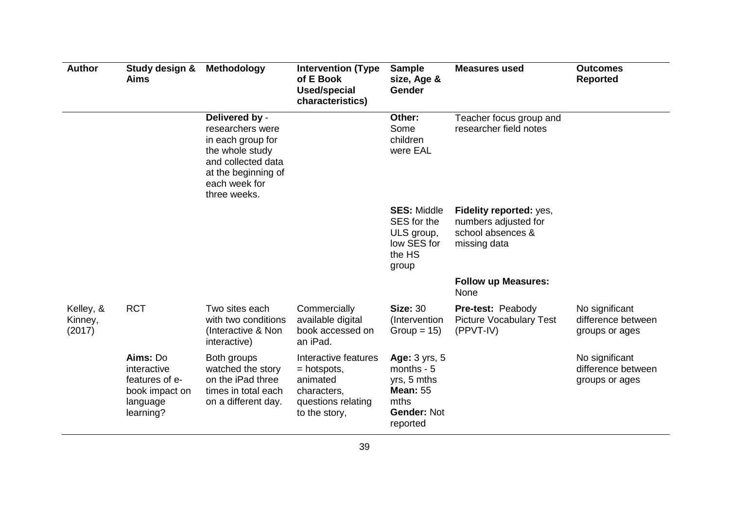| Author | Study design & Aims | Methodology | Intervention (Type of E Book Used/special characteristics) | Sample size, Age & Gender | Measures used | Outcomes Reported |
|---|---|---|---|---|---|---|
| | | **Delivered by** - researchers were in each group for the whole study and collected data at the beginning of each week for three weeks. | | **Other:** Some children were EAL | Teacher focus group and researcher field notes | |
| | | | | **SES:** Middle SES for the ULS group, low SES for the HS group | **Fidelity reported:** yes, numbers adjusted for school absences & missing data | |
| | | | | | **Follow up Measures:** None | |
| Kelley, & Kinney, (2017) | RCT | Two sites each with two conditions (Interactive & Non interactive) | Commercially available digital book accessed on an iPad. | **Size:** 30 (Intervention Group = 15) | **Pre-test:** Peabody Picture Vocabulary Test (PPVT-IV) | No significant difference between groups or ages |
| | **Aims:** Do interactive features of e-book impact on language learning? | Both groups watched the story on the iPad three times in total each on a different day. | Interactive features = hotspots, animated characters, questions relating to the story, | **Age:** 3 yrs, 5 months - 5 yrs, 5 mths **Mean:** 55 mths **Gender:** Not reported | | No significant difference between groups or ages |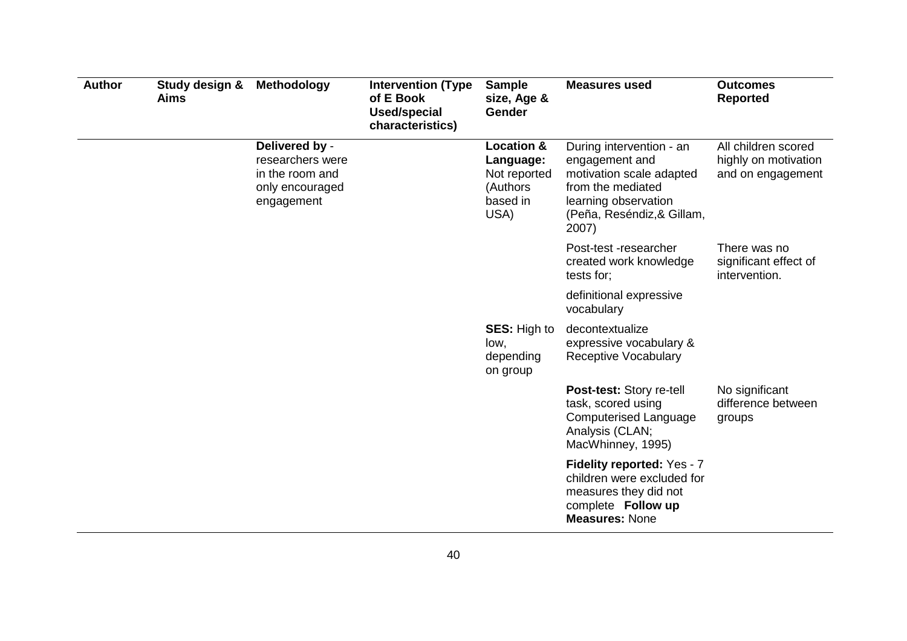| Author | Study design & Aims | Methodology | Intervention (Type of E Book Used/special characteristics) | Sample size, Age & Gender | Measures used | Outcomes Reported |
|---|---|---|---|---|---|---|
| | | **Delivered by** - researchers were in the room and only encouraged engagement | | **Location & Language:** Not reported (Authors based in USA) | During intervention - an engagement and motivation scale adapted from the mediated learning observation (Peña, Reséndiz,& Gillam, 2007) | All children scored highly on motivation and on engagement |
| | | | | | Post-test -researcher created work knowledge tests for; | There was no significant effect of intervention. |
| | | | | | definitional expressive vocabulary | |
| | | | | **SES:** High to low, depending on group | decontextualize expressive vocabulary & Receptive Vocabulary | |
| | | | | | **Post-test:** Story re-tell task, scored using Computerised Language Analysis (CLAN; MacWhinney, 1995) | No significant difference between groups |
| | | | | | **Fidelity reported:** Yes - 7 children were excluded for measures they did not complete **Follow up Measures:** None | |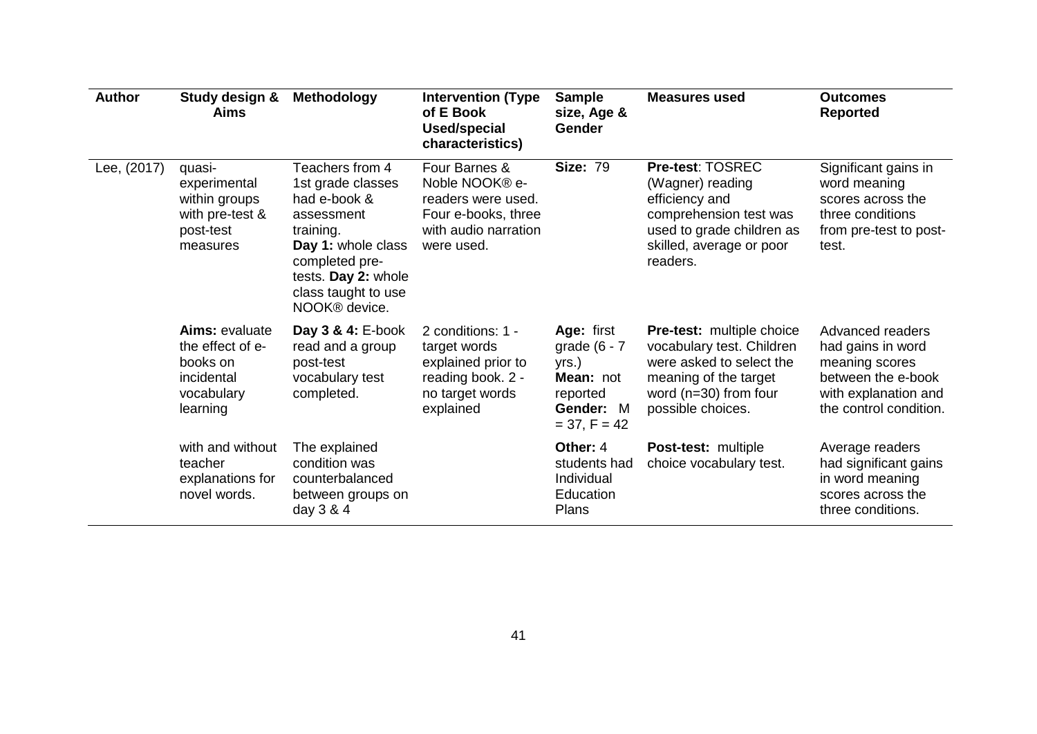| Author | Study design & Aims | Methodology | Intervention (Type of E Book Used/special characteristics) | Sample size, Age & Gender | Measures used | Outcomes Reported |
|---|---|---|---|---|---|---|
| Lee, (2017) | quasi-experimental within groups with pre-test & post-test measures | Teachers from 4 1st grade classes had e-book & assessment training. **Day 1:** whole class completed pre-tests. **Day 2:** whole class taught to use NOOK® device. | Four Barnes & Noble NOOK® e-readers were used. Four e-books, three with audio narration were used. | **Size:** 79 | **Pre-test**: TOSREC (Wagner) reading efficiency and comprehension test was used to grade children as skilled, average or poor readers. | Significant gains in word meaning scores across the three conditions from pre-test to post-test. |
| | **Aims:** evaluate the effect of e-books on incidental vocabulary learning | **Day 3 & 4:** E-book read and a group post-test vocabulary test completed. | 2 conditions: 1 - target words explained prior to reading book. 2 - no target words explained | **Age:** first grade (6 - 7 yrs.) **Mean:** not reported **Gender:** M = 37, F = 42 | **Pre-test:** multiple choice vocabulary test. Children were asked to select the meaning of the target word (n=30) from four possible choices. | Advanced readers had gains in word meaning scores between the e-book with explanation and the control condition. |
| | with and without teacher explanations for novel words. | The explained condition was counterbalanced between groups on day 3 & 4 | | **Other:** 4 students had Individual Education Plans | **Post-test:** multiple choice vocabulary test. | Average readers had significant gains in word meaning scores across the three conditions. |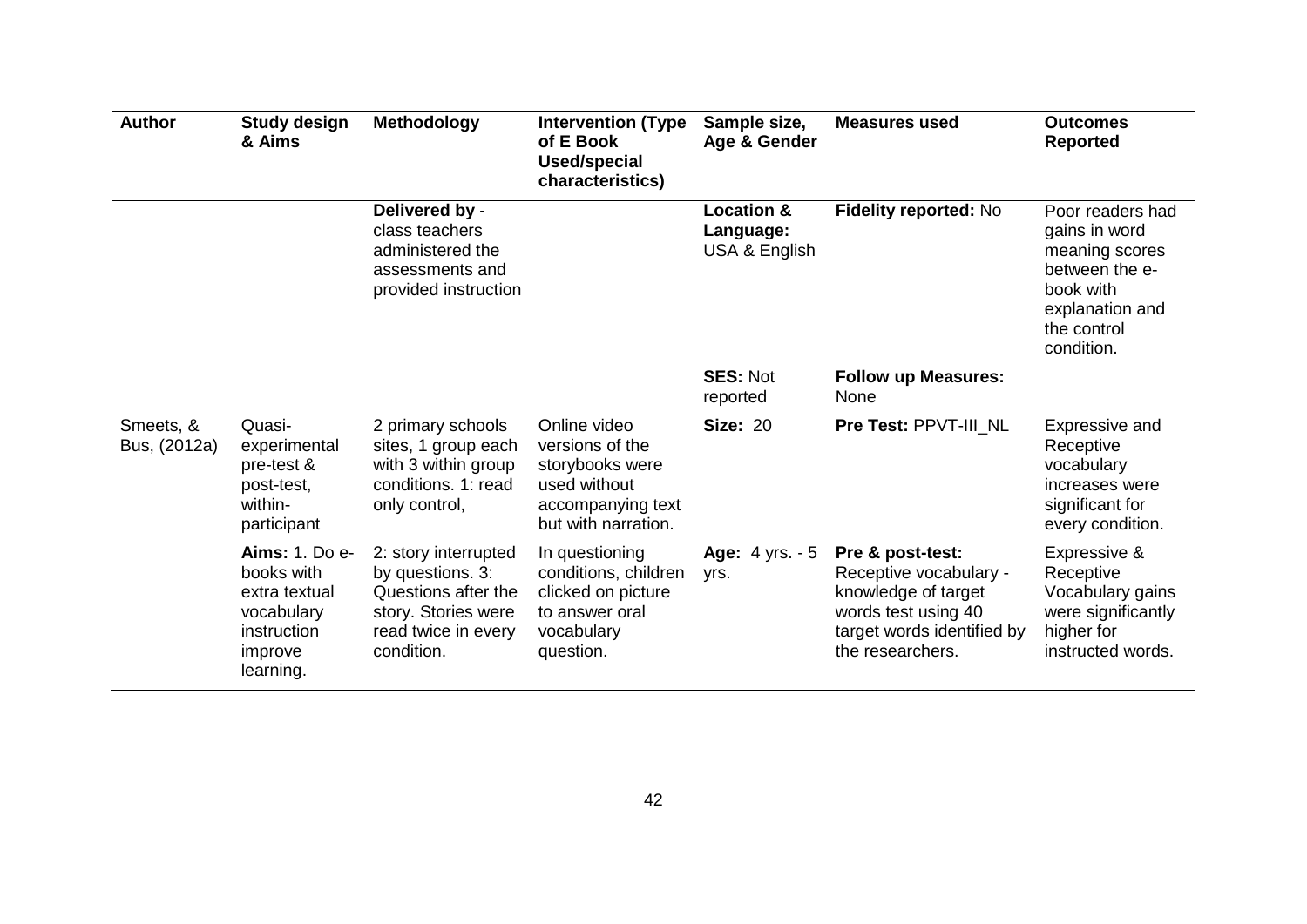| Author | Study design & Aims | Methodology | Intervention (Type of E Book Used/special characteristics) | Sample size, Age & Gender | Measures used | Outcomes Reported |
|---|---|---|---|---|---|---|
| | | **Delivered by** - class teachers administered the assessments and provided instruction | | **Location & Language:** USA & English | **Fidelity reported:** No | Poor readers had gains in word meaning scores between the e-book with explanation and the control condition. |
| | | | | **SES:** Not reported | **Follow up Measures:** None | |
| Smeets, & Bus, (2012a) | Quasi-experimental pre-test & post-test, within-participant | 2 primary schools sites, 1 group each with 3 within group conditions. 1: read only control, | Online video versions of the storybooks were used without accompanying text but with narration. | **Size:** 20 | **Pre Test:** PPVT-III_NL | Expressive and Receptive vocabulary increases were significant for every condition. |
| | **Aims:** 1. Do e-books with extra textual vocabulary instruction improve learning. | 2: story interrupted by questions. 3: Questions after the story. Stories were read twice in every condition. | In questioning conditions, children clicked on picture to answer oral vocabulary question. | **Age:** 4 yrs. - 5 yrs. | **Pre & post-test:** Receptive vocabulary - knowledge of target words test using 40 target words identified by the researchers. | Expressive & Receptive Vocabulary gains were significantly higher for instructed words. |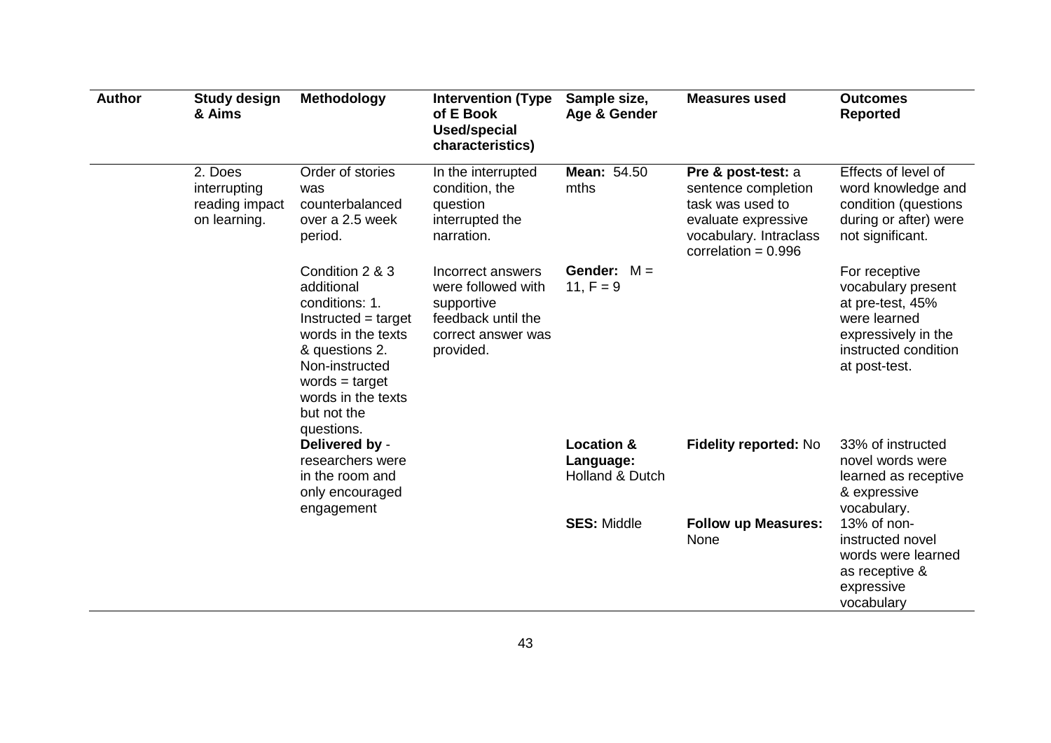| Author | Study design & Aims | Methodology | Intervention (Type of E Book Used/special characteristics) | Sample size, Age & Gender | Measures used | Outcomes Reported |
|---|---|---|---|---|---|---|
| | 2. Does interrupting reading impact on learning. | Order of stories was counterbalanced over a 2.5 week period. | In the interrupted condition, the question interrupted the narration. | **Mean:** 54.50 mths | **Pre & post-test:** a sentence completion task was used to evaluate expressive vocabulary. Intraclass correlation = 0.996 | Effects of level of word knowledge and condition (questions during or after) were not significant. |
| | | Condition 2 & 3 additional conditions: 1. Instructed = target words in the texts & questions 2. Non-instructed words = target words in the texts but not the questions. | Incorrect answers were followed with supportive feedback until the correct answer was provided. | **Gender:** M = 11, F = 9 | | For receptive vocabulary present at pre-test, 45% were learned expressively in the instructed condition at post-test. |
| | | **Delivered by** - researchers were in the room and only encouraged engagement | | **Location & Language:** Holland & Dutch | **Fidelity reported:** No | 33% of instructed novel words were learned as receptive & expressive vocabulary. |
| | | | | **SES:** Middle | **Follow up Measures:** None | 13% of non-instructed novel words were learned as receptive & expressive vocabulary |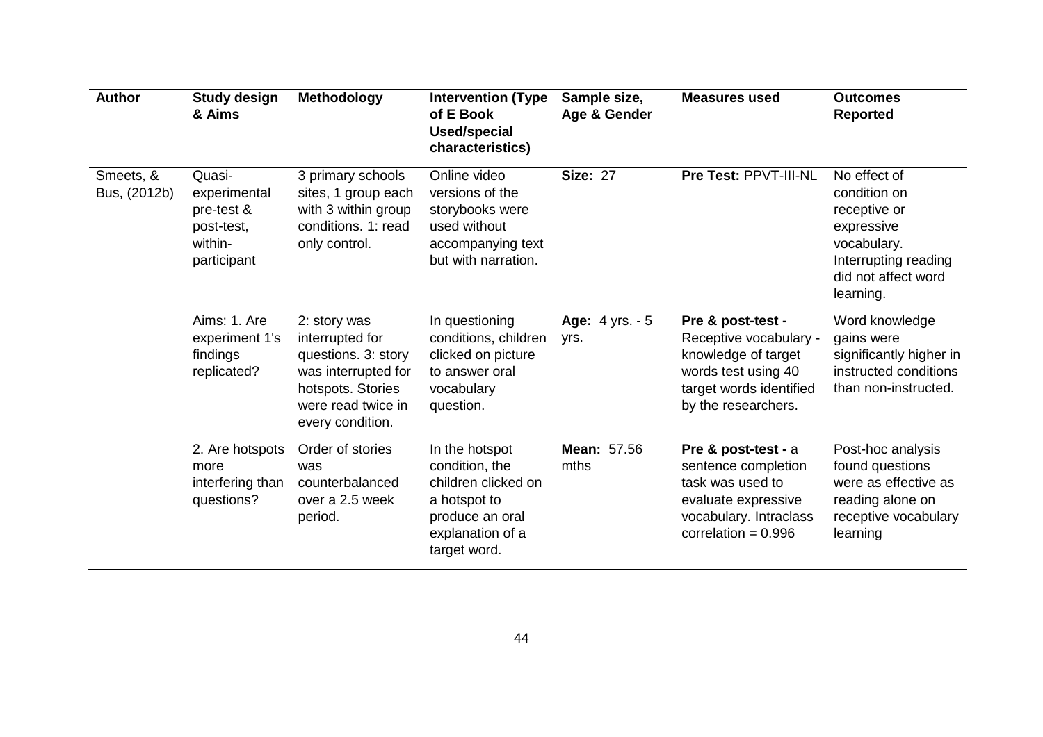| **Author** | **Study design & Aims** | **Methodology** | **Intervention (Type of E Book Used/special characteristics)** | **Sample size, Age & Gender** | **Measures used** | **Outcomes Reported** |
|---|---|---|---|---|---|---|
| Smeets, & Bus, (2012b) | Quasi-experimental pre-test & post-test, within-participant | 3 primary schools sites, 1 group each with 3 within group conditions. 1: read only control. | Online video versions of the storybooks were used without accompanying text but with narration. | **Size:** 27 | **Pre Test:** PPVT-III-NL | No effect of condition on receptive or expressive vocabulary. Interrupting reading did not affect word learning. |
| | Aims: 1. Are experiment 1's findings replicated? | 2: story was interrupted for questions. 3: story was interrupted for hotspots. Stories were read twice in every condition. | In questioning conditions, children clicked on picture to answer oral vocabulary question. | **Age:** 4 yrs. - 5 yrs. | **Pre & post-test -** Receptive vocabulary - knowledge of target words test using 40 target words identified by the researchers. | Word knowledge gains were significantly higher in instructed conditions than non-instructed. |
| | 2. Are hotspots more interfering than questions? | Order of stories was counterbalanced over a 2.5 week period. | In the hotspot condition, the children clicked on a hotspot to produce an oral explanation of a target word. | **Mean:** 57.56 mths | **Pre & post-test -** a sentence completion task was used to evaluate expressive vocabulary. Intraclass correlation = 0.996 | Post-hoc analysis found questions were as effective as reading alone on receptive vocabulary learning |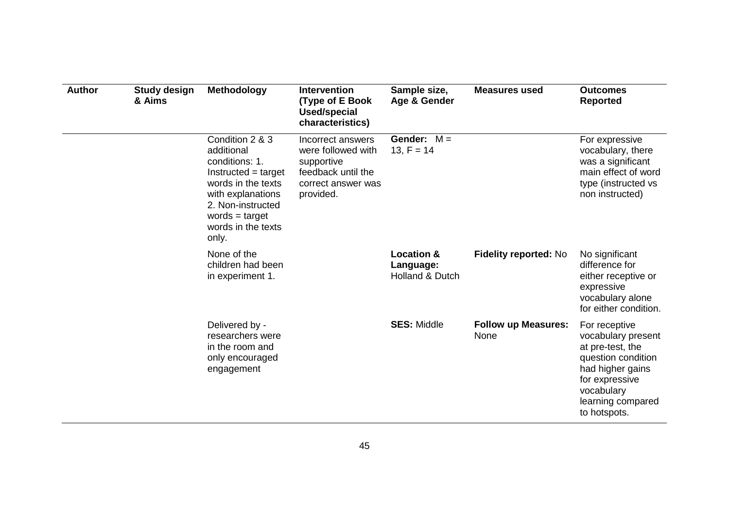| Author | Study design & Aims | Methodology | Intervention (Type of E Book Used/special characteristics) | Sample size, Age & Gender | Measures used | Outcomes Reported |
|---|---|---|---|---|---|---|
| | | Condition 2 & 3 additional conditions: 1. Instructed = target words in the texts with explanations 2. Non-instructed words = target words in the texts only. | Incorrect answers were followed with supportive feedback until the correct answer was provided. | **Gender:** M = 13, F = 14 | | For expressive vocabulary, there was a significant main effect of word type (instructed vs non instructed) |
| | | None of the children had been in experiment 1. | | **Location & Language:** Holland & Dutch | **Fidelity reported:** No | No significant difference for either receptive or expressive vocabulary alone for either condition. |
| | | Delivered by - researchers were in the room and only encouraged engagement | | **SES:** Middle | **Follow up Measures:** None | For receptive vocabulary present at pre-test, the question condition had higher gains for expressive vocabulary learning compared to hotspots. |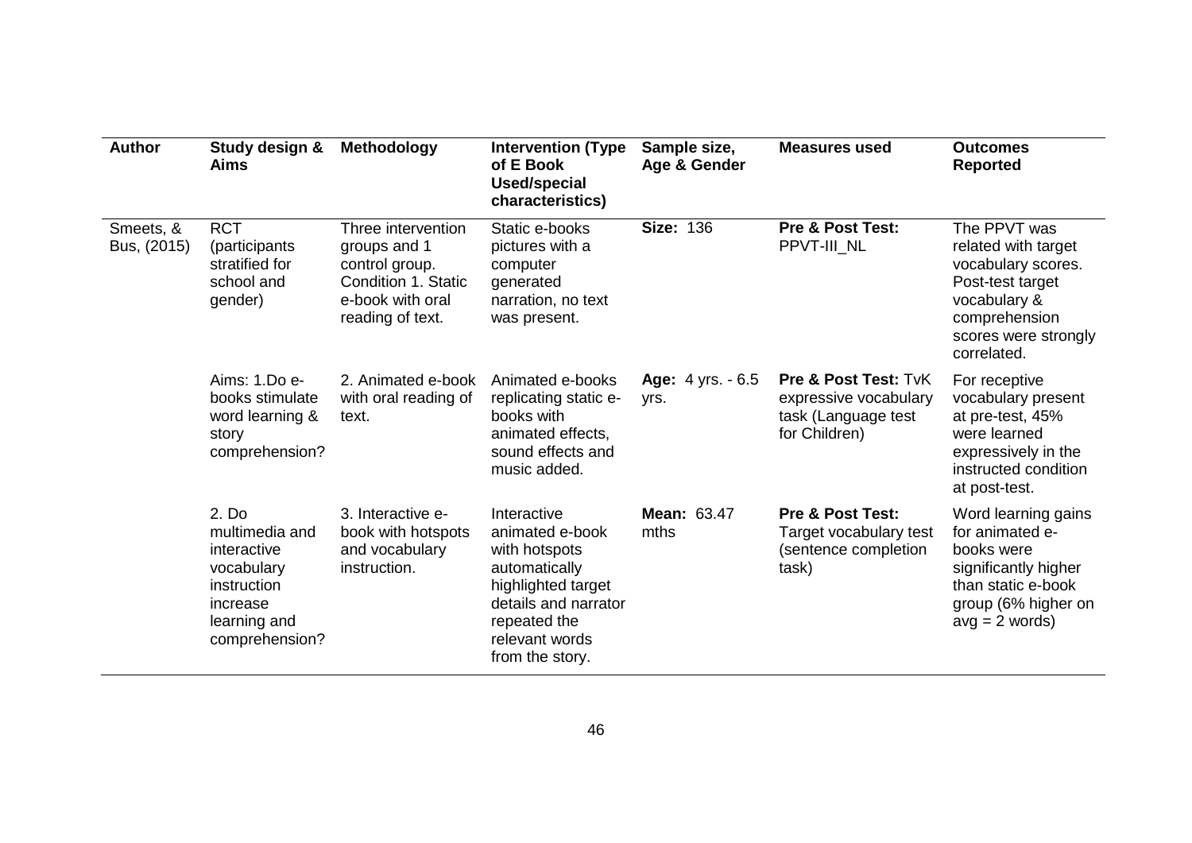| Author | Study design & Aims | Methodology | Intervention (Type of E Book Used/special characteristics) | Sample size, Age & Gender | Measures used | Outcomes Reported |
|---|---|---|---|---|---|---|
| Smeets, & Bus, (2015) | RCT (participants stratified for school and gender) | Three intervention groups and 1 control group. Condition 1. Static e-book with oral reading of text. | Static e-books pictures with a computer generated narration, no text was present. | **Size:** 136 | **Pre & Post Test:** PPVT-III_NL | The PPVT was related with target vocabulary scores. Post-test target vocabulary & comprehension scores were strongly correlated. |
| | Aims: 1.Do e-books stimulate word learning & story comprehension? | 2. Animated e-book with oral reading of text. | Animated e-books replicating static e-books with animated effects, sound effects and music added. | **Age:** 4 yrs. - 6.5 yrs. | **Pre & Post Test:** TvK expressive vocabulary task (Language test for Children) | For receptive vocabulary present at pre-test, 45% were learned expressively in the instructed condition at post-test. |
| | 2. Do multimedia and interactive vocabulary instruction increase learning and comprehension? | 3. Interactive e-book with hotspots and vocabulary instruction. | Interactive animated e-book with hotspots automatically highlighted target details and narrator repeated the relevant words from the story. | **Mean:** 63.47 mths | **Pre & Post Test:** Target vocabulary test (sentence completion task) | Word learning gains for animated e-books were significantly higher than static e-book group (6% higher on avg = 2 words) |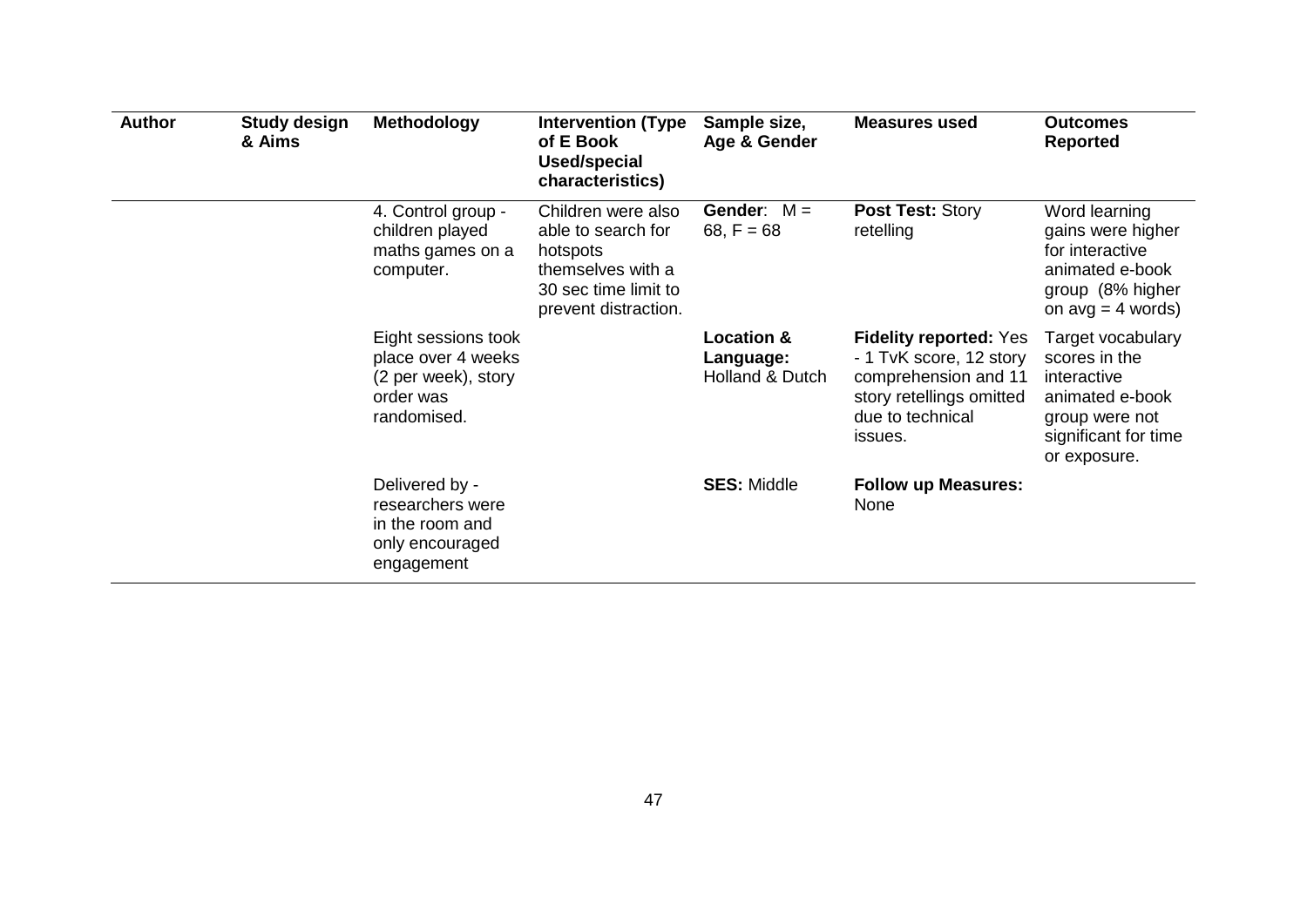| Author | Study design & Aims | Methodology | Intervention (Type of E Book Used/special characteristics) | Sample size, Age & Gender | Measures used | Outcomes Reported |
|---|---|---|---|---|---|---|
| | | 4. Control group - children played maths games on a computer. | Children were also able to search for hotspots themselves with a 30 sec time limit to prevent distraction. | **Gender**: M = 68, F = 68 | **Post Test:** Story retelling | Word learning gains were higher for interactive animated e-book group (8% higher on avg = 4 words) |
| | | Eight sessions took place over 4 weeks (2 per week), story order was randomised. | | **Location & Language:** Holland & Dutch | **Fidelity reported:** Yes - 1 TvK score, 12 story comprehension and 11 story retellings omitted due to technical issues. | Target vocabulary scores in the interactive animated e-book group were not significant for time or exposure. |
| | | Delivered by - researchers were in the room and only encouraged engagement | | **SES:** Middle | **Follow up Measures:** None | |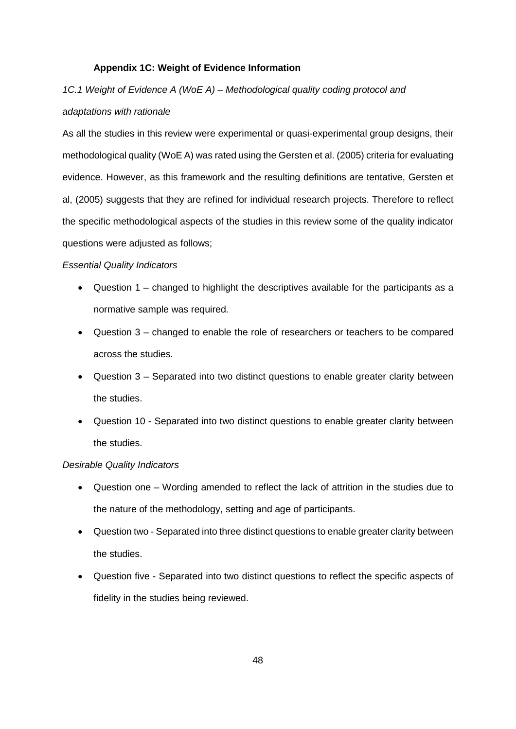### Appendix 1C: Weight of Evidence Information

*1C.1 Weight of Evidence A (WoE A) – Methodological quality coding protocol and adaptations with rationale*

As all the studies in this review were experimental or quasi-experimental group designs, their methodological quality (WoE A) was rated using the Gersten et al. (2005) criteria for evaluating evidence. However, as this framework and the resulting definitions are tentative, Gersten et al, (2005) suggests that they are refined for individual research projects. Therefore to reflect the specific methodological aspects of the studies in this review some of the quality indicator questions were adjusted as follows;

*Essential Quality Indicators*

- Question 1 – changed to highlight the descriptives available for the participants as a normative sample was required.
- Question 3 – changed to enable the role of researchers or teachers to be compared across the studies.
- Question 3 – Separated into two distinct questions to enable greater clarity between the studies.
- Question 10 - Separated into two distinct questions to enable greater clarity between the studies.

*Desirable Quality Indicators*

- Question one – Wording amended to reflect the lack of attrition in the studies due to the nature of the methodology, setting and age of participants.
- Question two - Separated into three distinct questions to enable greater clarity between the studies.
- Question five - Separated into two distinct questions to reflect the specific aspects of fidelity in the studies being reviewed.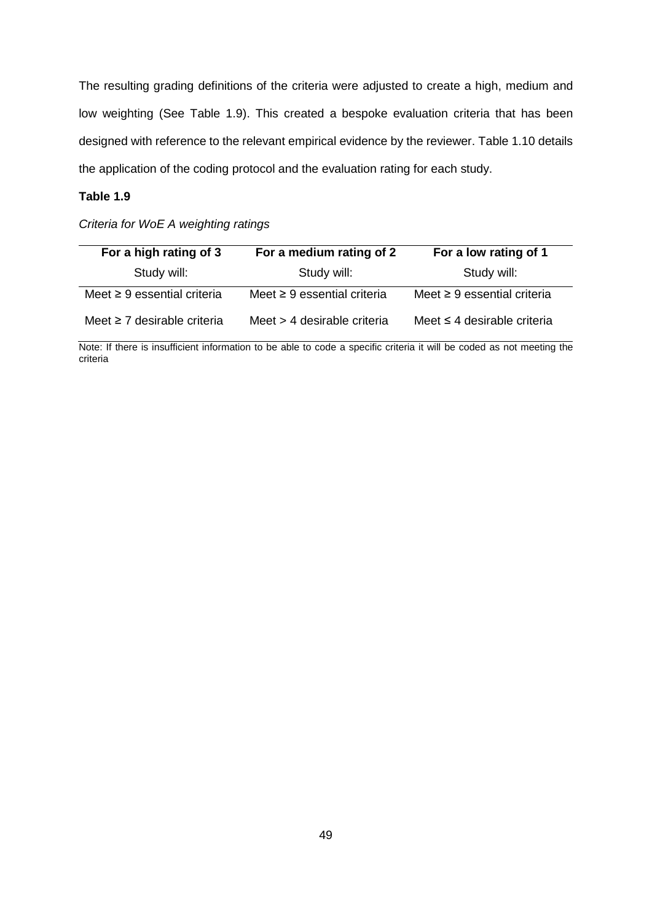The resulting grading definitions of the criteria were adjusted to create a high, medium and low weighting (See Table 1.9). This created a bespoke evaluation criteria that has been designed with reference to the relevant empirical evidence by the reviewer. Table 1.10 details the application of the coding protocol and the evaluation rating for each study.

**Table 1.9**

*Criteria for WoE A weighting ratings*

| **For a high rating of 3** | **For a medium rating of 2** | **For a low rating of 1** |
|---|---|---|
| Study will: | Study will: | Study will: |
| Meet ≥ 9 essential criteria | Meet ≥ 9 essential criteria | Meet ≥ 9 essential criteria |
| Meet ≥ 7 desirable criteria | Meet > 4 desirable criteria | Meet ≤ 4 desirable criteria |

Note: If there is insufficient information to be able to code a specific criteria it will be coded as not meeting the criteria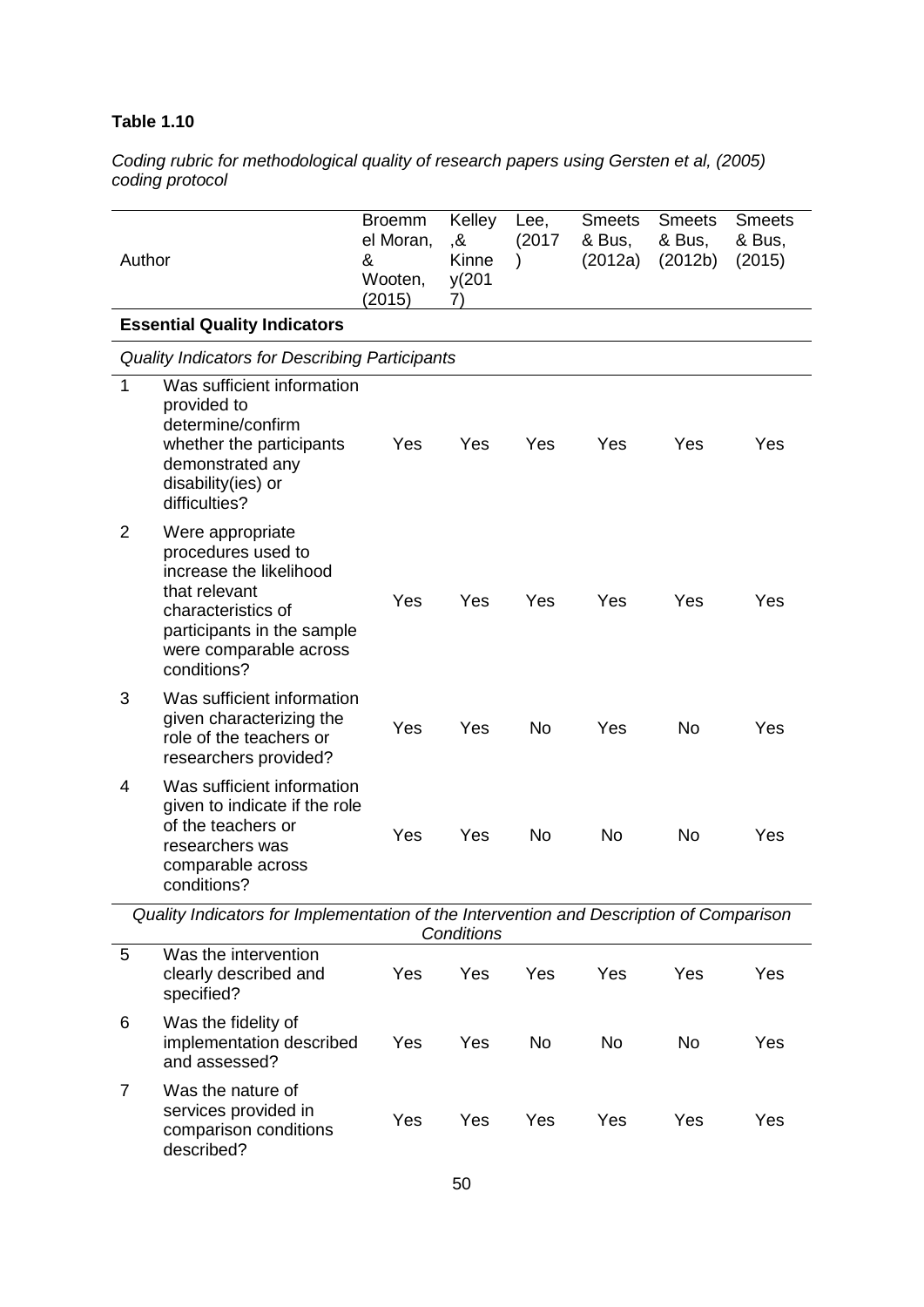**Table 1.10**

*Coding rubric for methodological quality of research papers using Gersten et al, (2005) coding protocol*

| | Author | Broemmel Moran, & Wooten, (2015) | Kelley ,& Kinney(2017) | Lee, (2017) | Smeets & Bus, (2012a) | Smeets & Bus, (2012b) | Smeets & Bus, (2015) |
|---|---|---|---|---|---|---|---|
| | **Essential Quality Indicators** | | | | | | |
| | *Quality Indicators for Describing Participants* | | | | | | |
| 1 | Was sufficient information provided to determine/confirm whether the participants demonstrated any disability(ies) or difficulties? | Yes | Yes | Yes | Yes | Yes | Yes |
| 2 | Were appropriate procedures used to increase the likelihood that relevant characteristics of participants in the sample were comparable across conditions? | Yes | Yes | Yes | Yes | Yes | Yes |
| 3 | Was sufficient information given characterizing the role of the teachers or researchers provided? | Yes | Yes | No | Yes | No | Yes |
| 4 | Was sufficient information given to indicate if the role of the teachers or researchers was comparable across conditions? | Yes | Yes | No | No | No | Yes |
| | *Quality Indicators for Implementation of the Intervention and Description of Comparison Conditions* | | | | | | |
| 5 | Was the intervention clearly described and specified? | Yes | Yes | Yes | Yes | Yes | Yes |
| 6 | Was the fidelity of implementation described and assessed? | Yes | Yes | No | No | No | Yes |
| 7 | Was the nature of services provided in comparison conditions described? | Yes | Yes | Yes | Yes | Yes | Yes |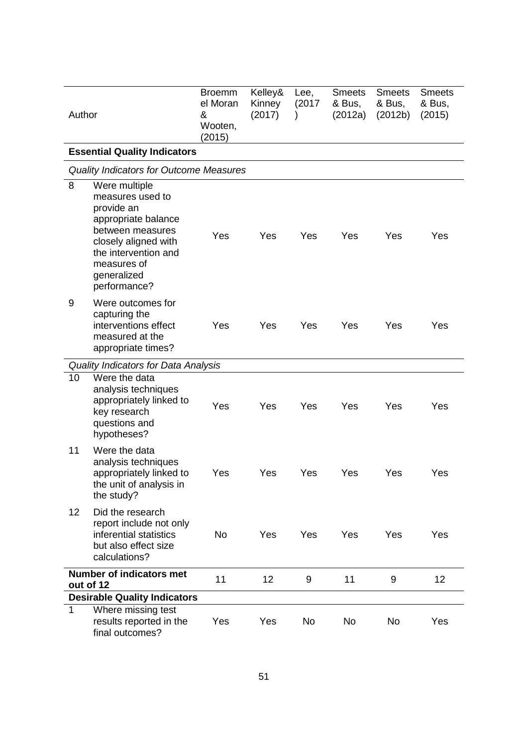| Author | | Broemmel Moran & Wooten, (2015) | Kelley& Kinney (2017) | Lee, (2017) | Smeets & Bus, (2012a) | Smeets & Bus, (2012b) | Smeets & Bus, (2015) |
|---|---|---|---|---|---|---|---|
| **Essential Quality Indicators** | | | | | | | |
| *Quality Indicators for Outcome Measures* | | | | | | | |
| 8 | Were multiple measures used to provide an appropriate balance between measures closely aligned with the intervention and measures of generalized performance? | Yes | Yes | Yes | Yes | Yes | Yes |
| 9 | Were outcomes for capturing the interventions effect measured at the appropriate times? | Yes | Yes | Yes | Yes | Yes | Yes |
| *Quality Indicators for Data Analysis* | | | | | | | |
| 10 | Were the data analysis techniques appropriately linked to key research questions and hypotheses? | Yes | Yes | Yes | Yes | Yes | Yes |
| 11 | Were the data analysis techniques appropriately linked to the unit of analysis in the study? | Yes | Yes | Yes | Yes | Yes | Yes |
| 12 | Did the research report include not only inferential statistics but also effect size calculations? | No | Yes | Yes | Yes | Yes | Yes |
| **Number of indicators met out of 12** | | 11 | 12 | 9 | 11 | 9 | 12 |
| **Desirable Quality Indicators** | | | | | | | |
| 1 | Where missing test results reported in the final outcomes? | Yes | Yes | No | No | No | Yes |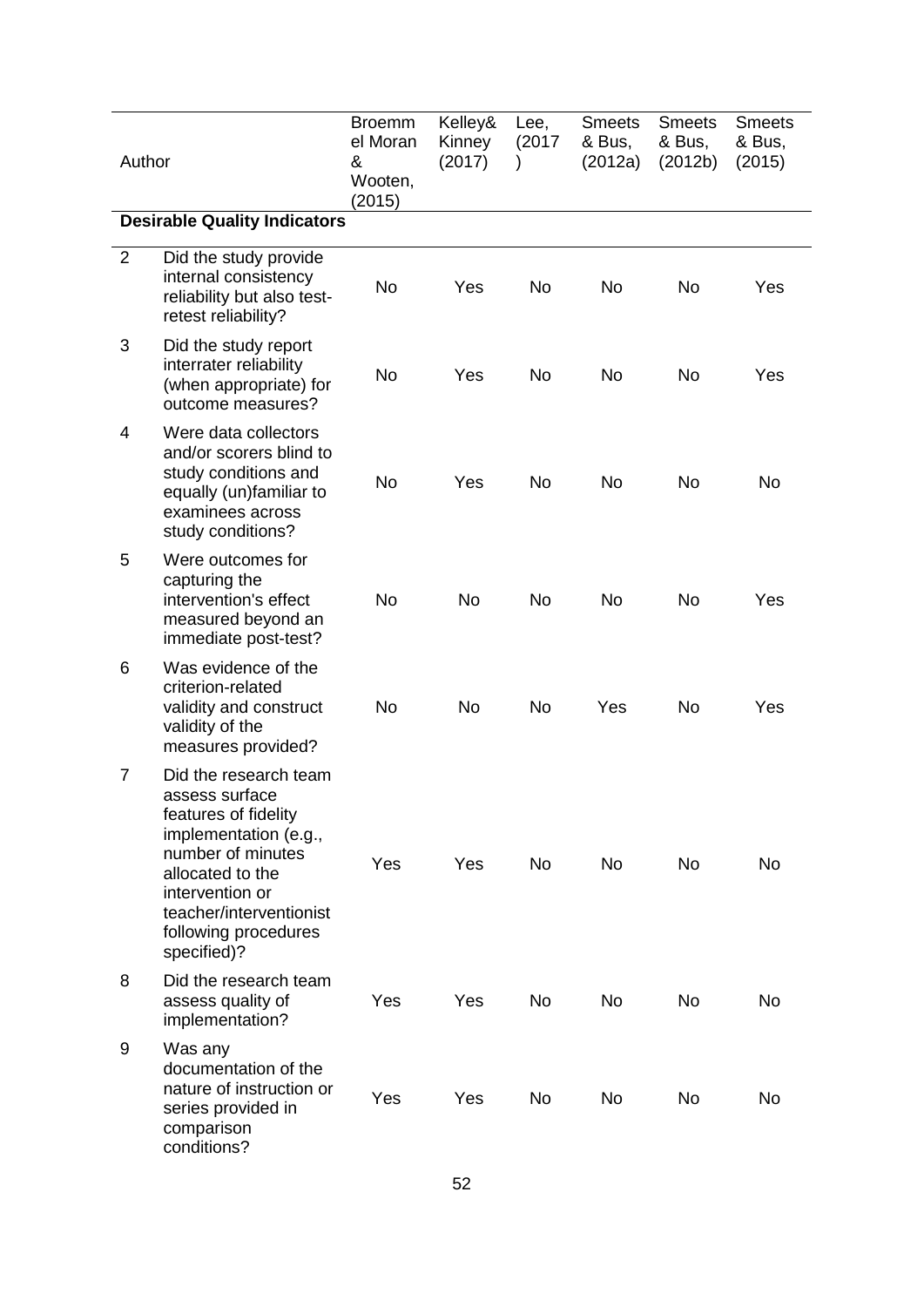| Author | | Broemmel Moran & Wooten, (2015) | Kelley& Kinney (2017) | Lee, (2017) | Smeets & Bus, (2012a) | Smeets & Bus, (2012b) | Smeets & Bus, (2015) |
|---|---|---|---|---|---|---|---|
| **Desirable Quality Indicators** | | | | | | | |
| 2 | Did the study provide internal consistency reliability but also test-retest reliability? | No | Yes | No | No | No | Yes |
| 3 | Did the study report interrater reliability (when appropriate) for outcome measures? | No | Yes | No | No | No | Yes |
| 4 | Were data collectors and/or scorers blind to study conditions and equally (un)familiar to examinees across study conditions? | No | Yes | No | No | No | No |
| 5 | Were outcomes for capturing the intervention's effect measured beyond an immediate post-test? | No | No | No | No | No | Yes |
| 6 | Was evidence of the criterion-related validity and construct validity of the measures provided? | No | No | No | Yes | No | Yes |
| 7 | Did the research team assess surface features of fidelity implementation (e.g., number of minutes allocated to the intervention or teacher/interventionist following procedures specified)? | Yes | Yes | No | No | No | No |
| 8 | Did the research team assess quality of implementation? | Yes | Yes | No | No | No | No |
| 9 | Was any documentation of the nature of instruction or series provided in comparison conditions? | Yes | Yes | No | No | No | No |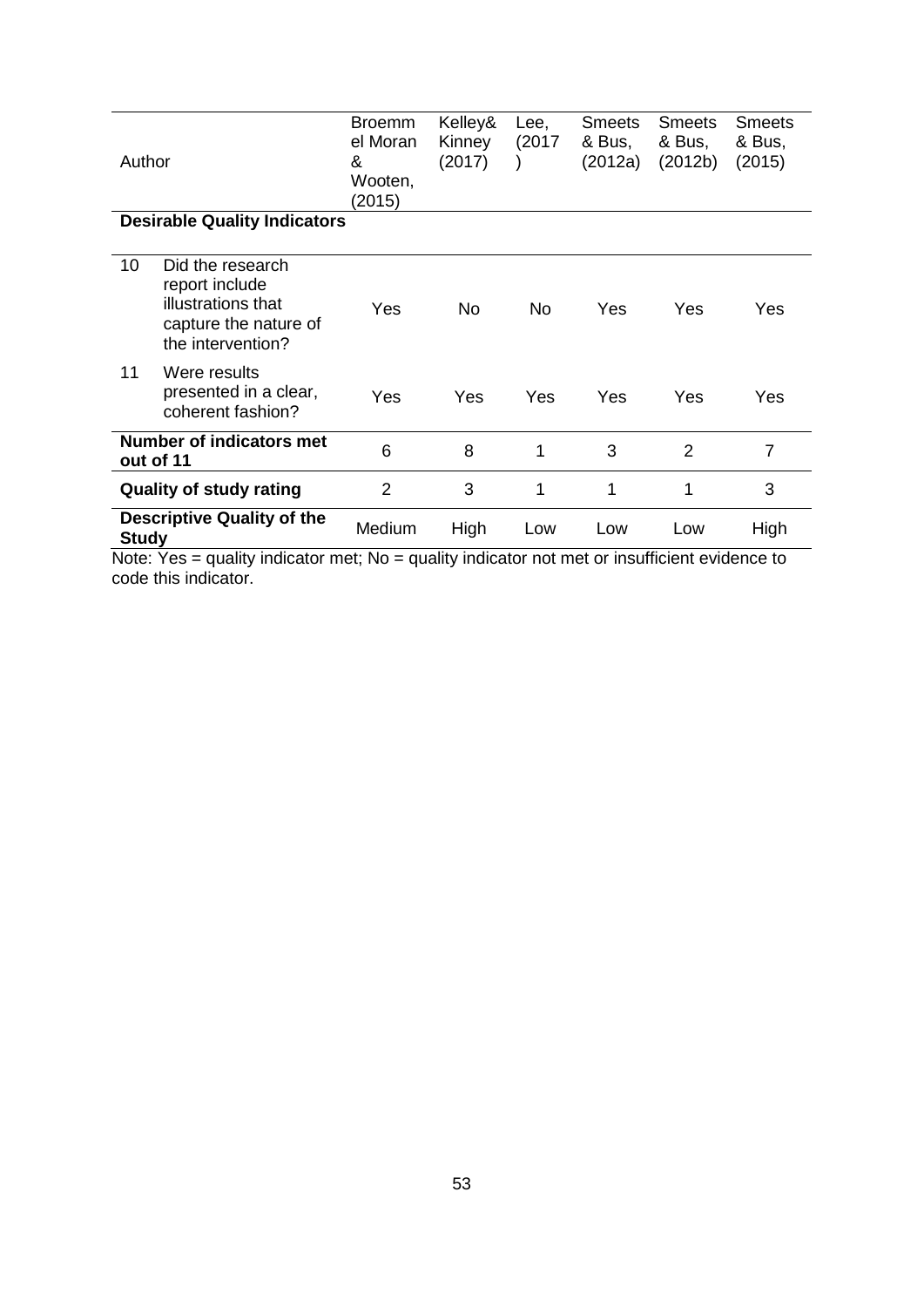| Author | | Broemmel Moran & Wooten, (2015) | Kelley& Kinney (2017) | Lee, (2017) | Smeets & Bus, (2012a) | Smeets & Bus, (2012b) | Smeets & Bus, (2015) |
|---|---|---|---|---|---|---|---|
| **Desirable Quality Indicators** | | | | | | | |
| 10 | Did the research report include illustrations that capture the nature of the intervention? | Yes | No | No | Yes | Yes | Yes |
| 11 | Were results presented in a clear, coherent fashion? | Yes | Yes | Yes | Yes | Yes | Yes |
| **Number of indicators met out of 11** | | 6 | 8 | 1 | 3 | 2 | 7 |
| **Quality of study rating** | | 2 | 3 | 1 | 1 | 1 | 3 |
| **Descriptive Quality of the Study** | | Medium | High | Low | Low | Low | High |

Note: Yes = quality indicator met; No = quality indicator not met or insufficient evidence to code this indicator.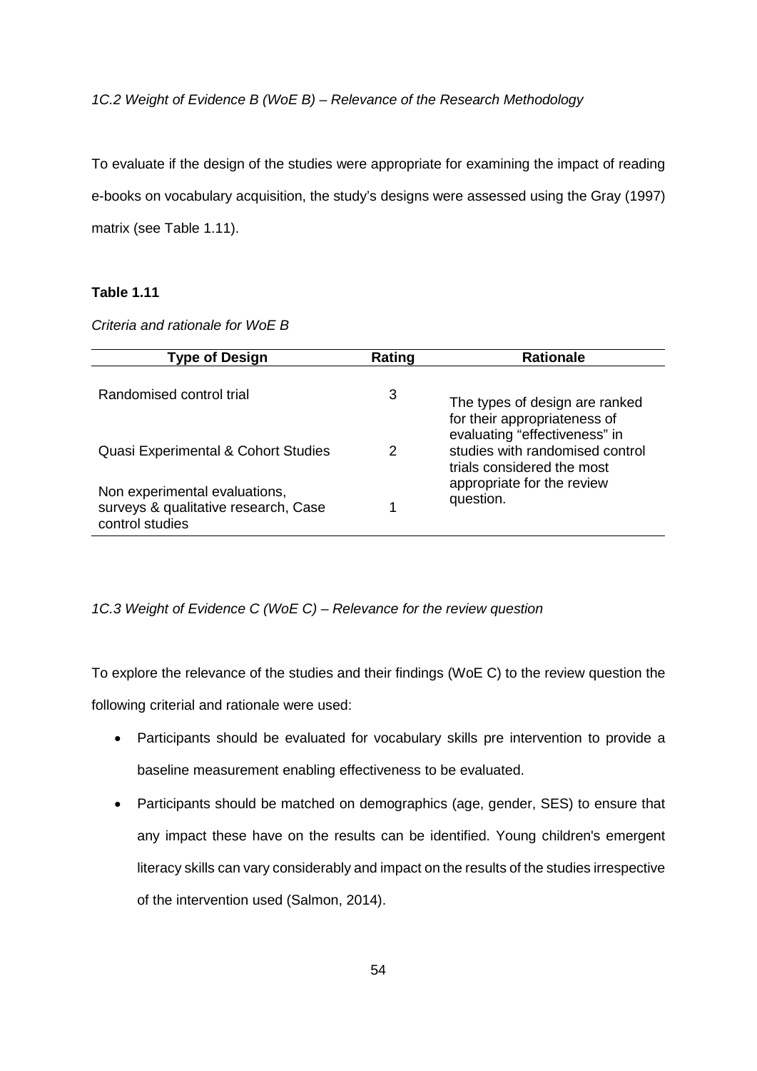*1C.2 Weight of Evidence B (WoE B) – Relevance of the Research Methodology*

To evaluate if the design of the studies were appropriate for examining the impact of reading e-books on vocabulary acquisition, the study's designs were assessed using the Gray (1997) matrix (see Table 1.11).

**Table 1.11**

*Criteria and rationale for WoE B*

| Type of Design | Rating | Rationale |
|---|---|---|
| Randomised control trial | 3 | The types of design are ranked for their appropriateness of evaluating "effectiveness" in studies with randomised control trials considered the most appropriate for the review question. |
| Quasi Experimental & Cohort Studies | 2 | |
| Non experimental evaluations, surveys & qualitative research, Case control studies | 1 | |

*1C.3 Weight of Evidence C (WoE C) – Relevance for the review question*

To explore the relevance of the studies and their findings (WoE C) to the review question the following criterial and rationale were used:

- Participants should be evaluated for vocabulary skills pre intervention to provide a baseline measurement enabling effectiveness to be evaluated.
- Participants should be matched on demographics (age, gender, SES) to ensure that any impact these have on the results can be identified. Young children's emergent literacy skills can vary considerably and impact on the results of the studies irrespective of the intervention used (Salmon, 2014).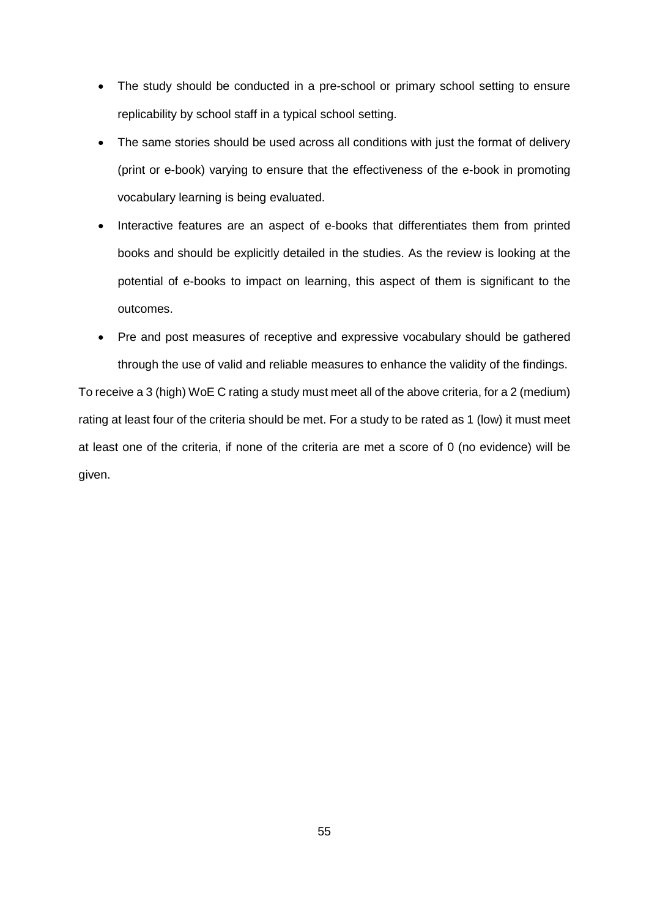- The study should be conducted in a pre-school or primary school setting to ensure replicability by school staff in a typical school setting.
- The same stories should be used across all conditions with just the format of delivery (print or e-book) varying to ensure that the effectiveness of the e-book in promoting vocabulary learning is being evaluated.
- Interactive features are an aspect of e-books that differentiates them from printed books and should be explicitly detailed in the studies. As the review is looking at the potential of e-books to impact on learning, this aspect of them is significant to the outcomes.
- Pre and post measures of receptive and expressive vocabulary should be gathered through the use of valid and reliable measures to enhance the validity of the findings.

To receive a 3 (high) WoE C rating a study must meet all of the above criteria, for a 2 (medium) rating at least four of the criteria should be met. For a study to be rated as 1 (low) it must meet at least one of the criteria, if none of the criteria are met a score of 0 (no evidence) will be given.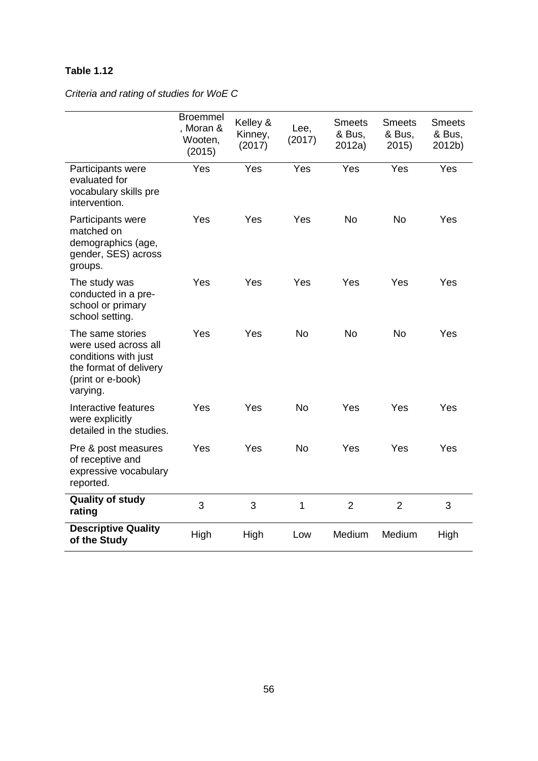**Table 1.12**

*Criteria and rating of studies for WoE C*

| | Broemmel , Moran & Wooten, (2015) | Kelley & Kinney, (2017) | Lee, (2017) | Smeets & Bus, 2012a) | Smeets & Bus, 2015) | Smeets & Bus, 2012b) |
|---|---|---|---|---|---|---|
| Participants were evaluated for vocabulary skills pre intervention. | Yes | Yes | Yes | Yes | Yes | Yes |
| Participants were matched on demographics (age, gender, SES) across groups. | Yes | Yes | Yes | No | No | Yes |
| The study was conducted in a pre-school or primary school setting. | Yes | Yes | Yes | Yes | Yes | Yes |
| The same stories were used across all conditions with just the format of delivery (print or e-book) varying. | Yes | Yes | No | No | No | Yes |
| Interactive features were explicitly detailed in the studies. | Yes | Yes | No | Yes | Yes | Yes |
| Pre & post measures of receptive and expressive vocabulary reported. | Yes | Yes | No | Yes | Yes | Yes |
| **Quality of study rating** | 3 | 3 | 1 | 2 | 2 | 3 |
| **Descriptive Quality of the Study** | High | High | Low | Medium | Medium | High |